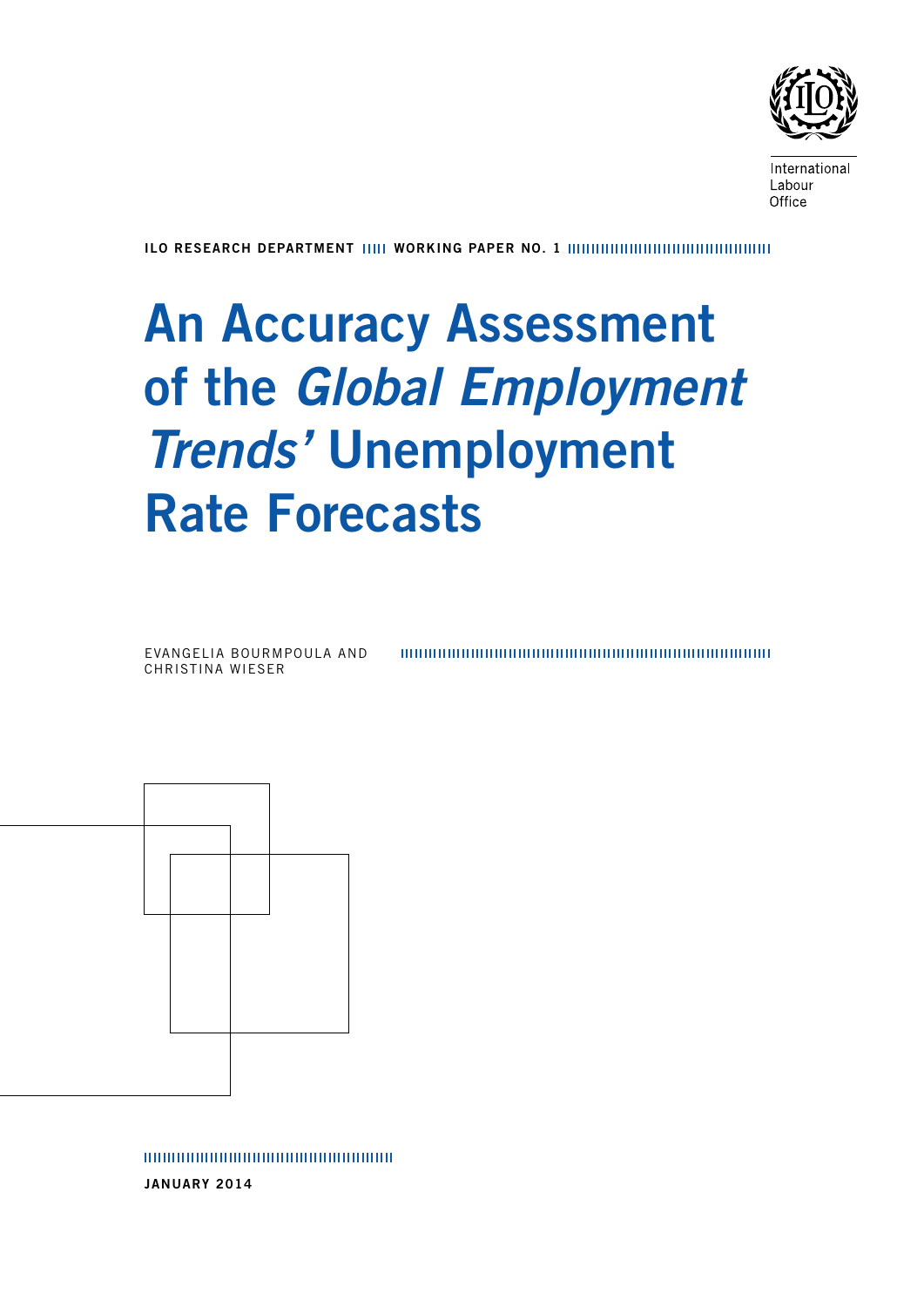International Labour Office

**ILO RESEARCH DEPARTMENT** | **WORKING PAPER NO. 1**

# An Accuracy Assessment of the *Global Employment Trends'* Unemployment Rate Forecasts

EVANGELIA BOURMPOULA AND CHRISTINA WIESER

**JANUARY 2014**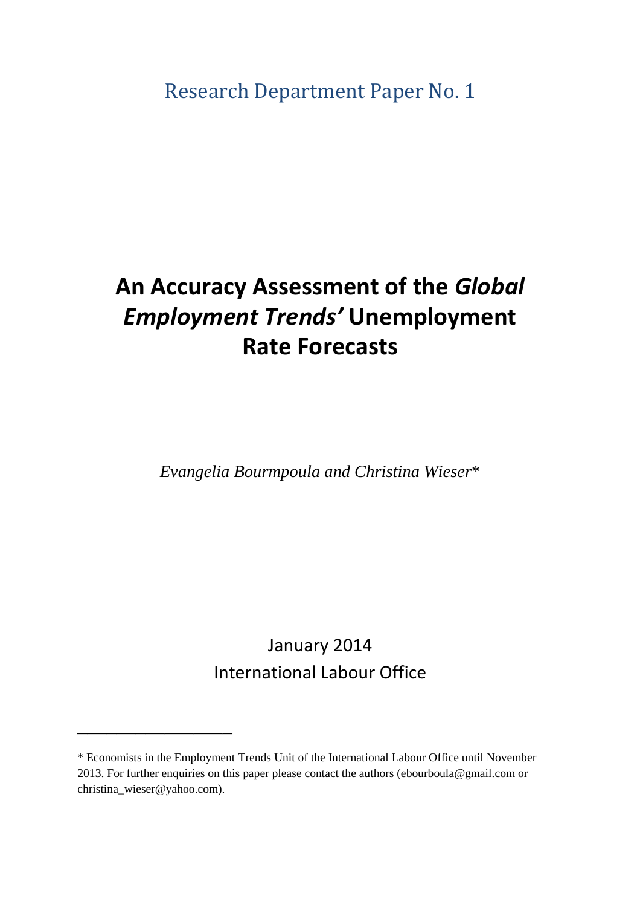Research Department Paper No. 1

# An Accuracy Assessment of the *Global Employment Trends'* Unemployment Rate Forecasts

*Evangelia Bourmpoula and Christina Wieser\**

January 2014

International Labour Office

---

\* Economists in the Employment Trends Unit of the International Labour Office until November 2013. For further enquiries on this paper please contact the authors (ebourboula@gmail.com or christina_wieser@yahoo.com).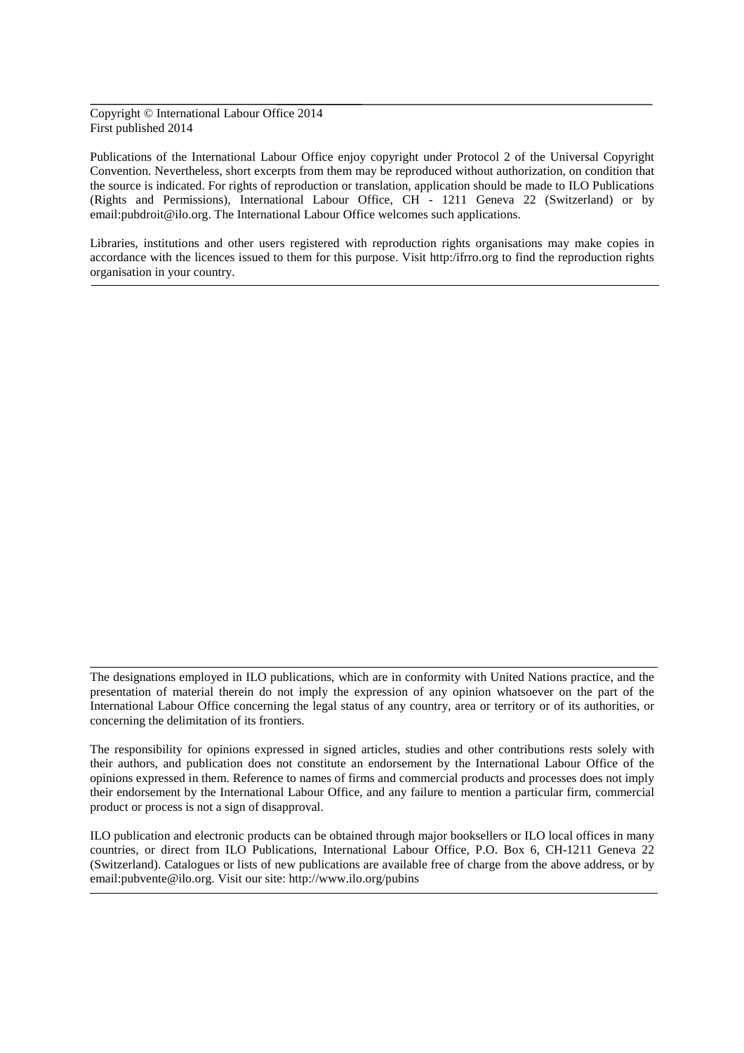Copyright © International Labour Office 2014
First published 2014

Publications of the International Labour Office enjoy copyright under Protocol 2 of the Universal Copyright Convention. Nevertheless, short excerpts from them may be reproduced without authorization, on condition that the source is indicated. For rights of reproduction or translation, application should be made to ILO Publications (Rights and Permissions), International Labour Office, CH - 1211 Geneva 22 (Switzerland) or by email:pubdroit@ilo.org. The International Labour Office welcomes such applications.

Libraries, institutions and other users registered with reproduction rights organisations may make copies in accordance with the licences issued to them for this purpose. Visit http:/ifrro.org to find the reproduction rights organisation in your country.

---

The designations employed in ILO publications, which are in conformity with United Nations practice, and the presentation of material therein do not imply the expression of any opinion whatsoever on the part of the International Labour Office concerning the legal status of any country, area or territory or of its authorities, or concerning the delimitation of its frontiers.

The responsibility for opinions expressed in signed articles, studies and other contributions rests solely with their authors, and publication does not constitute an endorsement by the International Labour Office of the opinions expressed in them. Reference to names of firms and commercial products and processes does not imply their endorsement by the International Labour Office, and any failure to mention a particular firm, commercial product or process is not a sign of disapproval.

ILO publication and electronic products can be obtained through major booksellers or ILO local offices in many countries, or direct from ILO Publications, International Labour Office, P.O. Box 6, CH-1211 Geneva 22 (Switzerland). Catalogues or lists of new publications are available free of charge from the above address, or by email:pubvente@ilo.org. Visit our site: http://www.ilo.org/pubins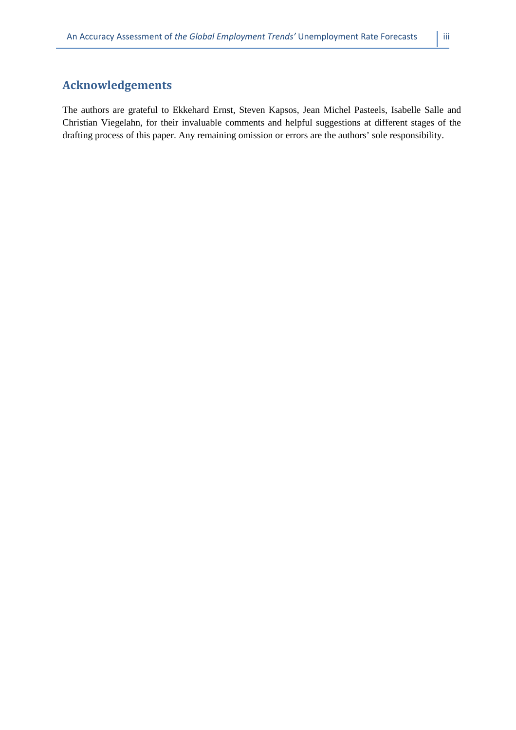## Acknowledgements

The authors are grateful to Ekkehard Ernst, Steven Kapsos, Jean Michel Pasteels, Isabelle Salle and Christian Viegelahn, for their invaluable comments and helpful suggestions at different stages of the drafting process of this paper. Any remaining omission or errors are the authors' sole responsibility.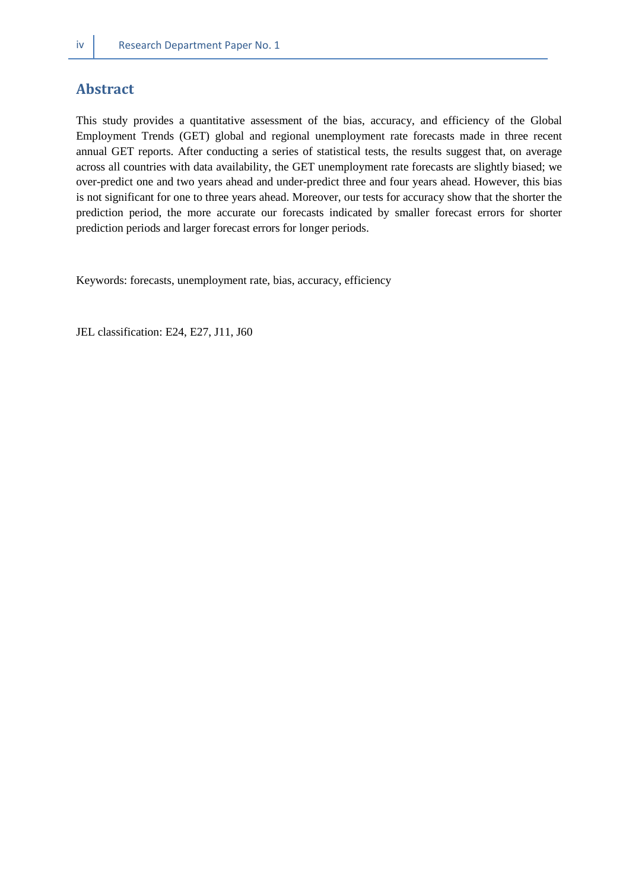## Abstract

This study provides a quantitative assessment of the bias, accuracy, and efficiency of the Global Employment Trends (GET) global and regional unemployment rate forecasts made in three recent annual GET reports. After conducting a series of statistical tests, the results suggest that, on average across all countries with data availability, the GET unemployment rate forecasts are slightly biased; we over-predict one and two years ahead and under-predict three and four years ahead. However, this bias is not significant for one to three years ahead. Moreover, our tests for accuracy show that the shorter the prediction period, the more accurate our forecasts indicated by smaller forecast errors for shorter prediction periods and larger forecast errors for longer periods.

Keywords: forecasts, unemployment rate, bias, accuracy, efficiency

JEL classification: E24, E27, J11, J60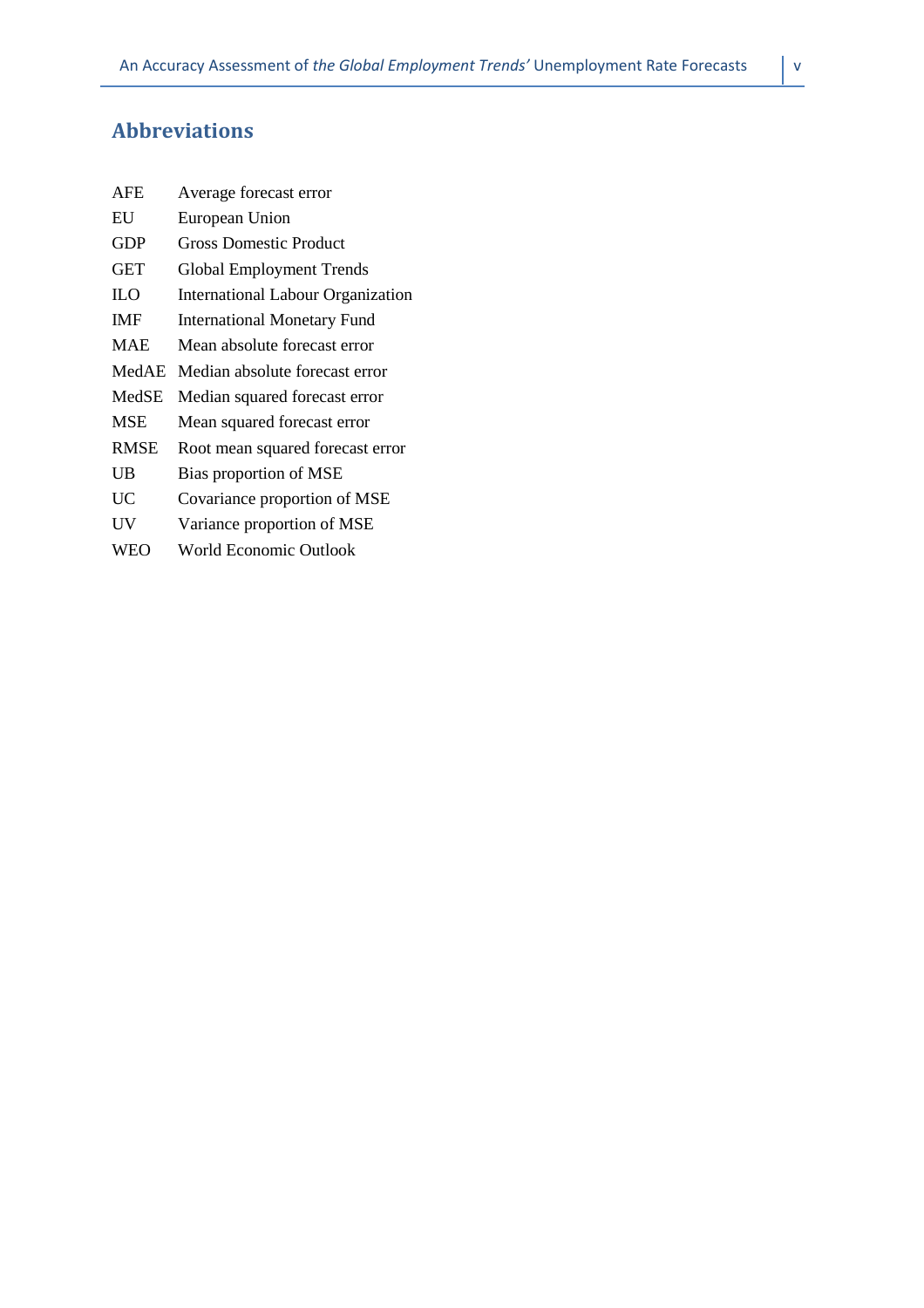## Abbreviations

| | |
|---|---|
| AFE | Average forecast error |
| EU | European Union |
| GDP | Gross Domestic Product |
| GET | Global Employment Trends |
| ILO | International Labour Organization |
| IMF | International Monetary Fund |
| MAE | Mean absolute forecast error |
| MedAE | Median absolute forecast error |
| MedSE | Median squared forecast error |
| MSE | Mean squared forecast error |
| RMSE | Root mean squared forecast error |
| UB | Bias proportion of MSE |
| UC | Covariance proportion of MSE |
| UV | Variance proportion of MSE |
| WEO | World Economic Outlook |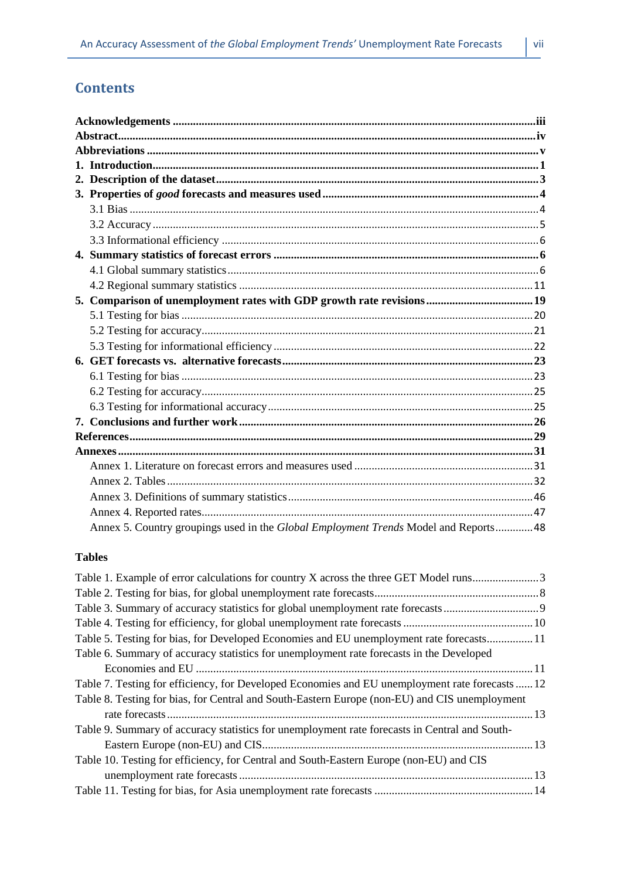# Contents

**Acknowledgements** ..... **iii**
**Abstract** ..... **iv**
**Abbreviations** ..... **v**
**1. Introduction** ..... **1**
**2. Description of the dataset** ..... **3**
**3. Properties of *good* forecasts and measures used** ..... **4**
  3.1 Bias ..... 4
  3.2 Accuracy ..... 5
  3.3 Informational efficiency ..... 6
**4. Summary statistics of forecast errors** ..... **6**
  4.1 Global summary statistics ..... 6
  4.2 Regional summary statistics ..... 11
**5. Comparison of unemployment rates with GDP growth rate revisions** ..... **19**
  5.1 Testing for bias ..... 20
  5.2 Testing for accuracy ..... 21
  5.3 Testing for informational efficiency ..... 22
**6. GET forecasts vs. alternative forecasts** ..... **23**
  6.1 Testing for bias ..... 23
  6.2 Testing for accuracy ..... 25
  6.3 Testing for informational accuracy ..... 25
**7. Conclusions and further work** ..... **26**
**References** ..... **29**
**Annexes** ..... **31**
  Annex 1. Literature on forecast errors and measures used ..... 31
  Annex 2. Tables ..... 32
  Annex 3. Definitions of summary statistics ..... 46
  Annex 4. Reported rates ..... 47
  Annex 5. Country groupings used in the *Global Employment Trends* Model and Reports ..... 48

### Tables

Table 1. Example of error calculations for country X across the three GET Model runs ..... 3
Table 2. Testing for bias, for global unemployment rate forecasts ..... 8
Table 3. Summary of accuracy statistics for global unemployment rate forecasts ..... 9
Table 4. Testing for efficiency, for global unemployment rate forecasts ..... 10
Table 5. Testing for bias, for Developed Economies and EU unemployment rate forecasts ..... 11
Table 6. Summary of accuracy statistics for unemployment rate forecasts in the Developed Economies and EU ..... 11
Table 7. Testing for efficiency, for Developed Economies and EU unemployment rate forecasts ..... 12
Table 8. Testing for bias, for Central and South-Eastern Europe (non-EU) and CIS unemployment rate forecasts ..... 13
Table 9. Summary of accuracy statistics for unemployment rate forecasts in Central and South-Eastern Europe (non-EU) and CIS ..... 13
Table 10. Testing for efficiency, for Central and South-Eastern Europe (non-EU) and CIS unemployment rate forecasts ..... 13
Table 11. Testing for bias, for Asia unemployment rate forecasts ..... 14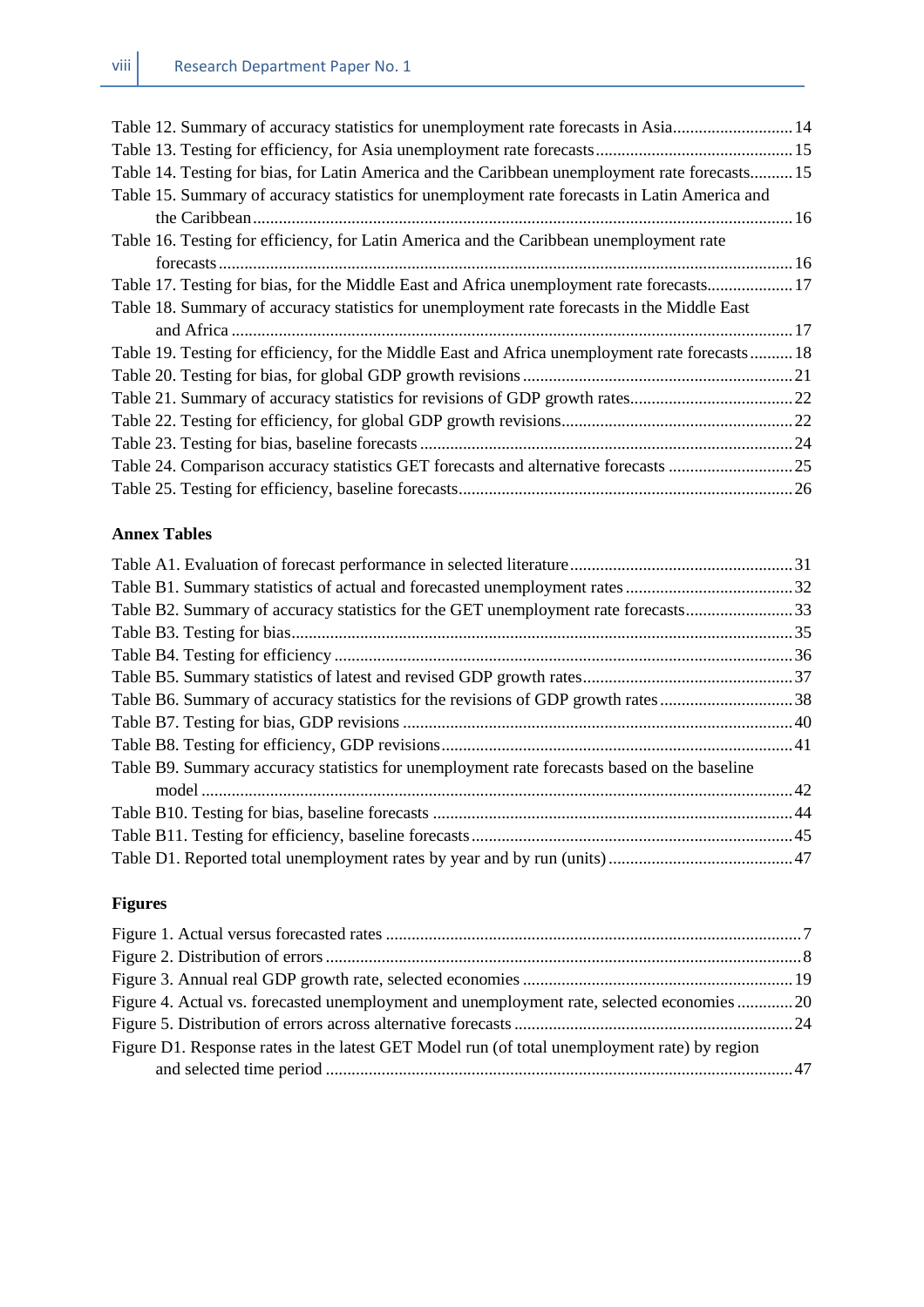Table 12. Summary of accuracy statistics for unemployment rate forecasts in Asia ............ 14
Table 13. Testing for efficiency, for Asia unemployment rate forecasts ............ 15
Table 14. Testing for bias, for Latin America and the Caribbean unemployment rate forecasts ............ 15
Table 15. Summary of accuracy statistics for unemployment rate forecasts in Latin America and the Caribbean ............ 16
Table 16. Testing for efficiency, for Latin America and the Caribbean unemployment rate forecasts ............ 16
Table 17. Testing for bias, for the Middle East and Africa unemployment rate forecasts ............ 17
Table 18. Summary of accuracy statistics for unemployment rate forecasts in the Middle East and Africa ............ 17
Table 19. Testing for efficiency, for the Middle East and Africa unemployment rate forecasts ............ 18
Table 20. Testing for bias, for global GDP growth revisions ............ 21
Table 21. Summary of accuracy statistics for revisions of GDP growth rates ............ 22
Table 22. Testing for efficiency, for global GDP growth revisions ............ 22
Table 23. Testing for bias, baseline forecasts ............ 24
Table 24. Comparison accuracy statistics GET forecasts and alternative forecasts ............ 25
Table 25. Testing for efficiency, baseline forecasts ............ 26

**Annex Tables**

Table A1. Evaluation of forecast performance in selected literature ............ 31
Table B1. Summary statistics of actual and forecasted unemployment rates ............ 32
Table B2. Summary of accuracy statistics for the GET unemployment rate forecasts ............ 33
Table B3. Testing for bias ............ 35
Table B4. Testing for efficiency ............ 36
Table B5. Summary statistics of latest and revised GDP growth rates ............ 37
Table B6. Summary of accuracy statistics for the revisions of GDP growth rates ............ 38
Table B7. Testing for bias, GDP revisions ............ 40
Table B8. Testing for efficiency, GDP revisions ............ 41
Table B9. Summary accuracy statistics for unemployment rate forecasts based on the baseline model ............ 42
Table B10. Testing for bias, baseline forecasts ............ 44
Table B11. Testing for efficiency, baseline forecasts ............ 45
Table D1. Reported total unemployment rates by year and by run (units) ............ 47

**Figures**

Figure 1. Actual versus forecasted rates ............ 7
Figure 2. Distribution of errors ............ 8
Figure 3. Annual real GDP growth rate, selected economies ............ 19
Figure 4. Actual vs. forecasted unemployment and unemployment rate, selected economies ............ 20
Figure 5. Distribution of errors across alternative forecasts ............ 24
Figure D1. Response rates in the latest GET Model run (of total unemployment rate) by region and selected time period ............ 47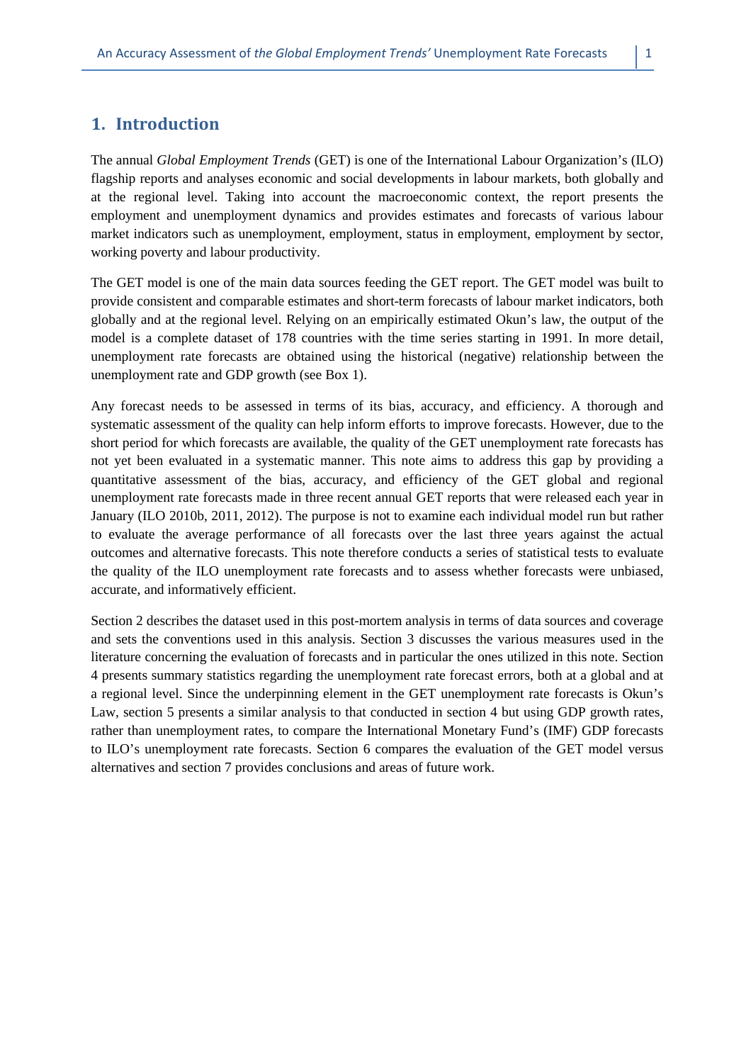# 1. Introduction

The annual *Global Employment Trends* (GET) is one of the International Labour Organization's (ILO) flagship reports and analyses economic and social developments in labour markets, both globally and at the regional level. Taking into account the macroeconomic context, the report presents the employment and unemployment dynamics and provides estimates and forecasts of various labour market indicators such as unemployment, employment, status in employment, employment by sector, working poverty and labour productivity.

The GET model is one of the main data sources feeding the GET report. The GET model was built to provide consistent and comparable estimates and short-term forecasts of labour market indicators, both globally and at the regional level. Relying on an empirically estimated Okun's law, the output of the model is a complete dataset of 178 countries with the time series starting in 1991. In more detail, unemployment rate forecasts are obtained using the historical (negative) relationship between the unemployment rate and GDP growth (see Box 1).

Any forecast needs to be assessed in terms of its bias, accuracy, and efficiency. A thorough and systematic assessment of the quality can help inform efforts to improve forecasts. However, due to the short period for which forecasts are available, the quality of the GET unemployment rate forecasts has not yet been evaluated in a systematic manner. This note aims to address this gap by providing a quantitative assessment of the bias, accuracy, and efficiency of the GET global and regional unemployment rate forecasts made in three recent annual GET reports that were released each year in January (ILO 2010b, 2011, 2012). The purpose is not to examine each individual model run but rather to evaluate the average performance of all forecasts over the last three years against the actual outcomes and alternative forecasts. This note therefore conducts a series of statistical tests to evaluate the quality of the ILO unemployment rate forecasts and to assess whether forecasts were unbiased, accurate, and informatively efficient.

Section 2 describes the dataset used in this post-mortem analysis in terms of data sources and coverage and sets the conventions used in this analysis. Section 3 discusses the various measures used in the literature concerning the evaluation of forecasts and in particular the ones utilized in this note. Section 4 presents summary statistics regarding the unemployment rate forecast errors, both at a global and at a regional level. Since the underpinning element in the GET unemployment rate forecasts is Okun's Law, section 5 presents a similar analysis to that conducted in section 4 but using GDP growth rates, rather than unemployment rates, to compare the International Monetary Fund's (IMF) GDP forecasts to ILO's unemployment rate forecasts. Section 6 compares the evaluation of the GET model versus alternatives and section 7 provides conclusions and areas of future work.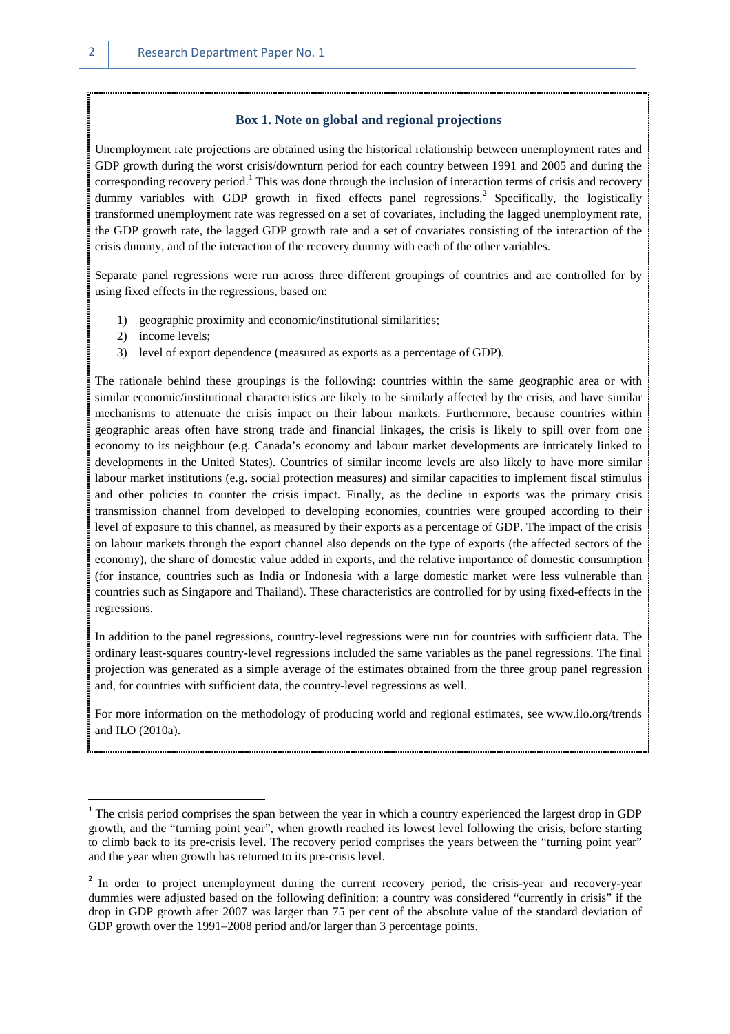### Box 1. Note on global and regional projections

Unemployment rate projections are obtained using the historical relationship between unemployment rates and GDP growth during the worst crisis/downturn period for each country between 1991 and 2005 and during the corresponding recovery period.[1] This was done through the inclusion of interaction terms of crisis and recovery dummy variables with GDP growth in fixed effects panel regressions.[2] Specifically, the logistically transformed unemployment rate was regressed on a set of covariates, including the lagged unemployment rate, the GDP growth rate, the lagged GDP growth rate and a set of covariates consisting of the interaction of the crisis dummy, and of the interaction of the recovery dummy with each of the other variables.

Separate panel regressions were run across three different groupings of countries and are controlled for by using fixed effects in the regressions, based on:

1) geographic proximity and economic/institutional similarities;
2) income levels;
3) level of export dependence (measured as exports as a percentage of GDP).

The rationale behind these groupings is the following: countries within the same geographic area or with similar economic/institutional characteristics are likely to be similarly affected by the crisis, and have similar mechanisms to attenuate the crisis impact on their labour markets. Furthermore, because countries within geographic areas often have strong trade and financial linkages, the crisis is likely to spill over from one economy to its neighbour (e.g. Canada's economy and labour market developments are intricately linked to developments in the United States). Countries of similar income levels are also likely to have more similar labour market institutions (e.g. social protection measures) and similar capacities to implement fiscal stimulus and other policies to counter the crisis impact. Finally, as the decline in exports was the primary crisis transmission channel from developed to developing economies, countries were grouped according to their level of exposure to this channel, as measured by their exports as a percentage of GDP. The impact of the crisis on labour markets through the export channel also depends on the type of exports (the affected sectors of the economy), the share of domestic value added in exports, and the relative importance of domestic consumption (for instance, countries such as India or Indonesia with a large domestic market were less vulnerable than countries such as Singapore and Thailand). These characteristics are controlled for by using fixed-effects in the regressions.

In addition to the panel regressions, country-level regressions were run for countries with sufficient data. The ordinary least-squares country-level regressions included the same variables as the panel regressions. The final projection was generated as a simple average of the estimates obtained from the three group panel regression and, for countries with sufficient data, the country-level regressions as well.

For more information on the methodology of producing world and regional estimates, see www.ilo.org/trends and ILO (2010a).

---

[1] The crisis period comprises the span between the year in which a country experienced the largest drop in GDP growth, and the "turning point year", when growth reached its lowest level following the crisis, before starting to climb back to its pre-crisis level. The recovery period comprises the years between the "turning point year" and the year when growth has returned to its pre-crisis level.

[2] In order to project unemployment during the current recovery period, the crisis-year and recovery-year dummies were adjusted based on the following definition: a country was considered "currently in crisis" if the drop in GDP growth after 2007 was larger than 75 per cent of the absolute value of the standard deviation of GDP growth over the 1991–2008 period and/or larger than 3 percentage points.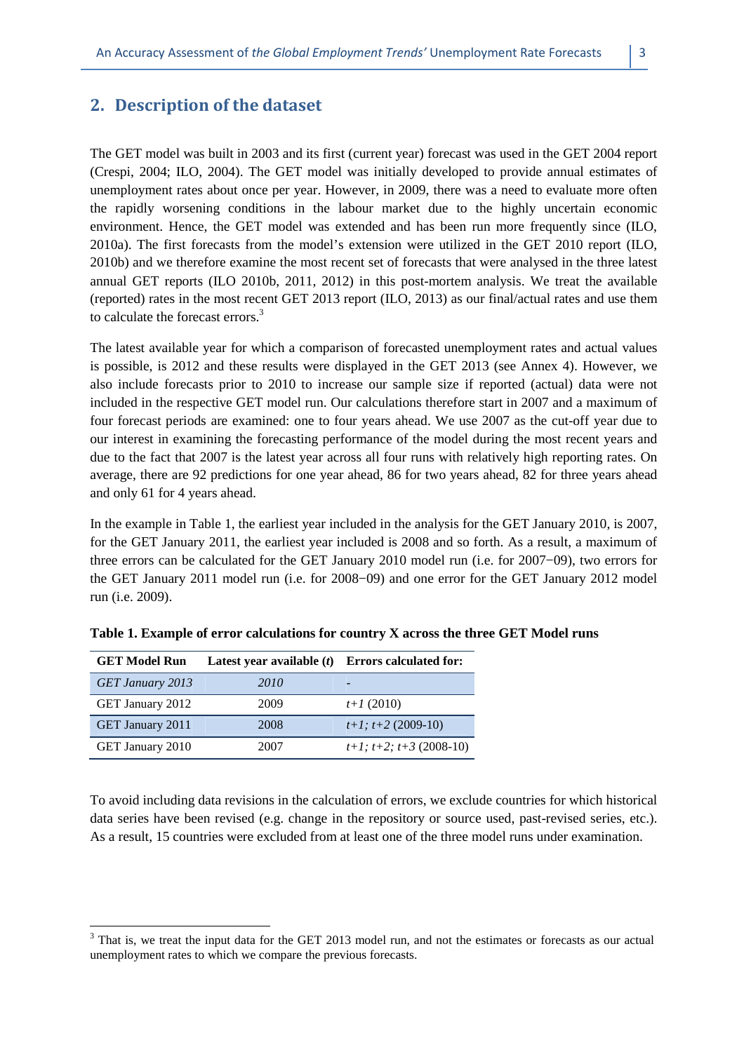## 2. Description of the dataset

The GET model was built in 2003 and its first (current year) forecast was used in the GET 2004 report (Crespi, 2004; ILO, 2004). The GET model was initially developed to provide annual estimates of unemployment rates about once per year. However, in 2009, there was a need to evaluate more often the rapidly worsening conditions in the labour market due to the highly uncertain economic environment. Hence, the GET model was extended and has been run more frequently since (ILO, 2010a). The first forecasts from the model's extension were utilized in the GET 2010 report (ILO, 2010b) and we therefore examine the most recent set of forecasts that were analysed in the three latest annual GET reports (ILO 2010b, 2011, 2012) in this post-mortem analysis. We treat the available (reported) rates in the most recent GET 2013 report (ILO, 2013) as our final/actual rates and use them to calculate the forecast errors.[3]

The latest available year for which a comparison of forecasted unemployment rates and actual values is possible, is 2012 and these results were displayed in the GET 2013 (see Annex 4). However, we also include forecasts prior to 2010 to increase our sample size if reported (actual) data were not included in the respective GET model run. Our calculations therefore start in 2007 and a maximum of four forecast periods are examined: one to four years ahead. We use 2007 as the cut-off year due to our interest in examining the forecasting performance of the model during the most recent years and due to the fact that 2007 is the latest year across all four runs with relatively high reporting rates. On average, there are 92 predictions for one year ahead, 86 for two years ahead, 82 for three years ahead and only 61 for 4 years ahead.

In the example in Table 1, the earliest year included in the analysis for the GET January 2010, is 2007, for the GET January 2011, the earliest year included is 2008 and so forth. As a result, a maximum of three errors can be calculated for the GET January 2010 model run (i.e. for 2007−09), two errors for the GET January 2011 model run (i.e. for 2008−09) and one error for the GET January 2012 model run (i.e. 2009).

**Table 1. Example of error calculations for country X across the three GET Model runs**

| GET Model Run | Latest year available (*t*) | Errors calculated for: |
|---|---|---|
| *GET January 2013* | *2010* | - |
| GET January 2012 | 2009 | $t+1$ (2010) |
| GET January 2011 | 2008 | $t+1$; $t+2$ (2009-10) |
| GET January 2010 | 2007 | $t+1$; $t+2$; $t+3$ (2008-10) |

To avoid including data revisions in the calculation of errors, we exclude countries for which historical data series have been revised (e.g. change in the repository or source used, past-revised series, etc.). As a result, 15 countries were excluded from at least one of the three model runs under examination.

[3] That is, we treat the input data for the GET 2013 model run, and not the estimates or forecasts as our actual unemployment rates to which we compare the previous forecasts.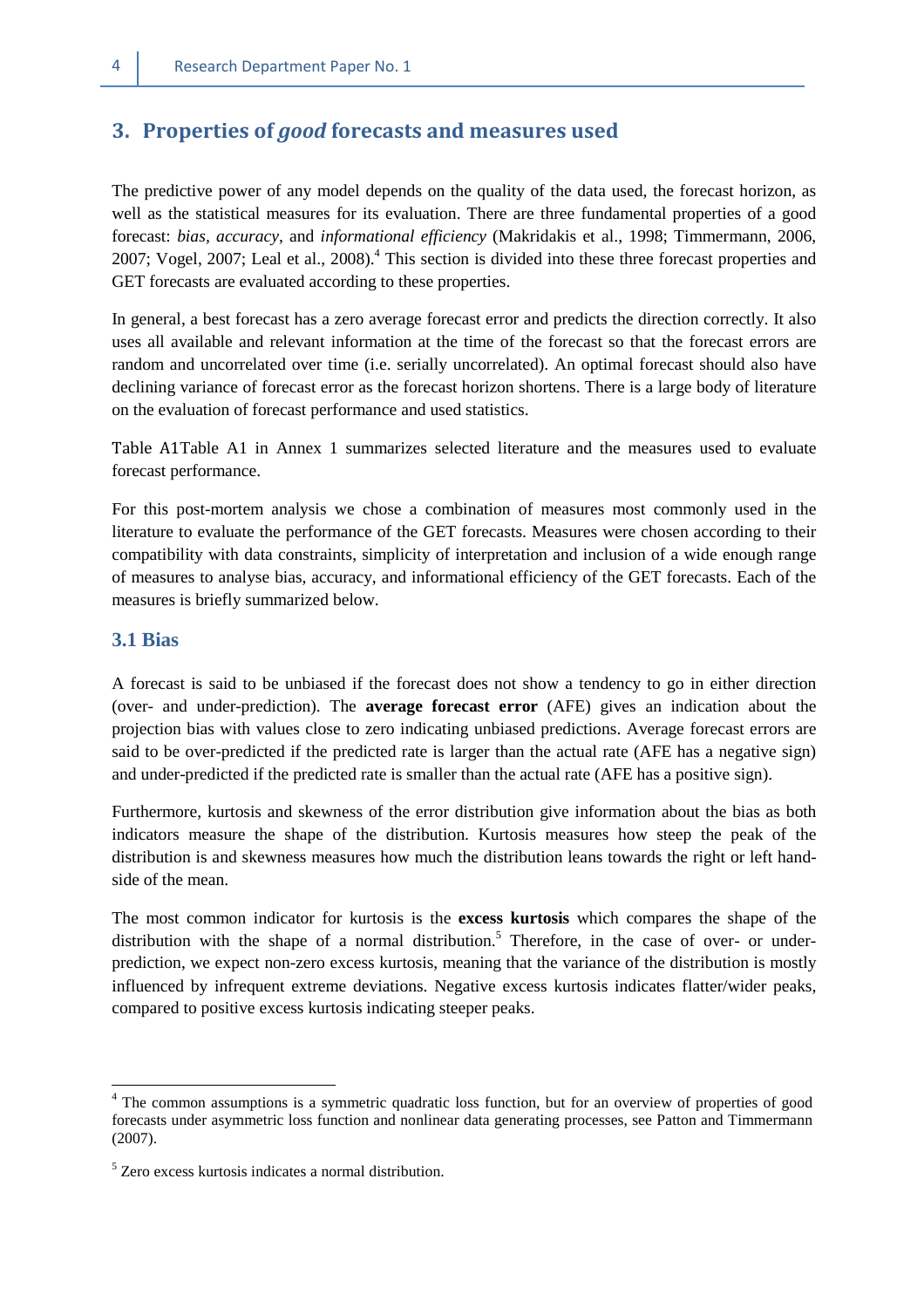## 3. Properties of *good* forecasts and measures used

The predictive power of any model depends on the quality of the data used, the forecast horizon, as well as the statistical measures for its evaluation. There are three fundamental properties of a good forecast: *bias*, *accuracy*, and *informational efficiency* (Makridakis et al., 1998; Timmermann, 2006, 2007; Vogel, 2007; Leal et al., 2008).[4] This section is divided into these three forecast properties and GET forecasts are evaluated according to these properties.

In general, a best forecast has a zero average forecast error and predicts the direction correctly. It also uses all available and relevant information at the time of the forecast so that the forecast errors are random and uncorrelated over time (i.e. serially uncorrelated). An optimal forecast should also have declining variance of forecast error as the forecast horizon shortens. There is a large body of literature on the evaluation of forecast performance and used statistics.

Table A1Table A1 in Annex 1 summarizes selected literature and the measures used to evaluate forecast performance.

For this post-mortem analysis we chose a combination of measures most commonly used in the literature to evaluate the performance of the GET forecasts. Measures were chosen according to their compatibility with data constraints, simplicity of interpretation and inclusion of a wide enough range of measures to analyse bias, accuracy, and informational efficiency of the GET forecasts. Each of the measures is briefly summarized below.

### 3.1 Bias

A forecast is said to be unbiased if the forecast does not show a tendency to go in either direction (over- and under-prediction). The **average forecast error** (AFE) gives an indication about the projection bias with values close to zero indicating unbiased predictions. Average forecast errors are said to be over-predicted if the predicted rate is larger than the actual rate (AFE has a negative sign) and under-predicted if the predicted rate is smaller than the actual rate (AFE has a positive sign).

Furthermore, kurtosis and skewness of the error distribution give information about the bias as both indicators measure the shape of the distribution. Kurtosis measures how steep the peak of the distribution is and skewness measures how much the distribution leans towards the right or left hand-side of the mean.

The most common indicator for kurtosis is the **excess kurtosis** which compares the shape of the distribution with the shape of a normal distribution.[5] Therefore, in the case of over- or under-prediction, we expect non-zero excess kurtosis, meaning that the variance of the distribution is mostly influenced by infrequent extreme deviations. Negative excess kurtosis indicates flatter/wider peaks, compared to positive excess kurtosis indicating steeper peaks.

---

[4] The common assumptions is a symmetric quadratic loss function, but for an overview of properties of good forecasts under asymmetric loss function and nonlinear data generating processes, see Patton and Timmermann (2007).

[5] Zero excess kurtosis indicates a normal distribution.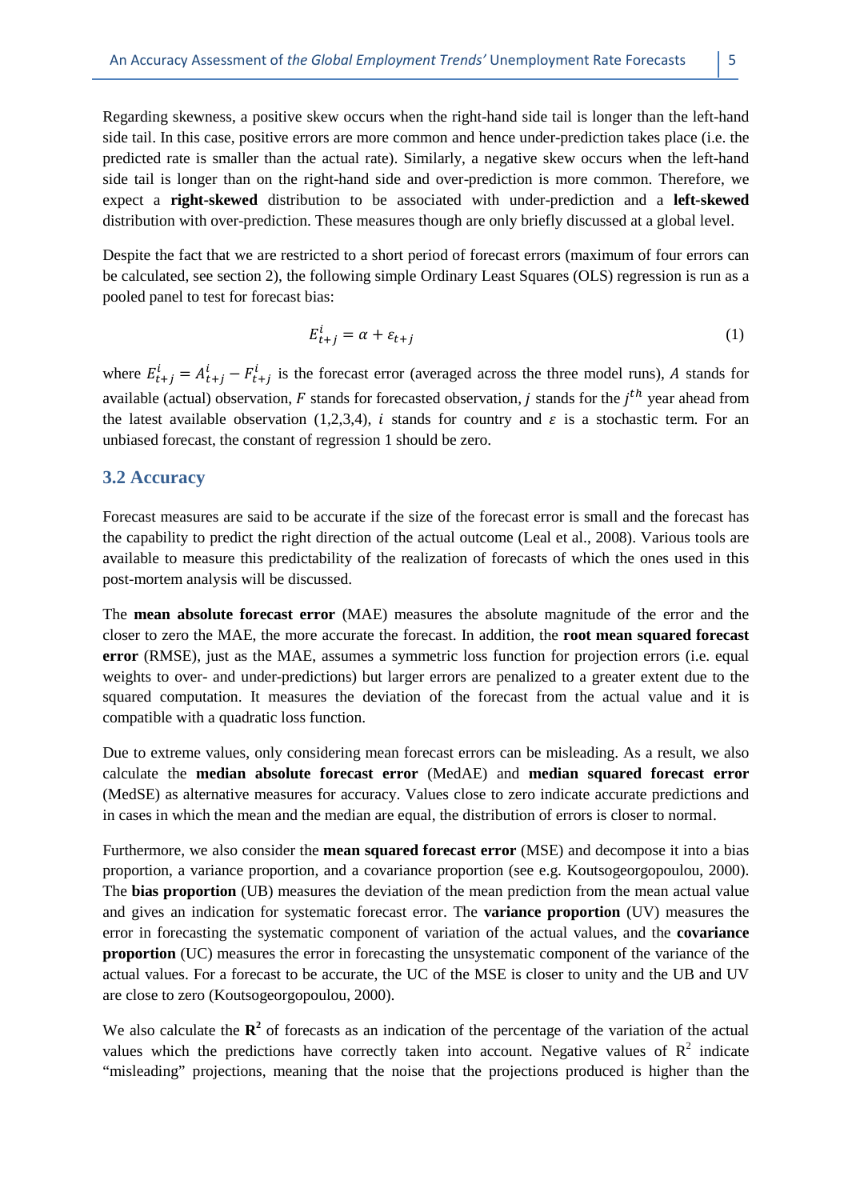Regarding skewness, a positive skew occurs when the right-hand side tail is longer than the left-hand side tail. In this case, positive errors are more common and hence under-prediction takes place (i.e. the predicted rate is smaller than the actual rate). Similarly, a negative skew occurs when the left-hand side tail is longer than on the right-hand side and over-prediction is more common. Therefore, we expect a **right-skewed** distribution to be associated with under-prediction and a **left-skewed** distribution with over-prediction. These measures though are only briefly discussed at a global level.

Despite the fact that we are restricted to a short period of forecast errors (maximum of four errors can be calculated, see section 2), the following simple Ordinary Least Squares (OLS) regression is run as a pooled panel to test for forecast bias:

$$E_{t+j}^{i} = \alpha + \varepsilon_{t+j} \tag{1}$$

where $E_{t+j}^{i} = A_{t+j}^{i} - F_{t+j}^{i}$ is the forecast error (averaged across the three model runs), $A$ stands for available (actual) observation, $F$ stands for forecasted observation, $j$ stands for the $j^{th}$ year ahead from the latest available observation (1,2,3,4), $i$ stands for country and $\varepsilon$ is a stochastic term. For an unbiased forecast, the constant of regression 1 should be zero.

## 3.2 Accuracy

Forecast measures are said to be accurate if the size of the forecast error is small and the forecast has the capability to predict the right direction of the actual outcome (Leal et al., 2008). Various tools are available to measure this predictability of the realization of forecasts of which the ones used in this post-mortem analysis will be discussed.

The **mean absolute forecast error** (MAE) measures the absolute magnitude of the error and the closer to zero the MAE, the more accurate the forecast. In addition, the **root mean squared forecast error** (RMSE), just as the MAE, assumes a symmetric loss function for projection errors (i.e. equal weights to over- and under-predictions) but larger errors are penalized to a greater extent due to the squared computation. It measures the deviation of the forecast from the actual value and it is compatible with a quadratic loss function.

Due to extreme values, only considering mean forecast errors can be misleading. As a result, we also calculate the **median absolute forecast error** (MedAE) and **median squared forecast error** (MedSE) as alternative measures for accuracy. Values close to zero indicate accurate predictions and in cases in which the mean and the median are equal, the distribution of errors is closer to normal.

Furthermore, we also consider the **mean squared forecast error** (MSE) and decompose it into a bias proportion, a variance proportion, and a covariance proportion (see e.g. Koutsogeorgopoulou, 2000). The **bias proportion** (UB) measures the deviation of the mean prediction from the mean actual value and gives an indication for systematic forecast error. The **variance proportion** (UV) measures the error in forecasting the systematic component of variation of the actual values, and the **covariance proportion** (UC) measures the error in forecasting the unsystematic component of the variance of the actual values. For a forecast to be accurate, the UC of the MSE is closer to unity and the UB and UV are close to zero (Koutsogeorgopoulou, 2000).

We also calculate the $\mathbf{R^2}$ of forecasts as an indication of the percentage of the variation of the actual values which the predictions have correctly taken into account. Negative values of $R^2$ indicate "misleading" projections, meaning that the noise that the projections produced is higher than the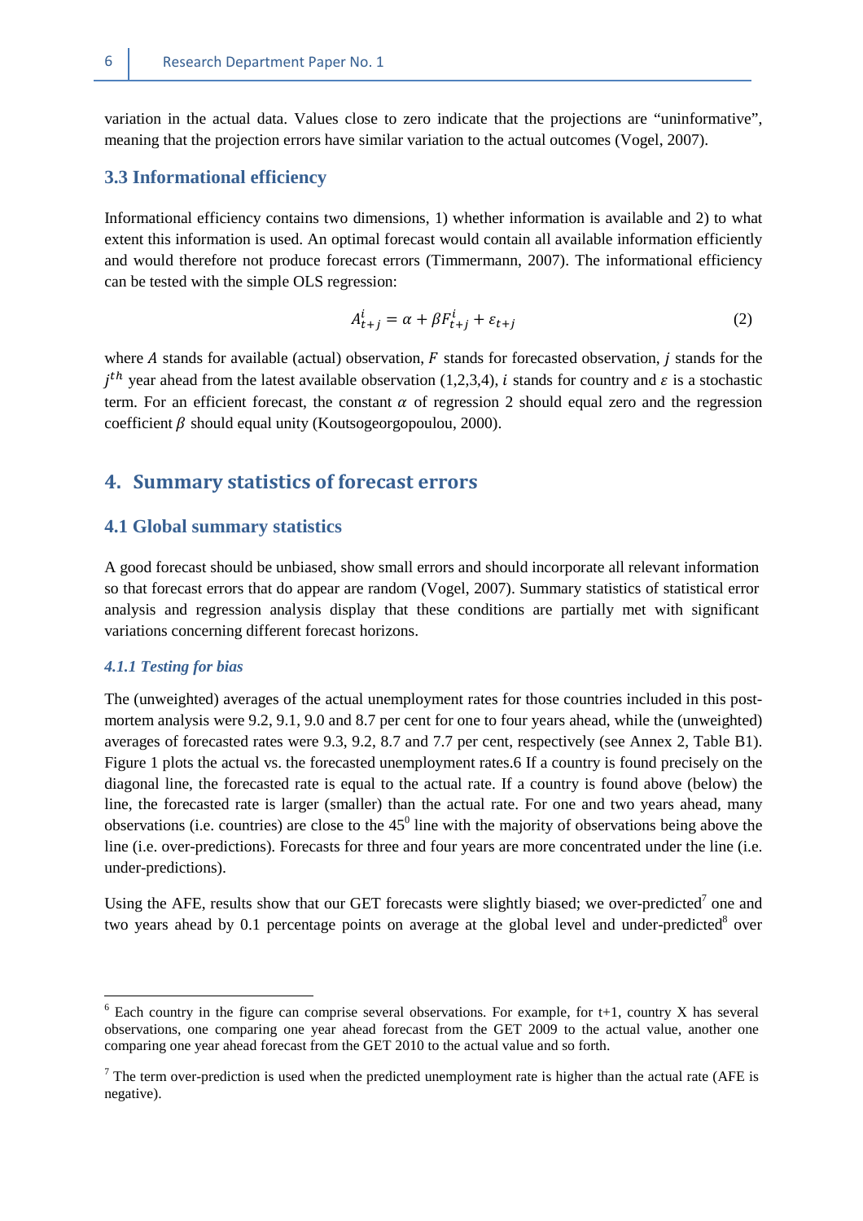variation in the actual data. Values close to zero indicate that the projections are "uninformative", meaning that the projection errors have similar variation to the actual outcomes (Vogel, 2007).

### 3.3 Informational efficiency

Informational efficiency contains two dimensions, 1) whether information is available and 2) to what extent this information is used. An optimal forecast would contain all available information efficiently and would therefore not produce forecast errors (Timmermann, 2007). The informational efficiency can be tested with the simple OLS regression:

$$A_{t+j}^{i} = \alpha + \beta F_{t+j}^{i} + \varepsilon_{t+j} \tag{2}$$

where $A$ stands for available (actual) observation, $F$ stands for forecasted observation, $j$ stands for the $j^{th}$ year ahead from the latest available observation (1,2,3,4), $i$ stands for country and $\varepsilon$ is a stochastic term. For an efficient forecast, the constant $\alpha$ of regression 2 should equal zero and the regression coefficient $\beta$ should equal unity (Koutsogeorgopoulou, 2000).

## 4. Summary statistics of forecast errors

### 4.1 Global summary statistics

A good forecast should be unbiased, show small errors and should incorporate all relevant information so that forecast errors that do appear are random (Vogel, 2007). Summary statistics of statistical error analysis and regression analysis display that these conditions are partially met with significant variations concerning different forecast horizons.

#### *4.1.1 Testing for bias*

The (unweighted) averages of the actual unemployment rates for those countries included in this post-mortem analysis were 9.2, 9.1, 9.0 and 8.7 per cent for one to four years ahead, while the (unweighted) averages of forecasted rates were 9.3, 9.2, 8.7 and 7.7 per cent, respectively (see Annex 2, Table B1). Figure 1 plots the actual vs. the forecasted unemployment rates.6 If a country is found precisely on the diagonal line, the forecasted rate is equal to the actual rate. If a country is found above (below) the line, the forecasted rate is larger (smaller) than the actual rate. For one and two years ahead, many observations (i.e. countries) are close to the $45^0$ line with the majority of observations being above the line (i.e. over-predictions). Forecasts for three and four years are more concentrated under the line (i.e. under-predictions).

Using the AFE, results show that our GET forecasts were slightly biased; we over-predicted[7] one and two years ahead by 0.1 percentage points on average at the global level and under-predicted[8] over

---

[6] Each country in the figure can comprise several observations. For example, for t+1, country X has several observations, one comparing one year ahead forecast from the GET 2009 to the actual value, another one comparing one year ahead forecast from the GET 2010 to the actual value and so forth.

[7] The term over-prediction is used when the predicted unemployment rate is higher than the actual rate (AFE is negative).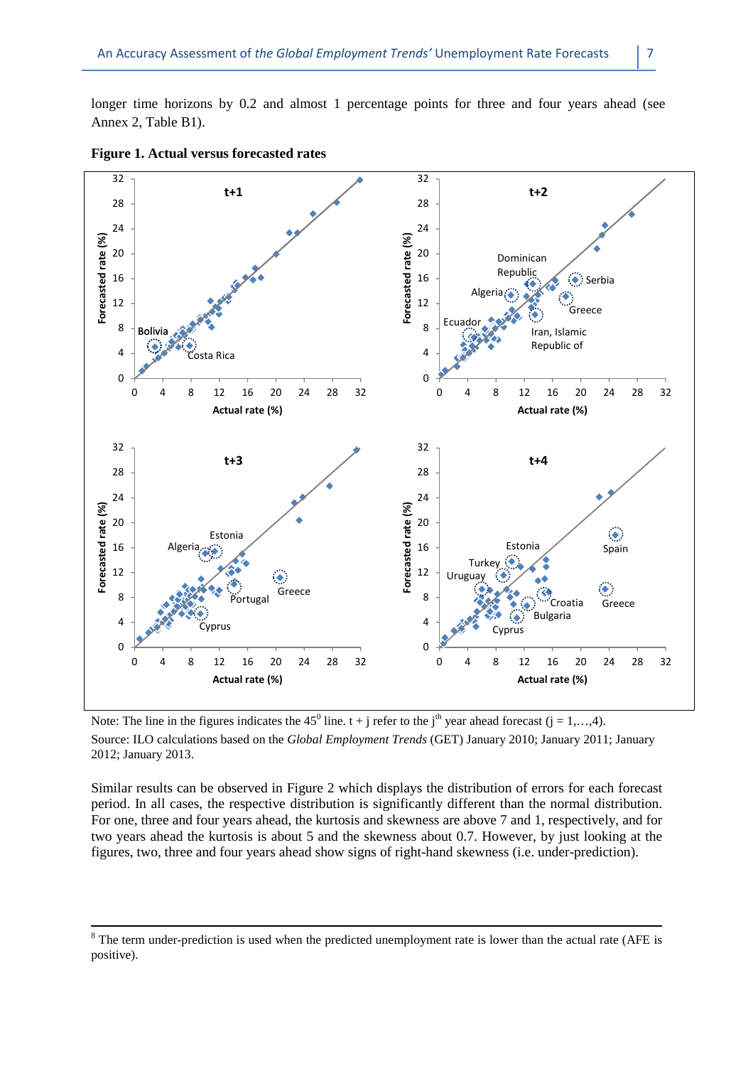longer time horizons by 0.2 and almost 1 percentage points for three and four years ahead (see Annex 2, Table B1).

**Figure 1. Actual versus forecasted rates**

Note: The line in the figures indicates the 45$^0$ line. t + j refer to the j$^{th}$ year ahead forecast (j = 1,…,4).

Source: ILO calculations based on the *Global Employment Trends* (GET) January 2010; January 2011; January 2012; January 2013.

Similar results can be observed in Figure 2 which displays the distribution of errors for each forecast period. In all cases, the respective distribution is significantly different than the normal distribution. For one, three and four years ahead, the kurtosis and skewness are above 7 and 1, respectively, and for two years ahead the kurtosis is about 5 and the skewness about 0.7. However, by just looking at the figures, two, three and four years ahead show signs of right-hand skewness (i.e. under-prediction).

[8] The term under-prediction is used when the predicted unemployment rate is lower than the actual rate (AFE is positive).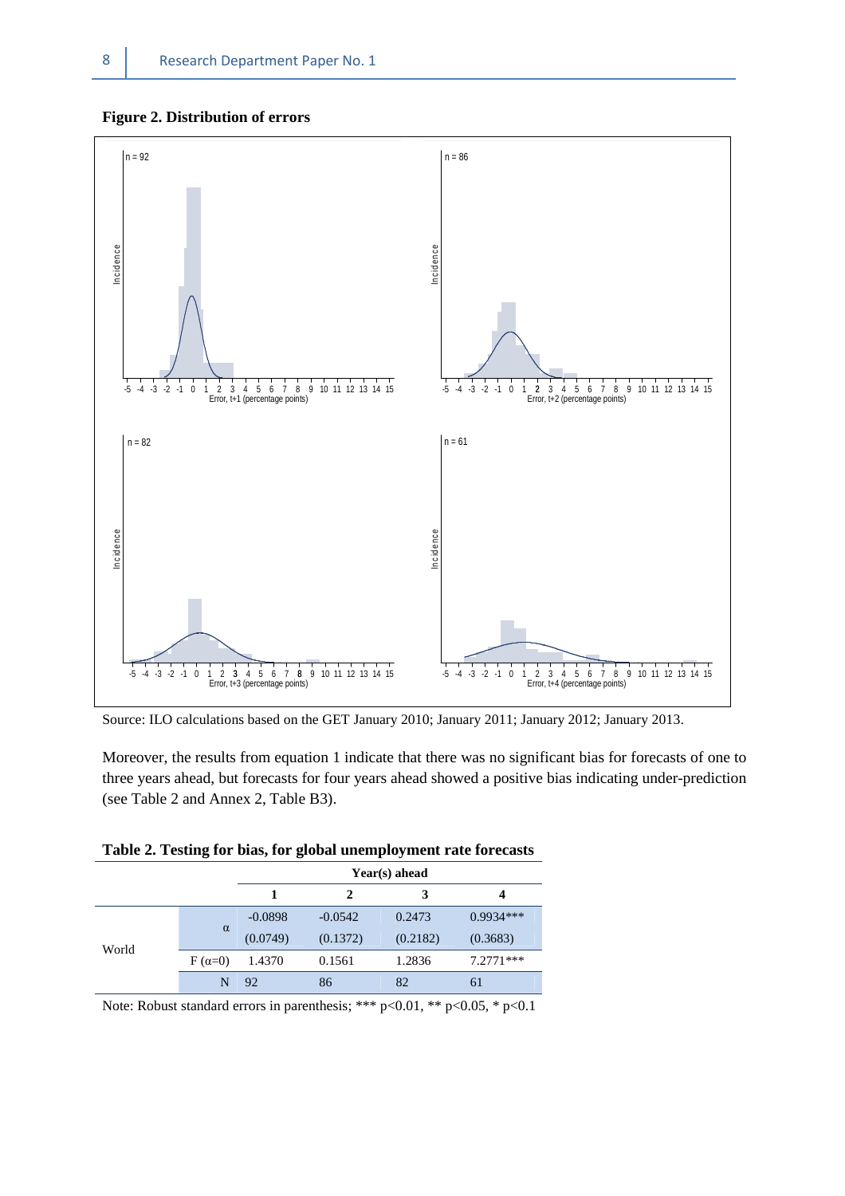**Figure 2. Distribution of errors**

Source: ILO calculations based on the GET January 2010; January 2011; January 2012; January 2013.

Moreover, the results from equation 1 indicate that there was no significant bias for forecasts of one to three years ahead, but forecasts for four years ahead showed a positive bias indicating under-prediction (see Table 2 and Annex 2, Table B3).

**Table 2. Testing for bias, for global unemployment rate forecasts**

| | | Year(s) ahead | | | |
|---|---|---|---|---|---|
| | | 1 | 2 | 3 | 4 |
| World | α | -0.0898 | -0.0542 | 0.2473 | 0.9934*** |
| | | (0.0749) | (0.1372) | (0.2182) | (0.3683) |
| | F (α=0) | 1.4370 | 0.1561 | 1.2836 | 7.2771*** |
| | N | 92 | 86 | 82 | 61 |

Note: Robust standard errors in parenthesis; *** $p<0.01$, ** $p<0.05$, * $p<0.1$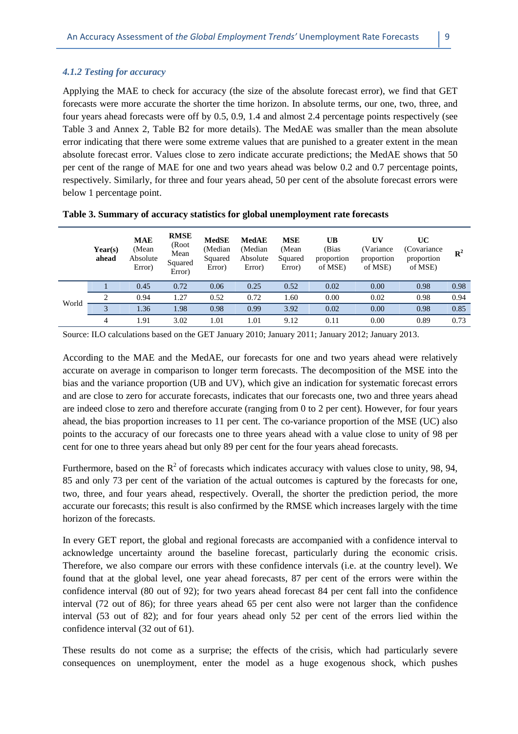#### *4.1.2 Testing for accuracy*

Applying the MAE to check for accuracy (the size of the absolute forecast error), we find that GET forecasts were more accurate the shorter the time horizon. In absolute terms, our one, two, three, and four years ahead forecasts were off by 0.5, 0.9, 1.4 and almost 2.4 percentage points respectively (see Table 3 and Annex 2, Table B2 for more details). The MedAE was smaller than the mean absolute error indicating that there were some extreme values that are punished to a greater extent in the mean absolute forecast error. Values close to zero indicate accurate predictions; the MedAE shows that 50 per cent of the range of MAE for one and two years ahead was below 0.2 and 0.7 percentage points, respectively. Similarly, for three and four years ahead, 50 per cent of the absolute forecast errors were below 1 percentage point.

**Table 3. Summary of accuracy statistics for global unemployment rate forecasts**

| | Year(s) ahead | MAE (Mean Absolute Error) | RMSE (Root Mean Squared Error) | MedSE (Median Squared Error) | MedAE (Median Absolute Error) | MSE (Mean Squared Error) | UB (Bias proportion of MSE) | UV (Variance proportion of MSE) | UC (Covariance proportion of MSE) | $R^2$ |
|---|---|---|---|---|---|---|---|---|---|---|
| World | 1 | 0.45 | 0.72 | 0.06 | 0.25 | 0.52 | 0.02 | 0.00 | 0.98 | 0.98 |
| | 2 | 0.94 | 1.27 | 0.52 | 0.72 | 1.60 | 0.00 | 0.02 | 0.98 | 0.94 |
| | 3 | 1.36 | 1.98 | 0.98 | 0.99 | 3.92 | 0.02 | 0.00 | 0.98 | 0.85 |
| | 4 | 1.91 | 3.02 | 1.01 | 1.01 | 9.12 | 0.11 | 0.00 | 0.89 | 0.73 |

Source: ILO calculations based on the GET January 2010; January 2011; January 2012; January 2013.

According to the MAE and the MedAE, our forecasts for one and two years ahead were relatively accurate on average in comparison to longer term forecasts. The decomposition of the MSE into the bias and the variance proportion (UB and UV), which give an indication for systematic forecast errors and are close to zero for accurate forecasts, indicates that our forecasts one, two and three years ahead are indeed close to zero and therefore accurate (ranging from 0 to 2 per cent). However, for four years ahead, the bias proportion increases to 11 per cent. The co-variance proportion of the MSE (UC) also points to the accuracy of our forecasts one to three years ahead with a value close to unity of 98 per cent for one to three years ahead but only 89 per cent for the four years ahead forecasts.

Furthermore, based on the $R^2$ of forecasts which indicates accuracy with values close to unity, 98, 94, 85 and only 73 per cent of the variation of the actual outcomes is captured by the forecasts for one, two, three, and four years ahead, respectively. Overall, the shorter the prediction period, the more accurate our forecasts; this result is also confirmed by the RMSE which increases largely with the time horizon of the forecasts.

In every GET report, the global and regional forecasts are accompanied with a confidence interval to acknowledge uncertainty around the baseline forecast, particularly during the economic crisis. Therefore, we also compare our errors with these confidence intervals (i.e. at the country level). We found that at the global level, one year ahead forecasts, 87 per cent of the errors were within the confidence interval (80 out of 92); for two years ahead forecast 84 per cent fall into the confidence interval (72 out of 86); for three years ahead 65 per cent also were not larger than the confidence interval (53 out of 82); and for four years ahead only 52 per cent of the errors lied within the confidence interval (32 out of 61).

These results do not come as a surprise; the effects of the crisis, which had particularly severe consequences on unemployment, enter the model as a huge exogenous shock, which pushes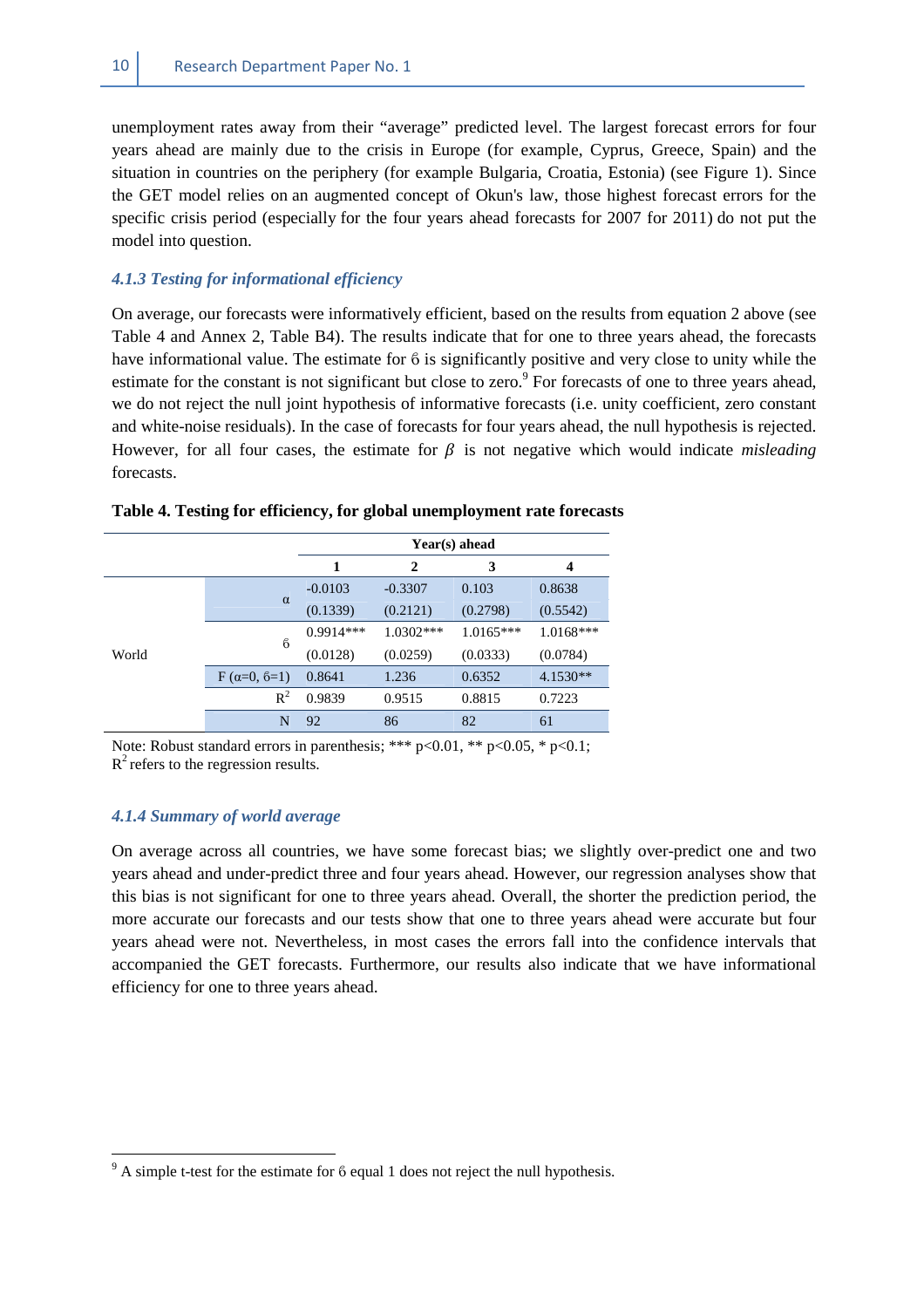unemployment rates away from their "average" predicted level. The largest forecast errors for four years ahead are mainly due to the crisis in Europe (for example, Cyprus, Greece, Spain) and the situation in countries on the periphery (for example Bulgaria, Croatia, Estonia) (see Figure 1). Since the GET model relies on an augmented concept of Okun's law, those highest forecast errors for the specific crisis period (especially for the four years ahead forecasts for 2007 for 2011) do not put the model into question.

### *4.1.3 Testing for informational efficiency*

On average, our forecasts were informatively efficient, based on the results from equation 2 above (see Table 4 and Annex 2, Table B4). The results indicate that for one to three years ahead, the forecasts have informational value. The estimate for $\beta$ is significantly positive and very close to unity while the estimate for the constant is not significant but close to zero.[9] For forecasts of one to three years ahead, we do not reject the null joint hypothesis of informative forecasts (i.e. unity coefficient, zero constant and white-noise residuals). In the case of forecasts for four years ahead, the null hypothesis is rejected. However, for all four cases, the estimate for $\beta$ is not negative which would indicate *misleading* forecasts.

**Table 4. Testing for efficiency, for global unemployment rate forecasts**

| | | Year(s) ahead | | | |
|---|---|---|---|---|---|
| | | 1 | 2 | 3 | 4 |
| World | $\alpha$ | -0.0103 | -0.3307 | 0.103 | 0.8638 |
| | | (0.1339) | (0.2121) | (0.2798) | (0.5542) |
| | $\beta$ | 0.9914*** | 1.0302*** | 1.0165*** | 1.0168*** |
| | | (0.0128) | (0.0259) | (0.0333) | (0.0784) |
| | F ($\alpha$=0, $\beta$=1) | 0.8641 | 1.236 | 0.6352 | 4.1530** |
| | $R^2$ | 0.9839 | 0.9515 | 0.8815 | 0.7223 |
| | N | 92 | 86 | 82 | 61 |

Note: Robust standard errors in parenthesis; *** p<0.01, ** p<0.05, * p<0.1; $R^2$ refers to the regression results.

### *4.1.4 Summary of world average*

On average across all countries, we have some forecast bias; we slightly over-predict one and two years ahead and under-predict three and four years ahead. However, our regression analyses show that this bias is not significant for one to three years ahead. Overall, the shorter the prediction period, the more accurate our forecasts and our tests show that one to three years ahead were accurate but four years ahead were not. Nevertheless, in most cases the errors fall into the confidence intervals that accompanied the GET forecasts. Furthermore, our results also indicate that we have informational efficiency for one to three years ahead.

[9] A simple t-test for the estimate for $\beta$ equal 1 does not reject the null hypothesis.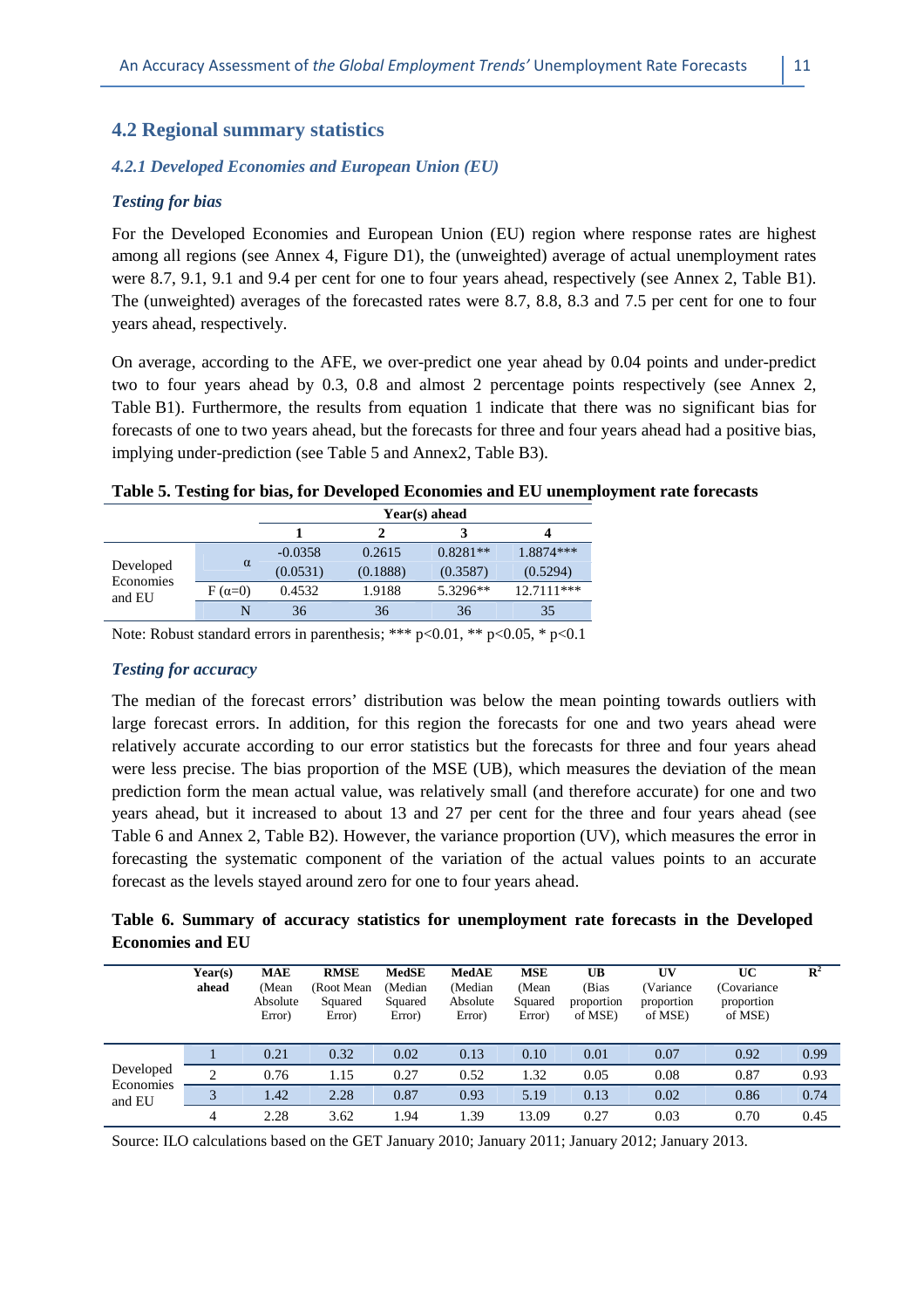## 4.2 Regional summary statistics

### *4.2.1 Developed Economies and European Union (EU)*

***Testing for bias***

For the Developed Economies and European Union (EU) region where response rates are highest among all regions (see Annex 4, Figure D1), the (unweighted) average of actual unemployment rates were 8.7, 9.1, 9.1 and 9.4 per cent for one to four years ahead, respectively (see Annex 2, Table B1). The (unweighted) averages of the forecasted rates were 8.7, 8.8, 8.3 and 7.5 per cent for one to four years ahead, respectively.

On average, according to the AFE, we over-predict one year ahead by 0.04 points and under-predict two to four years ahead by 0.3, 0.8 and almost 2 percentage points respectively (see Annex 2, Table B1). Furthermore, the results from equation 1 indicate that there was no significant bias for forecasts of one to two years ahead, but the forecasts for three and four years ahead had a positive bias, implying under-prediction (see Table 5 and Annex2, Table B3).

**Table 5. Testing for bias, for Developed Economies and EU unemployment rate forecasts**

| | | Year(s) ahead | | | |
|---|---|---|---|---|---|
| | | 1 | 2 | 3 | 4 |
| Developed Economies and EU | α | -0.0358 | 0.2615 | 0.8281** | 1.8874*** |
| | | (0.0531) | (0.1888) | (0.3587) | (0.5294) |
| | F (α=0) | 0.4532 | 1.9188 | 5.3296** | 12.7111*** |
| | N | 36 | 36 | 36 | 35 |

Note: Robust standard errors in parenthesis; *** $p<0.01$, ** $p<0.05$, * $p<0.1$

***Testing for accuracy***

The median of the forecast errors' distribution was below the mean pointing towards outliers with large forecast errors. In addition, for this region the forecasts for one and two years ahead were relatively accurate according to our error statistics but the forecasts for three and four years ahead were less precise. The bias proportion of the MSE (UB), which measures the deviation of the mean prediction form the mean actual value, was relatively small (and therefore accurate) for one and two years ahead, but it increased to about 13 and 27 per cent for the three and four years ahead (see Table 6 and Annex 2, Table B2). However, the variance proportion (UV), which measures the error in forecasting the systematic component of the variation of the actual values points to an accurate forecast as the levels stayed around zero for one to four years ahead.

**Table 6. Summary of accuracy statistics for unemployment rate forecasts in the Developed Economies and EU**

| | Year(s) ahead | MAE (Mean Absolute Error) | RMSE (Root Mean Squared Error) | MedSE (Median Squared Error) | MedAE (Median Absolute Error) | MSE (Mean Squared Error) | UB (Bias proportion of MSE) | UV (Variance proportion of MSE) | UC (Covariance proportion of MSE) | $R^2$ |
|---|---|---|---|---|---|---|---|---|---|---|
| Developed Economies and EU | 1 | 0.21 | 0.32 | 0.02 | 0.13 | 0.10 | 0.01 | 0.07 | 0.92 | 0.99 |
| | 2 | 0.76 | 1.15 | 0.27 | 0.52 | 1.32 | 0.05 | 0.08 | 0.87 | 0.93 |
| | 3 | 1.42 | 2.28 | 0.87 | 0.93 | 5.19 | 0.13 | 0.02 | 0.86 | 0.74 |
| | 4 | 2.28 | 3.62 | 1.94 | 1.39 | 13.09 | 0.27 | 0.03 | 0.70 | 0.45 |

Source: ILO calculations based on the GET January 2010; January 2011; January 2012; January 2013.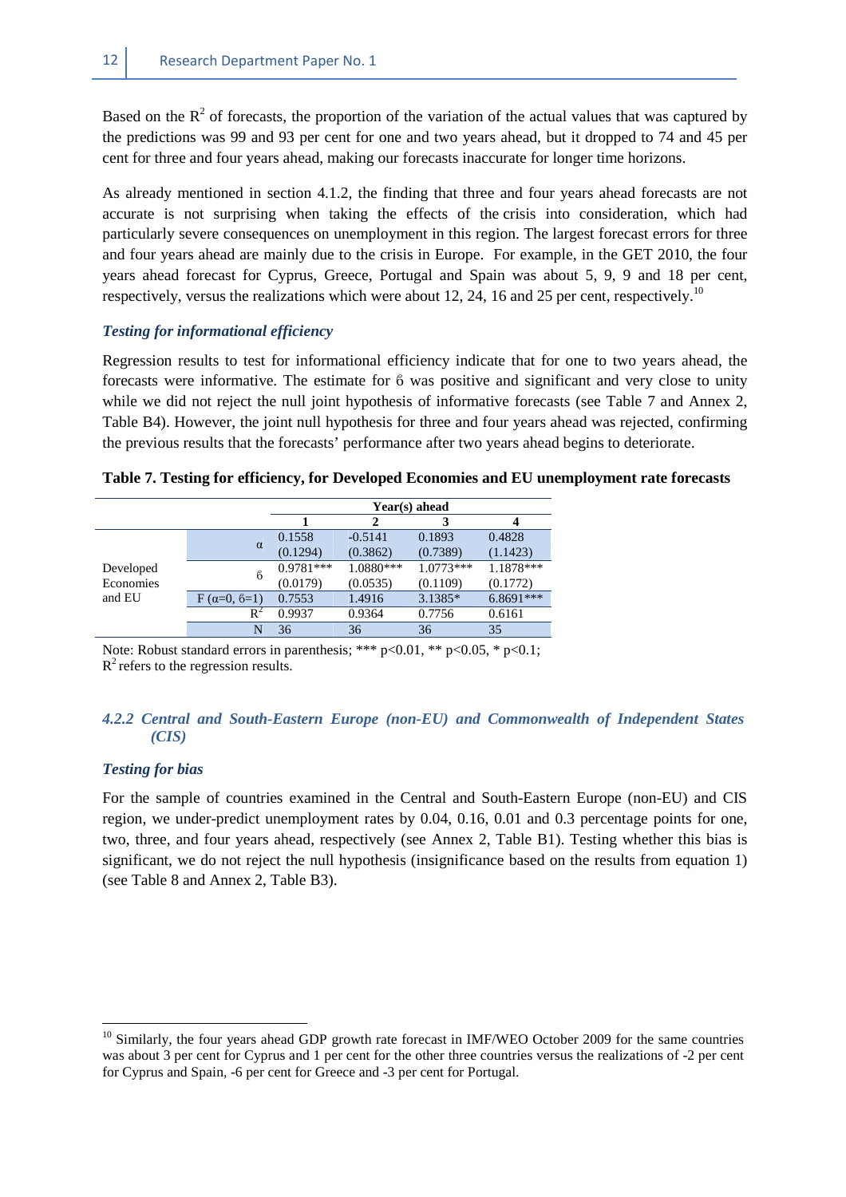Based on the $R^2$ of forecasts, the proportion of the variation of the actual values that was captured by the predictions was 99 and 93 per cent for one and two years ahead, but it dropped to 74 and 45 per cent for three and four years ahead, making our forecasts inaccurate for longer time horizons.

As already mentioned in section 4.1.2, the finding that three and four years ahead forecasts are not accurate is not surprising when taking the effects of the crisis into consideration, which had particularly severe consequences on unemployment in this region. The largest forecast errors for three and four years ahead are mainly due to the crisis in Europe. For example, in the GET 2010, the four years ahead forecast for Cyprus, Greece, Portugal and Spain was about 5, 9, 9 and 18 per cent, respectively, versus the realizations which were about 12, 24, 16 and 25 per cent, respectively.[10]

### *Testing for informational efficiency*

Regression results to test for informational efficiency indicate that for one to two years ahead, the forecasts were informative. The estimate for $\beta$ was positive and significant and very close to unity while we did not reject the null joint hypothesis of informative forecasts (see Table 7 and Annex 2, Table B4). However, the joint null hypothesis for three and four years ahead was rejected, confirming the previous results that the forecasts' performance after two years ahead begins to deteriorate.

**Table 7. Testing for efficiency, for Developed Economies and EU unemployment rate forecasts**

| | | Year(s) ahead | | | |
|---|---|---|---|---|---|
| | | **1** | **2** | **3** | **4** |
| Developed Economies and EU | $\alpha$ | 0.1558 | -0.5141 | 0.1893 | 0.4828 |
| | | (0.1294) | (0.3862) | (0.7389) | (1.1423) |
| | $\beta$ | 0.9781*** | 1.0880*** | 1.0773*** | 1.1878*** |
| | | (0.0179) | (0.0535) | (0.1109) | (0.1772) |
| | F ($\alpha$=0, $\beta$=1) | 0.7553 | 1.4916 | 3.1385* | 6.8691*** |
| | $R^2$ | 0.9937 | 0.9364 | 0.7756 | 0.6161 |
| | N | 36 | 36 | 36 | 35 |

Note: Robust standard errors in parenthesis; *** $p<0.01$, ** $p<0.05$, * $p<0.1$; $R^2$ refers to the regression results.

### *4.2.2 Central and South-Eastern Europe (non-EU) and Commonwealth of Independent States (CIS)*

### *Testing for bias*

For the sample of countries examined in the Central and South-Eastern Europe (non-EU) and CIS region, we under-predict unemployment rates by 0.04, 0.16, 0.01 and 0.3 percentage points for one, two, three, and four years ahead, respectively (see Annex 2, Table B1). Testing whether this bias is significant, we do not reject the null hypothesis (insignificance based on the results from equation 1) (see Table 8 and Annex 2, Table B3).

[10] Similarly, the four years ahead GDP growth rate forecast in IMF/WEO October 2009 for the same countries was about 3 per cent for Cyprus and 1 per cent for the other three countries versus the realizations of -2 per cent for Cyprus and Spain, -6 per cent for Greece and -3 per cent for Portugal.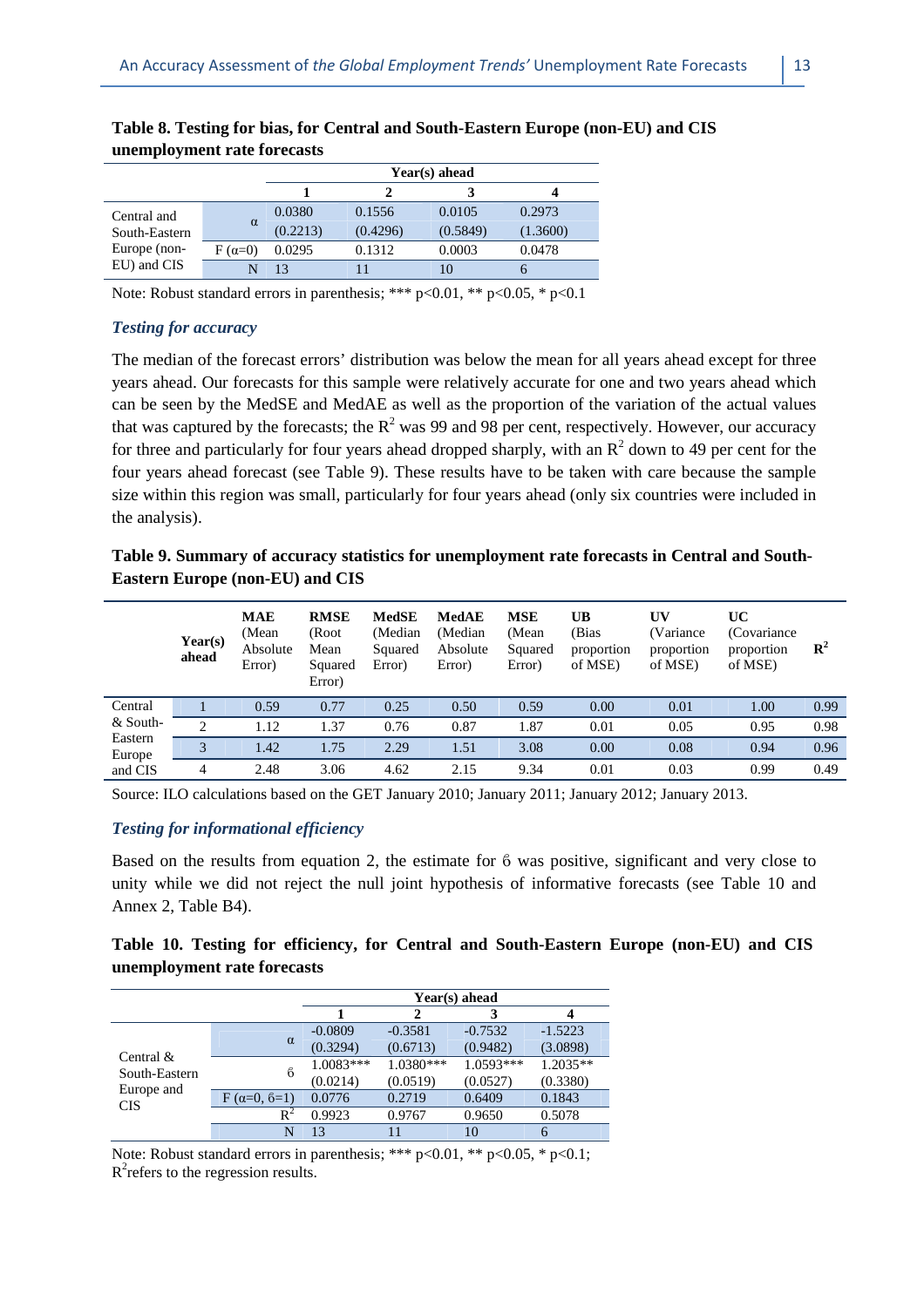**Table 8. Testing for bias, for Central and South-Eastern Europe (non-EU) and CIS unemployment rate forecasts**

| | | Year(s) ahead | | | |
|---|---|---|---|---|---|
| | | 1 | 2 | 3 | 4 |
| Central and South-Eastern Europe (non-EU) and CIS | α | 0.0380 | 0.1556 | 0.0105 | 0.2973 |
| | | (0.2213) | (0.4296) | (0.5849) | (1.3600) |
| | F (α=0) | 0.0295 | 0.1312 | 0.0003 | 0.0478 |
| | N | 13 | 11 | 10 | 6 |

Note: Robust standard errors in parenthesis; *** p<0.01, ** p<0.05, * p<0.1

### *Testing for accuracy*

The median of the forecast errors' distribution was below the mean for all years ahead except for three years ahead. Our forecasts for this sample were relatively accurate for one and two years ahead which can be seen by the MedSE and MedAE as well as the proportion of the variation of the actual values that was captured by the forecasts; the $R^2$ was 99 and 98 per cent, respectively. However, our accuracy for three and particularly for four years ahead dropped sharply, with an $R^2$ down to 49 per cent for the four years ahead forecast (see Table 9). These results have to be taken with care because the sample size within this region was small, particularly for four years ahead (only six countries were included in the analysis).

**Table 9. Summary of accuracy statistics for unemployment rate forecasts in Central and South-Eastern Europe (non-EU) and CIS**

| | Year(s) ahead | MAE (Mean Absolute Error) | RMSE (Root Mean Squared Error) | MedSE (Median Squared Error) | MedAE (Median Absolute Error) | MSE (Mean Squared Error) | UB (Bias proportion of MSE) | UV (Variance proportion of MSE) | UC (Covariance proportion of MSE) | $R^2$ |
|---|---|---|---|---|---|---|---|---|---|---|
| Central & South-Eastern Europe and CIS | 1 | 0.59 | 0.77 | 0.25 | 0.50 | 0.59 | 0.00 | 0.01 | 1.00 | 0.99 |
| | 2 | 1.12 | 1.37 | 0.76 | 0.87 | 1.87 | 0.01 | 0.05 | 0.95 | 0.98 |
| | 3 | 1.42 | 1.75 | 2.29 | 1.51 | 3.08 | 0.00 | 0.08 | 0.94 | 0.96 |
| | 4 | 2.48 | 3.06 | 4.62 | 2.15 | 9.34 | 0.01 | 0.03 | 0.99 | 0.49 |

Source: ILO calculations based on the GET January 2010; January 2011; January 2012; January 2013.

### *Testing for informational efficiency*

Based on the results from equation 2, the estimate for б was positive, significant and very close to unity while we did not reject the null joint hypothesis of informative forecasts (see Table 10 and Annex 2, Table B4).

**Table 10. Testing for efficiency, for Central and South-Eastern Europe (non-EU) and CIS unemployment rate forecasts**

| | | Year(s) ahead | | | |
|---|---|---|---|---|---|
| | | 1 | 2 | 3 | 4 |
| Central & South-Eastern Europe and CIS | α | -0.0809 | -0.3581 | -0.7532 | -1.5223 |
| | | (0.3294) | (0.6713) | (0.9482) | (3.0898) |
| | б | 1.0083*** | 1.0380*** | 1.0593*** | 1.2035** |
| | | (0.0214) | (0.0519) | (0.0527) | (0.3380) |
| | F (α=0, б=1) | 0.0776 | 0.2719 | 0.6409 | 0.1843 |
| | $R^2$ | 0.9923 | 0.9767 | 0.9650 | 0.5078 |
| | N | 13 | 11 | 10 | 6 |

Note: Robust standard errors in parenthesis; *** p<0.01, ** p<0.05, * p<0.1; $R^2$ refers to the regression results.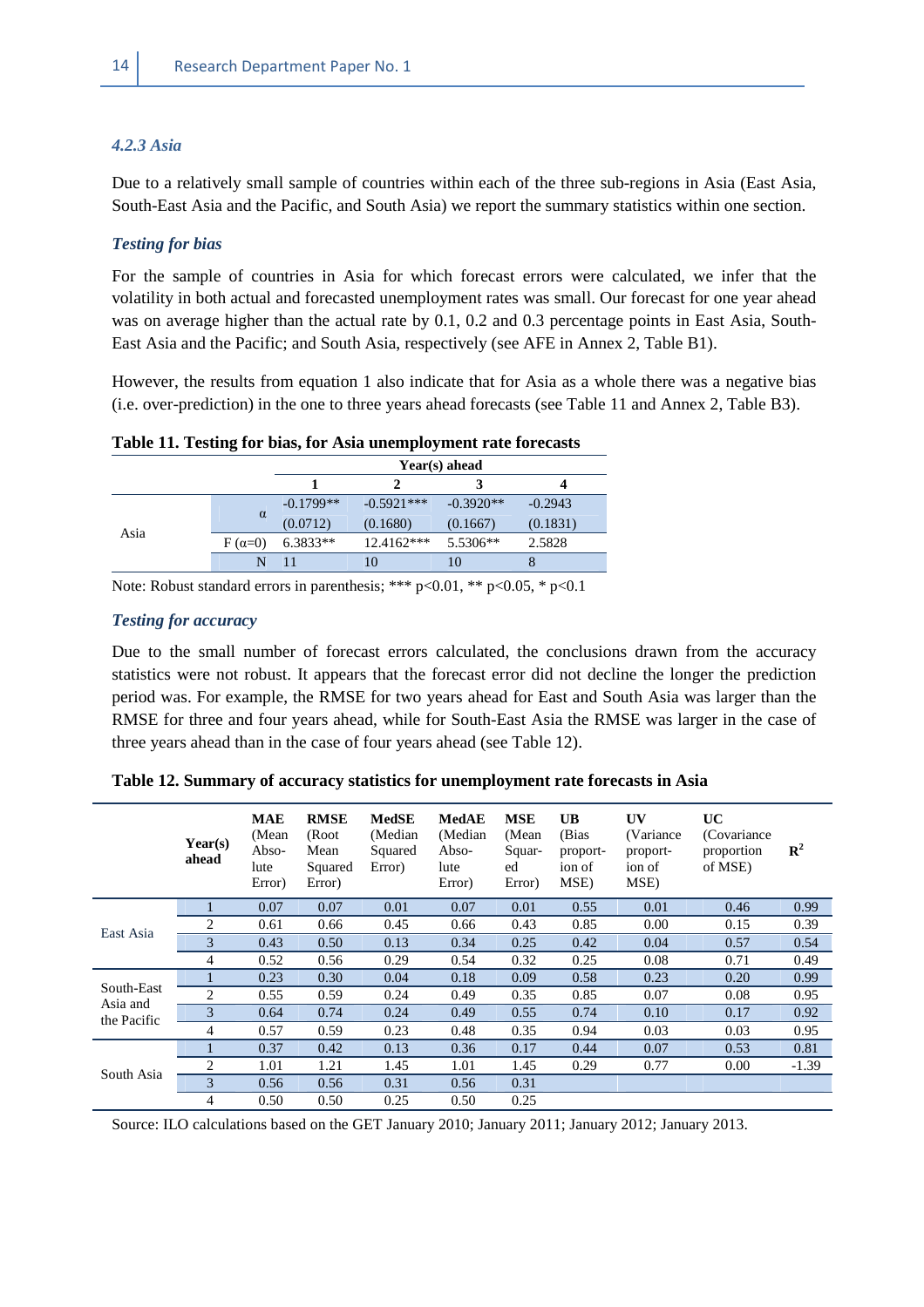#### 4.2.3 Asia

Due to a relatively small sample of countries within each of the three sub-regions in Asia (East Asia, South-East Asia and the Pacific, and South Asia) we report the summary statistics within one section.

***Testing for bias***

For the sample of countries in Asia for which forecast errors were calculated, we infer that the volatility in both actual and forecasted unemployment rates was small. Our forecast for one year ahead was on average higher than the actual rate by 0.1, 0.2 and 0.3 percentage points in East Asia, South-East Asia and the Pacific; and South Asia, respectively (see AFE in Annex 2, Table B1).

However, the results from equation 1 also indicate that for Asia as a whole there was a negative bias (i.e. over-prediction) in the one to three years ahead forecasts (see Table 11 and Annex 2, Table B3).

**Table 11. Testing for bias, for Asia unemployment rate forecasts**

| | | Year(s) ahead | | | |
|---|---|---|---|---|---|
| | | 1 | 2 | 3 | 4 |
| Asia | $\alpha$ | -0.1799** | -0.5921*** | -0.3920** | -0.2943 |
| | | (0.0712) | (0.1680) | (0.1667) | (0.1831) |
| | F ($\alpha$=0) | 6.3833** | 12.4162*** | 5.5306** | 2.5828 |
| | N | 11 | 10 | 10 | 8 |

Note: Robust standard errors in parenthesis; *** p<0.01, ** p<0.05, * p<0.1

***Testing for accuracy***

Due to the small number of forecast errors calculated, the conclusions drawn from the accuracy statistics were not robust. It appears that the forecast error did not decline the longer the prediction period was. For example, the RMSE for two years ahead for East and South Asia was larger than the RMSE for three and four years ahead, while for South-East Asia the RMSE was larger in the case of three years ahead than in the case of four years ahead (see Table 12).

**Table 12. Summary of accuracy statistics for unemployment rate forecasts in Asia**

| | Year(s) ahead | MAE (Mean Absolute Error) | RMSE (Root Mean Squared Error) | MedSE (Median Squared Error) | MedAE (Median Absolute Error) | MSE (Mean Squared Error) | UB (Bias proportion of MSE) | UV (Variance proportion of MSE) | UC (Covariance proportion of MSE) | $R^2$ |
|---|---|---|---|---|---|---|---|---|---|---|
| East Asia | 1 | 0.07 | 0.07 | 0.01 | 0.07 | 0.01 | 0.55 | 0.01 | 0.46 | 0.99 |
| | 2 | 0.61 | 0.66 | 0.45 | 0.66 | 0.43 | 0.85 | 0.00 | 0.15 | 0.39 |
| | 3 | 0.43 | 0.50 | 0.13 | 0.34 | 0.25 | 0.42 | 0.04 | 0.57 | 0.54 |
| | 4 | 0.52 | 0.56 | 0.29 | 0.54 | 0.32 | 0.25 | 0.08 | 0.71 | 0.49 |
| South-East Asia and the Pacific | 1 | 0.23 | 0.30 | 0.04 | 0.18 | 0.09 | 0.58 | 0.23 | 0.20 | 0.99 |
| | 2 | 0.55 | 0.59 | 0.24 | 0.49 | 0.35 | 0.85 | 0.07 | 0.08 | 0.95 |
| | 3 | 0.64 | 0.74 | 0.24 | 0.49 | 0.55 | 0.74 | 0.10 | 0.17 | 0.92 |
| | 4 | 0.57 | 0.59 | 0.23 | 0.48 | 0.35 | 0.94 | 0.03 | 0.03 | 0.95 |
| South Asia | 1 | 0.37 | 0.42 | 0.13 | 0.36 | 0.17 | 0.44 | 0.07 | 0.53 | 0.81 |
| | 2 | 1.01 | 1.21 | 1.45 | 1.01 | 1.45 | 0.29 | 0.77 | 0.00 | -1.39 |
| | 3 | 0.56 | 0.56 | 0.31 | 0.56 | 0.31 | | | | |
| | 4 | 0.50 | 0.50 | 0.25 | 0.50 | 0.25 | | | | |

Source: ILO calculations based on the GET January 2010; January 2011; January 2012; January 2013.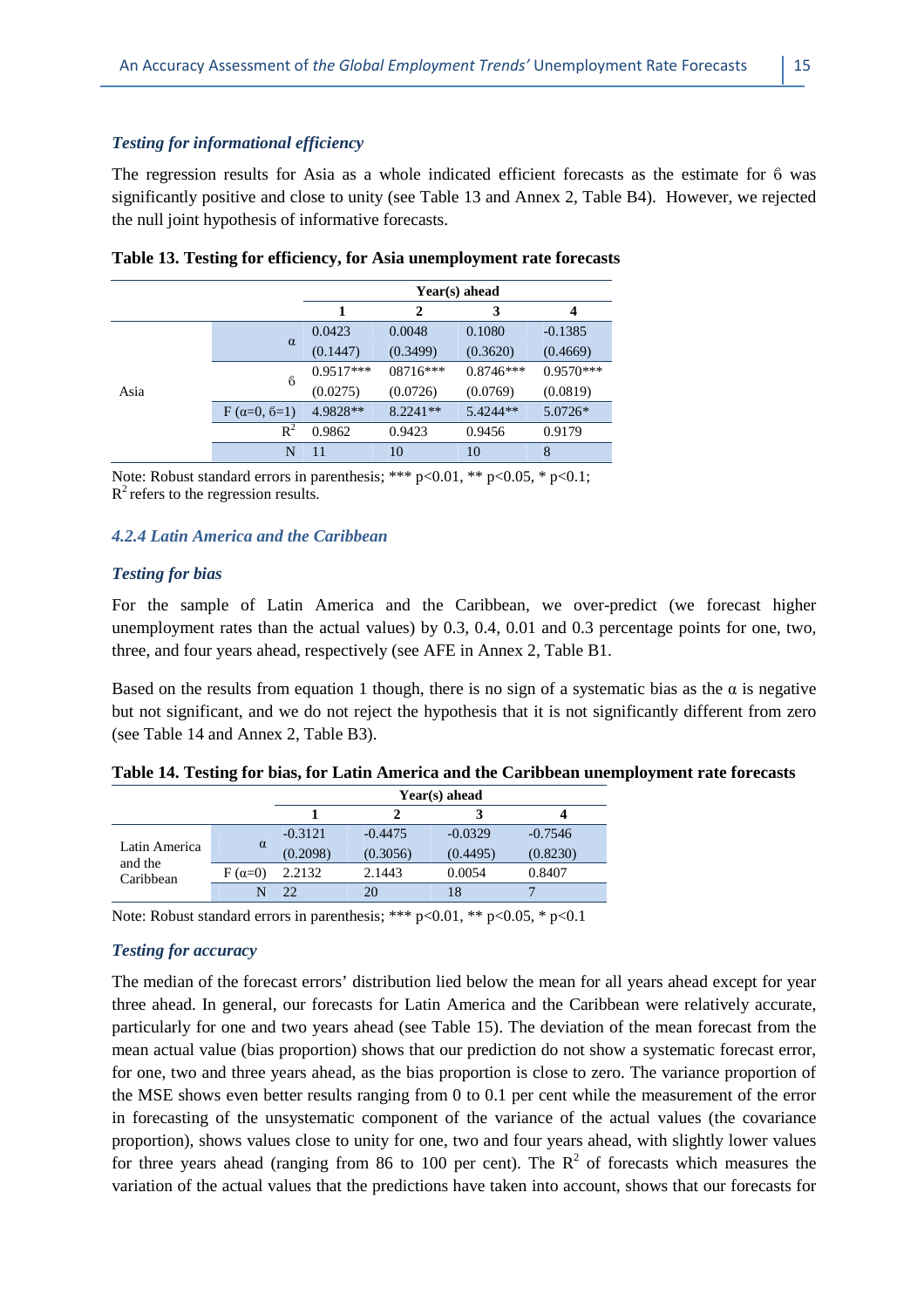### *Testing for informational efficiency*

The regression results for Asia as a whole indicated efficient forecasts as the estimate for β was significantly positive and close to unity (see Table 13 and Annex 2, Table B4). However, we rejected the null joint hypothesis of informative forecasts.

**Table 13. Testing for efficiency, for Asia unemployment rate forecasts**

| | | Year(s) ahead | | | |
|---|---|---|---|---|---|
| | | 1 | 2 | 3 | 4 |
| Asia | α | 0.0423 | 0.0048 | 0.1080 | -0.1385 |
| | | (0.1447) | (0.3499) | (0.3620) | (0.4669) |
| | β | 0.9517*** | 08716*** | 0.8746*** | 0.9570*** |
| | | (0.0275) | (0.0726) | (0.0769) | (0.0819) |
| | F (α=0, β=1) | 4.9828** | 8.2241** | 5.4244** | 5.0726* |
| | $R^2$ | 0.9862 | 0.9423 | 0.9456 | 0.9179 |
| | N | 11 | 10 | 10 | 8 |

Note: Robust standard errors in parenthesis; *** p<0.01, ** p<0.05, * p<0.1; $R^2$ refers to the regression results.

### *4.2.4 Latin America and the Caribbean*

### *Testing for bias*

For the sample of Latin America and the Caribbean, we over-predict (we forecast higher unemployment rates than the actual values) by 0.3, 0.4, 0.01 and 0.3 percentage points for one, two, three, and four years ahead, respectively (see AFE in Annex 2, Table B1.

Based on the results from equation 1 though, there is no sign of a systematic bias as the α is negative but not significant, and we do not reject the hypothesis that it is not significantly different from zero (see Table 14 and Annex 2, Table B3).

**Table 14. Testing for bias, for Latin America and the Caribbean unemployment rate forecasts**

| | | Year(s) ahead | | | |
|---|---|---|---|---|---|
| | | 1 | 2 | 3 | 4 |
| Latin America and the Caribbean | α | -0.3121 | -0.4475 | -0.0329 | -0.7546 |
| | | (0.2098) | (0.3056) | (0.4495) | (0.8230) |
| | F (α=0) | 2.2132 | 2.1443 | 0.0054 | 0.8407 |
| | N | 22 | 20 | 18 | 7 |

Note: Robust standard errors in parenthesis; *** p<0.01, ** p<0.05, * p<0.1

### *Testing for accuracy*

The median of the forecast errors' distribution lied below the mean for all years ahead except for year three ahead. In general, our forecasts for Latin America and the Caribbean were relatively accurate, particularly for one and two years ahead (see Table 15). The deviation of the mean forecast from the mean actual value (bias proportion) shows that our prediction do not show a systematic forecast error, for one, two and three years ahead, as the bias proportion is close to zero. The variance proportion of the MSE shows even better results ranging from 0 to 0.1 per cent while the measurement of the error in forecasting of the unsystematic component of the variance of the actual values (the covariance proportion), shows values close to unity for one, two and four years ahead, with slightly lower values for three years ahead (ranging from 86 to 100 per cent). The $R^2$ of forecasts which measures the variation of the actual values that the predictions have taken into account, shows that our forecasts for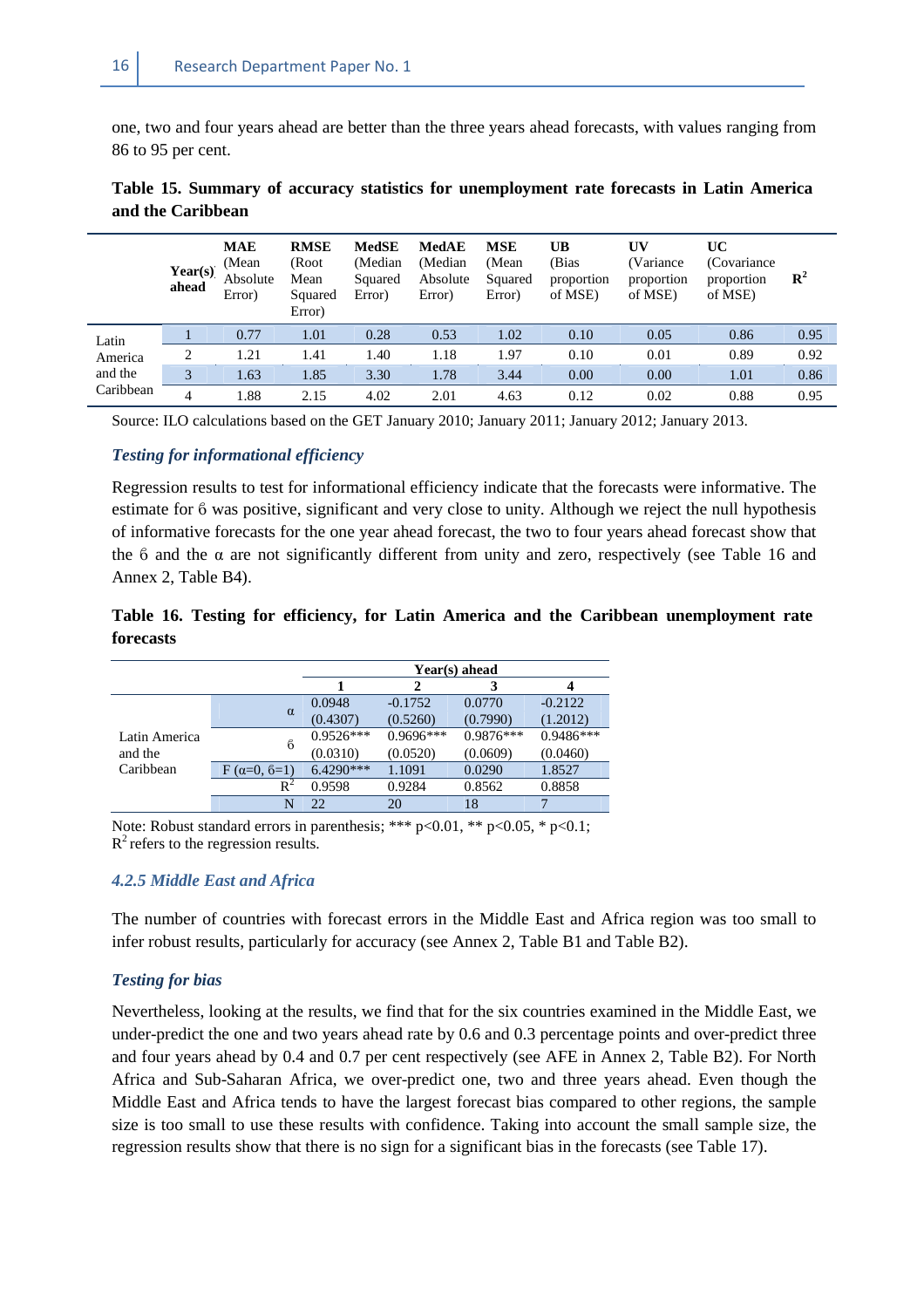one, two and four years ahead are better than the three years ahead forecasts, with values ranging from 86 to 95 per cent.

**Table 15. Summary of accuracy statistics for unemployment rate forecasts in Latin America and the Caribbean**

| | Year(s) ahead | MAE (Mean Absolute Error) | RMSE (Root Mean Squared Error) | MedSE (Median Squared Error) | MedAE (Median Absolute Error) | MSE (Mean Squared Error) | UB (Bias proportion of MSE) | UV (Variance proportion of MSE) | UC (Covariance proportion of MSE) | $R^2$ |
|---|---|---|---|---|---|---|---|---|---|---|
| Latin America and the Caribbean | 1 | 0.77 | 1.01 | 0.28 | 0.53 | 1.02 | 0.10 | 0.05 | 0.86 | 0.95 |
| | 2 | 1.21 | 1.41 | 1.40 | 1.18 | 1.97 | 0.10 | 0.01 | 0.89 | 0.92 |
| | 3 | 1.63 | 1.85 | 3.30 | 1.78 | 3.44 | 0.00 | 0.00 | 1.01 | 0.86 |
| | 4 | 1.88 | 2.15 | 4.02 | 2.01 | 4.63 | 0.12 | 0.02 | 0.88 | 0.95 |

Source: ILO calculations based on the GET January 2010; January 2011; January 2012; January 2013.

### *Testing for informational efficiency*

Regression results to test for informational efficiency indicate that the forecasts were informative. The estimate for β was positive, significant and very close to unity. Although we reject the null hypothesis of informative forecasts for the one year ahead forecast, the two to four years ahead forecast show that the β and the α are not significantly different from unity and zero, respectively (see Table 16 and Annex 2, Table B4).

**Table 16. Testing for efficiency, for Latin America and the Caribbean unemployment rate forecasts**

| | | Year(s) ahead | | | |
|---|---|---|---|---|---|
| | | 1 | 2 | 3 | 4 |
| Latin America and the Caribbean | α | 0.0948 | -0.1752 | 0.0770 | -0.2122 |
| | | (0.4307) | (0.5260) | (0.7990) | (1.2012) |
| | β | 0.9526*** | 0.9696*** | 0.9876*** | 0.9486*** |
| | | (0.0310) | (0.0520) | (0.0609) | (0.0460) |
| | F (α=0, β=1) | 6.4290*** | 1.1091 | 0.0290 | 1.8527 |
| | $R^2$ | 0.9598 | 0.9284 | 0.8562 | 0.8858 |
| | N | 22 | 20 | 18 | 7 |

Note: Robust standard errors in parenthesis; *** $p<0.01$, ** $p<0.05$, * $p<0.1$; $R^2$ refers to the regression results.

### *4.2.5 Middle East and Africa*

The number of countries with forecast errors in the Middle East and Africa region was too small to infer robust results, particularly for accuracy (see Annex 2, Table B1 and Table B2).

### *Testing for bias*

Nevertheless, looking at the results, we find that for the six countries examined in the Middle East, we under-predict the one and two years ahead rate by 0.6 and 0.3 percentage points and over-predict three and four years ahead by 0.4 and 0.7 per cent respectively (see AFE in Annex 2, Table B2). For North Africa and Sub-Saharan Africa, we over-predict one, two and three years ahead. Even though the Middle East and Africa tends to have the largest forecast bias compared to other regions, the sample size is too small to use these results with confidence. Taking into account the small sample size, the regression results show that there is no sign for a significant bias in the forecasts (see Table 17).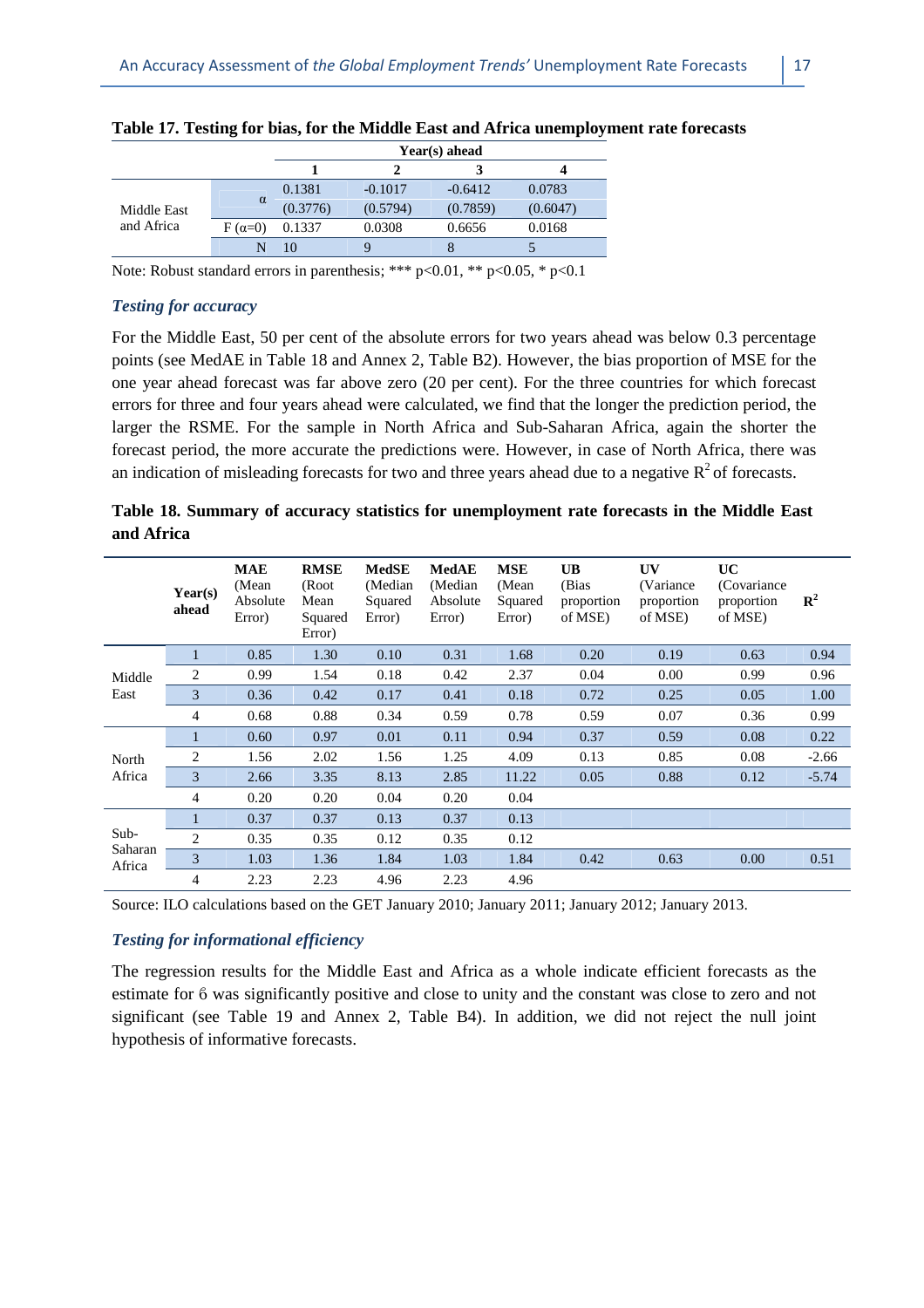**Table 17. Testing for bias, for the Middle East and Africa unemployment rate forecasts**

| | | Year(s) ahead | | | |
|---|---|---|---|---|---|
| | | 1 | 2 | 3 | 4 |
| Middle East and Africa | $\alpha$ | 0.1381 | -0.1017 | -0.6412 | 0.0783 |
| | | (0.3776) | (0.5794) | (0.7859) | (0.6047) |
| | F ($\alpha$=0) | 0.1337 | 0.0308 | 0.6656 | 0.0168 |
| | N | 10 | 9 | 8 | 5 |

Note: Robust standard errors in parenthesis; *** p<0.01, ** p<0.05, * p<0.1

### *Testing for accuracy*

For the Middle East, 50 per cent of the absolute errors for two years ahead was below 0.3 percentage points (see MedAE in Table 18 and Annex 2, Table B2). However, the bias proportion of MSE for the one year ahead forecast was far above zero (20 per cent). For the three countries for which forecast errors for three and four years ahead were calculated, we find that the longer the prediction period, the larger the RSME. For the sample in North Africa and Sub-Saharan Africa, again the shorter the forecast period, the more accurate the predictions were. However, in case of North Africa, there was an indication of misleading forecasts for two and three years ahead due to a negative $R^2$ of forecasts.

**Table 18. Summary of accuracy statistics for unemployment rate forecasts in the Middle East and Africa**

| | Year(s) ahead | MAE (Mean Absolute Error) | RMSE (Root Mean Squared Error) | MedSE (Median Squared Error) | MedAE (Median Absolute Error) | MSE (Mean Squared Error) | UB (Bias proportion of MSE) | UV (Variance proportion of MSE) | UC (Covariance proportion of MSE) | $R^2$ |
|---|---|---|---|---|---|---|---|---|---|---|
| Middle East | 1 | 0.85 | 1.30 | 0.10 | 0.31 | 1.68 | 0.20 | 0.19 | 0.63 | 0.94 |
| | 2 | 0.99 | 1.54 | 0.18 | 0.42 | 2.37 | 0.04 | 0.00 | 0.99 | 0.96 |
| | 3 | 0.36 | 0.42 | 0.17 | 0.41 | 0.18 | 0.72 | 0.25 | 0.05 | 1.00 |
| | 4 | 0.68 | 0.88 | 0.34 | 0.59 | 0.78 | 0.59 | 0.07 | 0.36 | 0.99 |
| North Africa | 1 | 0.60 | 0.97 | 0.01 | 0.11 | 0.94 | 0.37 | 0.59 | 0.08 | 0.22 |
| | 2 | 1.56 | 2.02 | 1.56 | 1.25 | 4.09 | 0.13 | 0.85 | 0.08 | -2.66 |
| | 3 | 2.66 | 3.35 | 8.13 | 2.85 | 11.22 | 0.05 | 0.88 | 0.12 | -5.74 |
| | 4 | 0.20 | 0.20 | 0.04 | 0.20 | 0.04 | | | | |
| Sub-Saharan Africa | 1 | 0.37 | 0.37 | 0.13 | 0.37 | 0.13 | | | | |
| | 2 | 0.35 | 0.35 | 0.12 | 0.35 | 0.12 | | | | |
| | 3 | 1.03 | 1.36 | 1.84 | 1.03 | 1.84 | 0.42 | 0.63 | 0.00 | 0.51 |
| | 4 | 2.23 | 2.23 | 4.96 | 2.23 | 4.96 | | | | |

Source: ILO calculations based on the GET January 2010; January 2011; January 2012; January 2013.

### *Testing for informational efficiency*

The regression results for the Middle East and Africa as a whole indicate efficient forecasts as the estimate for $\beta$ was significantly positive and close to unity and the constant was close to zero and not significant (see Table 19 and Annex 2, Table B4). In addition, we did not reject the null joint hypothesis of informative forecasts.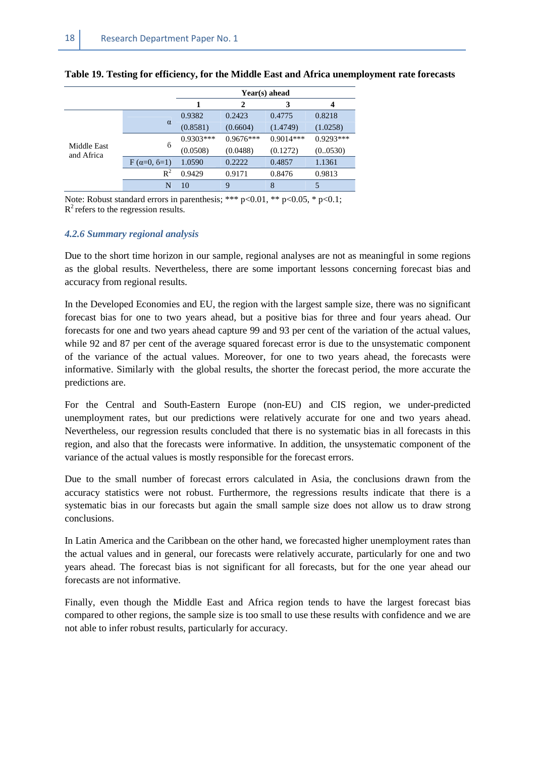**Table 19. Testing for efficiency, for the Middle East and Africa unemployment rate forecasts**

| | | Year(s) ahead | | | |
|---|---|---|---|---|---|
| | | 1 | 2 | 3 | 4 |
| Middle East and Africa | α | 0.9382 | 0.2423 | 0.4775 | 0.8218 |
| | | (0.8581) | (0.6604) | (1.4749) | (1.0258) |
| | β | 0.9303*** | 0.9676*** | 0.9014*** | 0.9293*** |
| | | (0.0508) | (0.0488) | (0.1272) | (0..0530) |
| | F (α=0, β=1) | 1.0590 | 0.2222 | 0.4857 | 1.1361 |
| | $R^2$ | 0.9429 | 0.9171 | 0.8476 | 0.9813 |
| | N | 10 | 9 | 8 | 5 |

Note: Robust standard errors in parenthesis; *** p<0.01, ** p<0.05, * p<0.1; $R^2$ refers to the regression results.

#### *4.2.6 Summary regional analysis*

Due to the short time horizon in our sample, regional analyses are not as meaningful in some regions as the global results. Nevertheless, there are some important lessons concerning forecast bias and accuracy from regional results.

In the Developed Economies and EU, the region with the largest sample size, there was no significant forecast bias for one to two years ahead, but a positive bias for three and four years ahead. Our forecasts for one and two years ahead capture 99 and 93 per cent of the variation of the actual values, while 92 and 87 per cent of the average squared forecast error is due to the unsystematic component of the variance of the actual values. Moreover, for one to two years ahead, the forecasts were informative. Similarly with the global results, the shorter the forecast period, the more accurate the predictions are.

For the Central and South-Eastern Europe (non-EU) and CIS region, we under-predicted unemployment rates, but our predictions were relatively accurate for one and two years ahead. Nevertheless, our regression results concluded that there is no systematic bias in all forecasts in this region, and also that the forecasts were informative. In addition, the unsystematic component of the variance of the actual values is mostly responsible for the forecast errors.

Due to the small number of forecast errors calculated in Asia, the conclusions drawn from the accuracy statistics were not robust. Furthermore, the regressions results indicate that there is a systematic bias in our forecasts but again the small sample size does not allow us to draw strong conclusions.

In Latin America and the Caribbean on the other hand, we forecasted higher unemployment rates than the actual values and in general, our forecasts were relatively accurate, particularly for one and two years ahead. The forecast bias is not significant for all forecasts, but for the one year ahead our forecasts are not informative.

Finally, even though the Middle East and Africa region tends to have the largest forecast bias compared to other regions, the sample size is too small to use these results with confidence and we are not able to infer robust results, particularly for accuracy.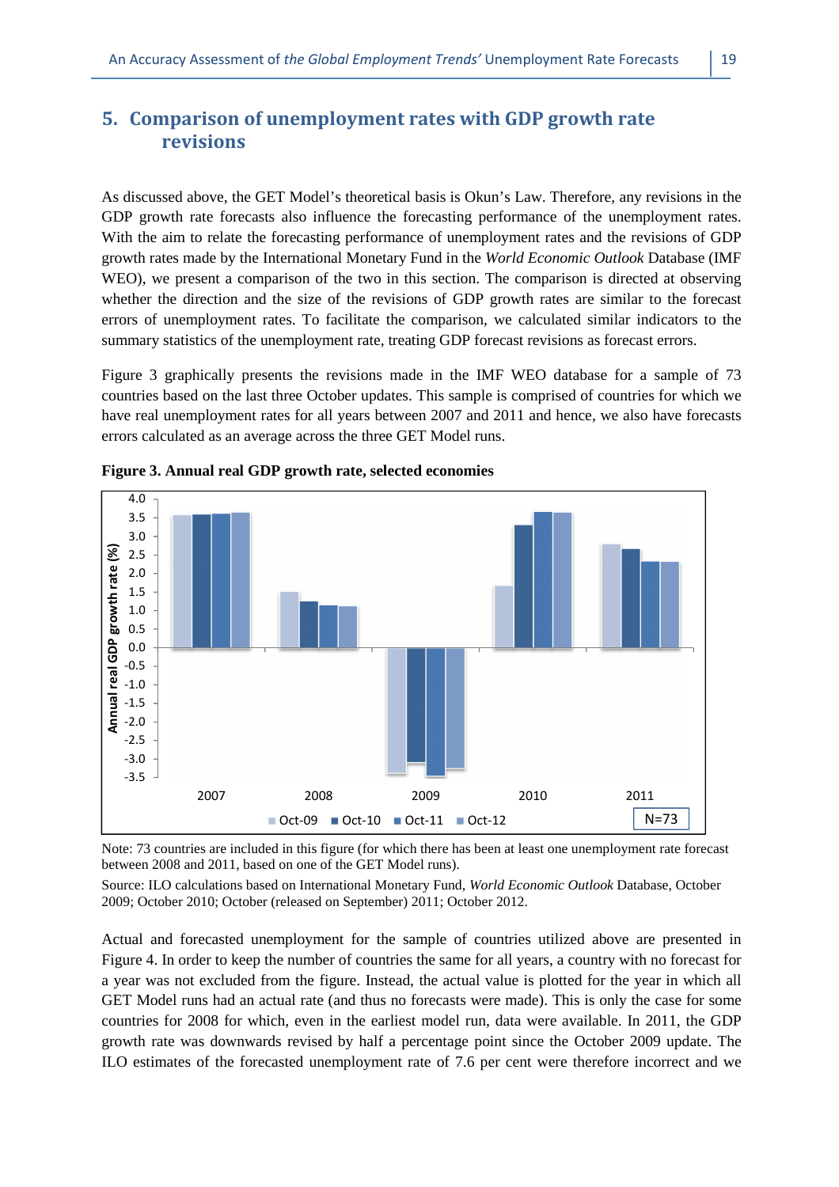## 5. Comparison of unemployment rates with GDP growth rate revisions

As discussed above, the GET Model's theoretical basis is Okun's Law. Therefore, any revisions in the GDP growth rate forecasts also influence the forecasting performance of the unemployment rates. With the aim to relate the forecasting performance of unemployment rates and the revisions of GDP growth rates made by the International Monetary Fund in the *World Economic Outlook* Database (IMF WEO), we present a comparison of the two in this section. The comparison is directed at observing whether the direction and the size of the revisions of GDP growth rates are similar to the forecast errors of unemployment rates. To facilitate the comparison, we calculated similar indicators to the summary statistics of the unemployment rate, treating GDP forecast revisions as forecast errors.

Figure 3 graphically presents the revisions made in the IMF WEO database for a sample of 73 countries based on the last three October updates. This sample is comprised of countries for which we have real unemployment rates for all years between 2007 and 2011 and hence, we also have forecasts errors calculated as an average across the three GET Model runs.

**Figure 3. Annual real GDP growth rate, selected economies**

Note: 73 countries are included in this figure (for which there has been at least one unemployment rate forecast between 2008 and 2011, based on one of the GET Model runs).

Source: ILO calculations based on International Monetary Fund, *World Economic Outlook* Database, October 2009; October 2010; October (released on September) 2011; October 2012.

Actual and forecasted unemployment for the sample of countries utilized above are presented in Figure 4. In order to keep the number of countries the same for all years, a country with no forecast for a year was not excluded from the figure. Instead, the actual value is plotted for the year in which all GET Model runs had an actual rate (and thus no forecasts were made). This is only the case for some countries for 2008 for which, even in the earliest model run, data were available. In 2011, the GDP growth rate was downwards revised by half a percentage point since the October 2009 update. The ILO estimates of the forecasted unemployment rate of 7.6 per cent were therefore incorrect and we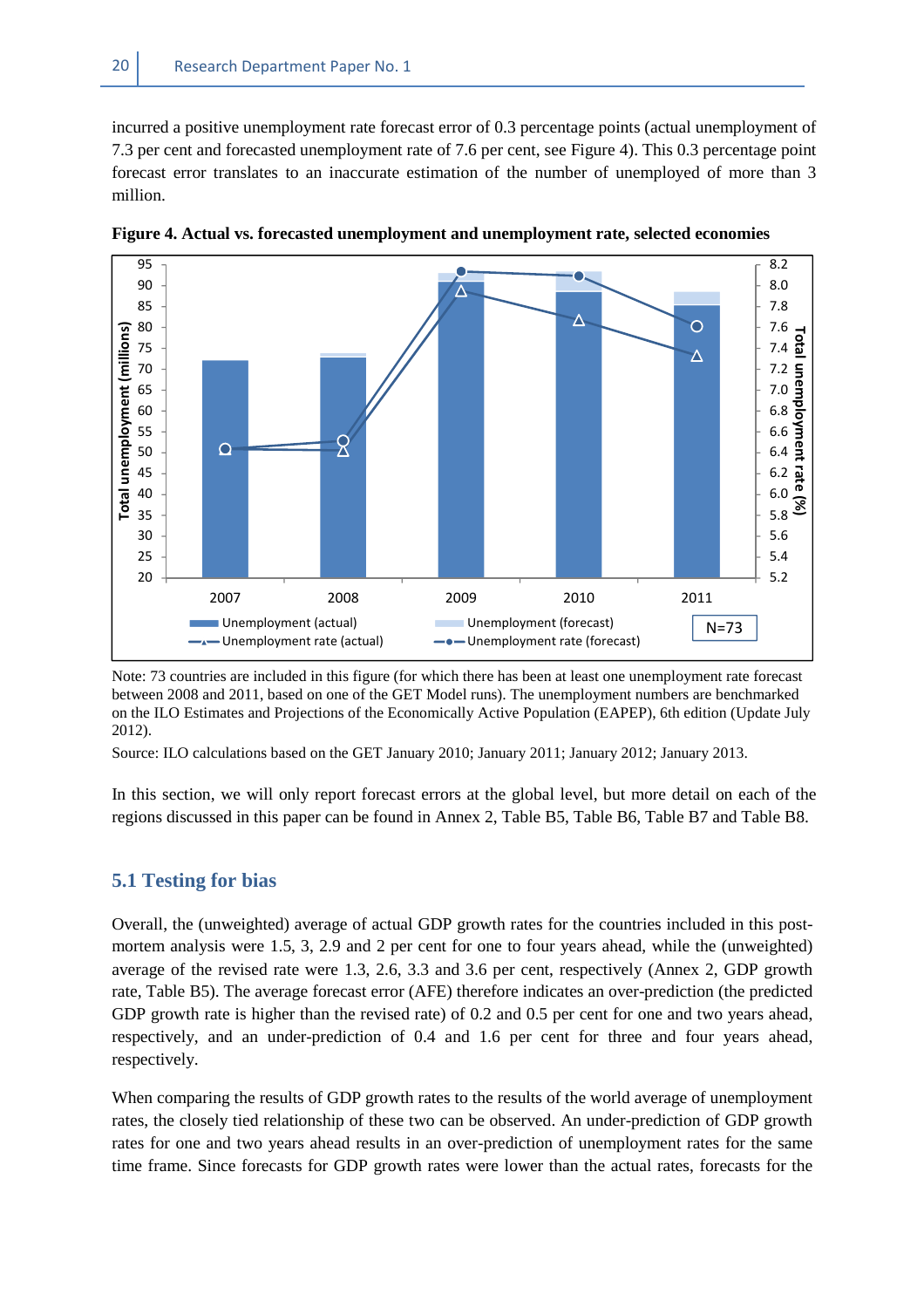incurred a positive unemployment rate forecast error of 0.3 percentage points (actual unemployment of 7.3 per cent and forecasted unemployment rate of 7.6 per cent, see Figure 4). This 0.3 percentage point forecast error translates to an inaccurate estimation of the number of unemployed of more than 3 million.

**Figure 4. Actual vs. forecasted unemployment and unemployment rate, selected economies**

Note: 73 countries are included in this figure (for which there has been at least one unemployment rate forecast between 2008 and 2011, based on one of the GET Model runs). The unemployment numbers are benchmarked on the ILO Estimates and Projections of the Economically Active Population (EAPEP), 6th edition (Update July 2012).

Source: ILO calculations based on the GET January 2010; January 2011; January 2012; January 2013.

In this section, we will only report forecast errors at the global level, but more detail on each of the regions discussed in this paper can be found in Annex 2, Table B5, Table B6, Table B7 and Table B8.

## 5.1 Testing for bias

Overall, the (unweighted) average of actual GDP growth rates for the countries included in this post-mortem analysis were 1.5, 3, 2.9 and 2 per cent for one to four years ahead, while the (unweighted) average of the revised rate were 1.3, 2.6, 3.3 and 3.6 per cent, respectively (Annex 2, GDP growth rate, Table B5). The average forecast error (AFE) therefore indicates an over-prediction (the predicted GDP growth rate is higher than the revised rate) of 0.2 and 0.5 per cent for one and two years ahead, respectively, and an under-prediction of 0.4 and 1.6 per cent for three and four years ahead, respectively.

When comparing the results of GDP growth rates to the results of the world average of unemployment rates, the closely tied relationship of these two can be observed. An under-prediction of GDP growth rates for one and two years ahead results in an over-prediction of unemployment rates for the same time frame. Since forecasts for GDP growth rates were lower than the actual rates, forecasts for the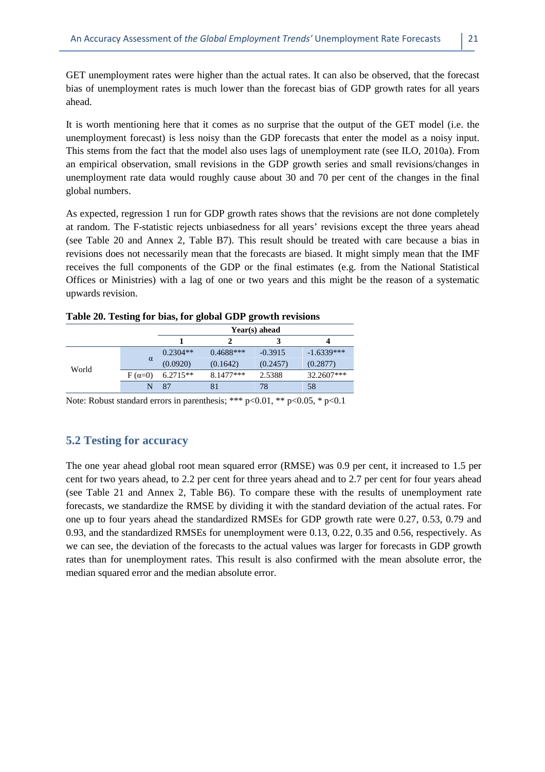GET unemployment rates were higher than the actual rates. It can also be observed, that the forecast bias of unemployment rates is much lower than the forecast bias of GDP growth rates for all years ahead.

It is worth mentioning here that it comes as no surprise that the output of the GET model (i.e. the unemployment forecast) is less noisy than the GDP forecasts that enter the model as a noisy input. This stems from the fact that the model also uses lags of unemployment rate (see ILO, 2010a). From an empirical observation, small revisions in the GDP growth series and small revisions/changes in unemployment rate data would roughly cause about 30 and 70 per cent of the changes in the final global numbers.

As expected, regression 1 run for GDP growth rates shows that the revisions are not done completely at random. The F-statistic rejects unbiasedness for all years' revisions except the three years ahead (see Table 20 and Annex 2, Table B7). This result should be treated with care because a bias in revisions does not necessarily mean that the forecasts are biased. It might simply mean that the IMF receives the full components of the GDP or the final estimates (e.g. from the National Statistical Offices or Ministries) with a lag of one or two years and this might be the reason of a systematic upwards revision.

**Table 20. Testing for bias, for global GDP growth revisions**

| | | Year(s) ahead | | | |
|---|---|---|---|---|---|
| | | 1 | 2 | 3 | 4 |
| World | $\alpha$ | 0.2304** | 0.4688*** | -0.3915 | -1.6339*** |
| | | (0.0920) | (0.1642) | (0.2457) | (0.2877) |
| | $F(\alpha=0)$ | 6.2715** | 8.1477*** | 2.5388 | 32.2607*** |
| | N | 87 | 81 | 78 | 58 |

Note: Robust standard errors in parenthesis; *** $p<0.01$, ** $p<0.05$, * $p<0.1$

## 5.2 Testing for accuracy

The one year ahead global root mean squared error (RMSE) was 0.9 per cent, it increased to 1.5 per cent for two years ahead, to 2.2 per cent for three years ahead and to 2.7 per cent for four years ahead (see Table 21 and Annex 2, Table B6). To compare these with the results of unemployment rate forecasts, we standardize the RMSE by dividing it with the standard deviation of the actual rates. For one up to four years ahead the standardized RMSEs for GDP growth rate were 0.27, 0.53, 0.79 and 0.93, and the standardized RMSEs for unemployment were 0.13, 0.22, 0.35 and 0.56, respectively. As we can see, the deviation of the forecasts to the actual values was larger for forecasts in GDP growth rates than for unemployment rates. This result is also confirmed with the mean absolute error, the median squared error and the median absolute error.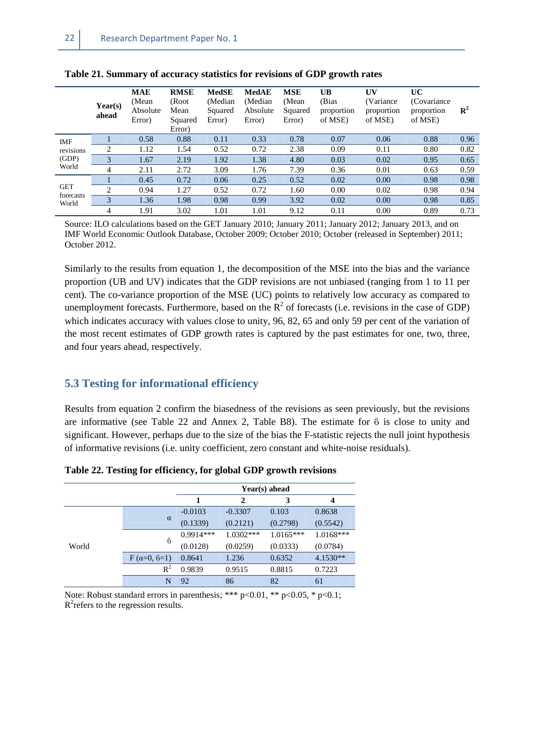**Table 21. Summary of accuracy statistics for revisions of GDP growth rates**

| | Year(s) ahead | MAE (Mean Absolute Error) | RMSE (Root Mean Squared Error) | MedSE (Median Squared Error) | MedAE (Median Absolute Error) | MSE (Mean Squared Error) | UB (Bias proportion of MSE) | UV (Variance proportion of MSE) | UC (Covariance proportion of MSE) | $R^2$ |
|---|---|---|---|---|---|---|---|---|---|---|
| IMF revisions (GDP) World | 1 | 0.58 | 0.88 | 0.11 | 0.33 | 0.78 | 0.07 | 0.06 | 0.88 | 0.96 |
| | 2 | 1.12 | 1.54 | 0.52 | 0.72 | 2.38 | 0.09 | 0.11 | 0.80 | 0.82 |
| | 3 | 1.67 | 2.19 | 1.92 | 1.38 | 4.80 | 0.03 | 0.02 | 0.95 | 0.65 |
| | 4 | 2.11 | 2.72 | 3.09 | 1.76 | 7.39 | 0.36 | 0.01 | 0.63 | 0.59 |
| GET forecasts World | 1 | 0.45 | 0.72 | 0.06 | 0.25 | 0.52 | 0.02 | 0.00 | 0.98 | 0.98 |
| | 2 | 0.94 | 1.27 | 0.52 | 0.72 | 1.60 | 0.00 | 0.02 | 0.98 | 0.94 |
| | 3 | 1.36 | 1.98 | 0.98 | 0.99 | 3.92 | 0.02 | 0.00 | 0.98 | 0.85 |
| | 4 | 1.91 | 3.02 | 1.01 | 1.01 | 9.12 | 0.11 | 0.00 | 0.89 | 0.73 |

Source: ILO calculations based on the GET January 2010; January 2011; January 2012; January 2013, and on IMF World Economic Outlook Database, October 2009; October 2010; October (released in September) 2011; October 2012.

Similarly to the results from equation 1, the decomposition of the MSE into the bias and the variance proportion (UB and UV) indicates that the GDP revisions are not unbiased (ranging from 1 to 11 per cent). The co-variance proportion of the MSE (UC) points to relatively low accuracy as compared to unemployment forecasts. Furthermore, based on the $R^2$ of forecasts (i.e. revisions in the case of GDP) which indicates accuracy with values close to unity, 96, 82, 65 and only 59 per cent of the variation of the most recent estimates of GDP growth rates is captured by the past estimates for one, two, three, and four years ahead, respectively.

## 5.3 Testing for informational efficiency

Results from equation 2 confirm the biasedness of the revisions as seen previously, but the revisions are informative (see Table 22 and Annex 2, Table B8). The estimate for $\beta$ is close to unity and significant. However, perhaps due to the size of the bias the F-statistic rejects the null joint hypothesis of informative revisions (i.e. unity coefficient, zero constant and white-noise residuals).

**Table 22. Testing for efficiency, for global GDP growth revisions**

| | | Year(s) ahead | | | |
|---|---|---|---|---|---|
| | | 1 | 2 | 3 | 4 |
| World | $\alpha$ | -0.0103 | -0.3307 | 0.103 | 0.8638 |
| | | (0.1339) | (0.2121) | (0.2798) | (0.5542) |
| | $\beta$ | 0.9914*** | 1.0302*** | 1.0165*** | 1.0168*** |
| | | (0.0128) | (0.0259) | (0.0333) | (0.0784) |
| | F ($\alpha$=0, $\beta$=1) | 0.8641 | 1.236 | 0.6352 | 4.1530** |
| | $R^2$ | 0.9839 | 0.9515 | 0.8815 | 0.7223 |
| | N | 92 | 86 | 82 | 61 |

Note: Robust standard errors in parenthesis; *** p<0.01, ** p<0.05, * p<0.1; $R^2$ refers to the regression results.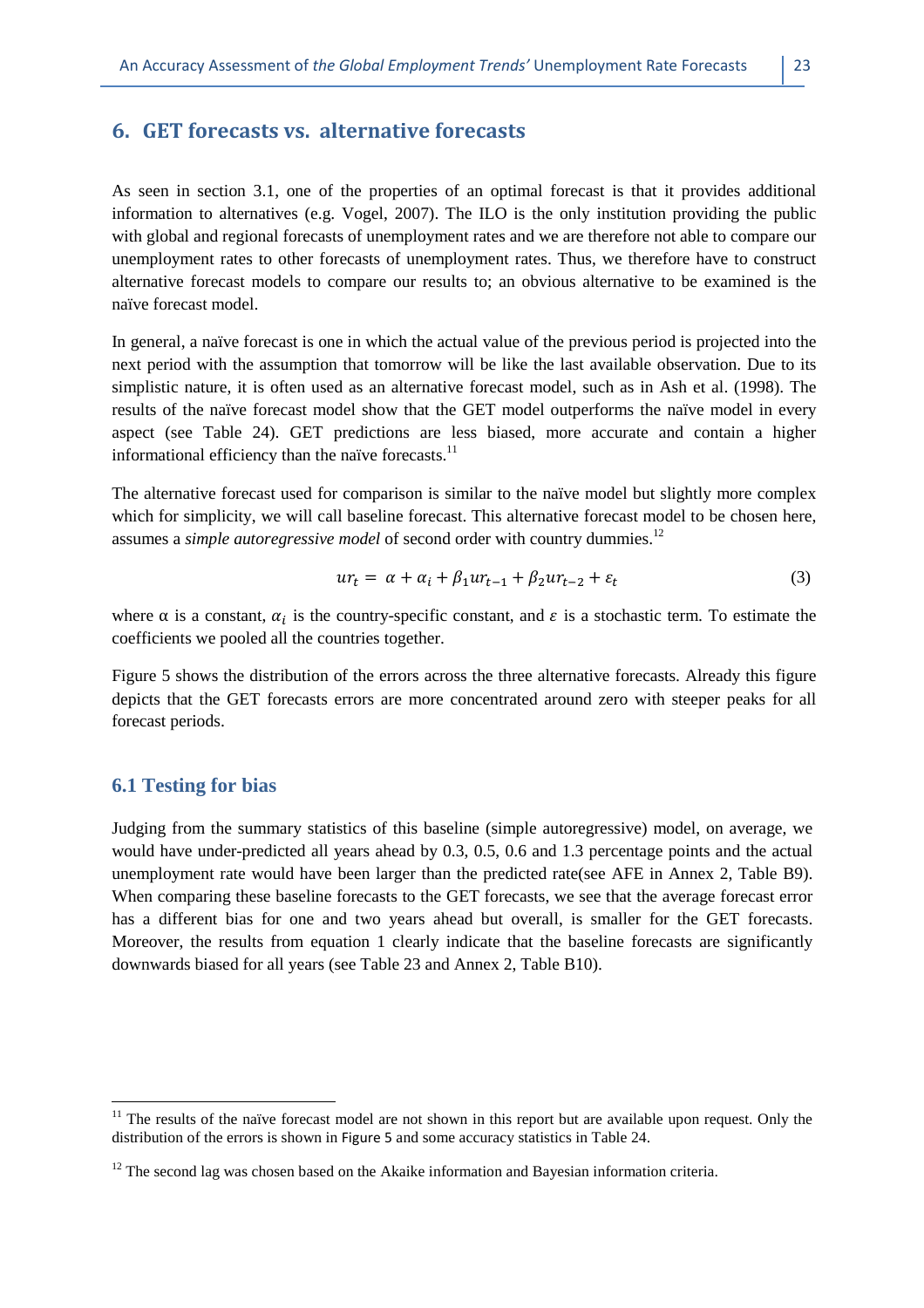## 6. GET forecasts vs. alternative forecasts

As seen in section 3.1, one of the properties of an optimal forecast is that it provides additional information to alternatives (e.g. Vogel, 2007). The ILO is the only institution providing the public with global and regional forecasts of unemployment rates and we are therefore not able to compare our unemployment rates to other forecasts of unemployment rates. Thus, we therefore have to construct alternative forecast models to compare our results to; an obvious alternative to be examined is the naïve forecast model.

In general, a naïve forecast is one in which the actual value of the previous period is projected into the next period with the assumption that tomorrow will be like the last available observation. Due to its simplistic nature, it is often used as an alternative forecast model, such as in Ash et al. (1998). The results of the naïve forecast model show that the GET model outperforms the naïve model in every aspect (see Table 24). GET predictions are less biased, more accurate and contain a higher informational efficiency than the naïve forecasts.[11]

The alternative forecast used for comparison is similar to the naïve model but slightly more complex which for simplicity, we will call baseline forecast. This alternative forecast model to be chosen here, assumes a *simple autoregressive model* of second order with country dummies.[12]

$$ur_t = \alpha + \alpha_i + \beta_1 ur_{t-1} + \beta_2 ur_{t-2} + \varepsilon_t \tag{3}$$

where α is a constant, $\alpha_i$ is the country-specific constant, and $\varepsilon$ is a stochastic term. To estimate the coefficients we pooled all the countries together.

Figure 5 shows the distribution of the errors across the three alternative forecasts. Already this figure depicts that the GET forecasts errors are more concentrated around zero with steeper peaks for all forecast periods.

### 6.1 Testing for bias

Judging from the summary statistics of this baseline (simple autoregressive) model, on average, we would have under-predicted all years ahead by 0.3, 0.5, 0.6 and 1.3 percentage points and the actual unemployment rate would have been larger than the predicted rate(see AFE in Annex 2, Table B9). When comparing these baseline forecasts to the GET forecasts, we see that the average forecast error has a different bias for one and two years ahead but overall, is smaller for the GET forecasts. Moreover, the results from equation 1 clearly indicate that the baseline forecasts are significantly downwards biased for all years (see Table 23 and Annex 2, Table B10).

---

[11] The results of the naïve forecast model are not shown in this report but are available upon request. Only the distribution of the errors is shown in Figure 5 and some accuracy statistics in Table 24.

[12] The second lag was chosen based on the Akaike information and Bayesian information criteria.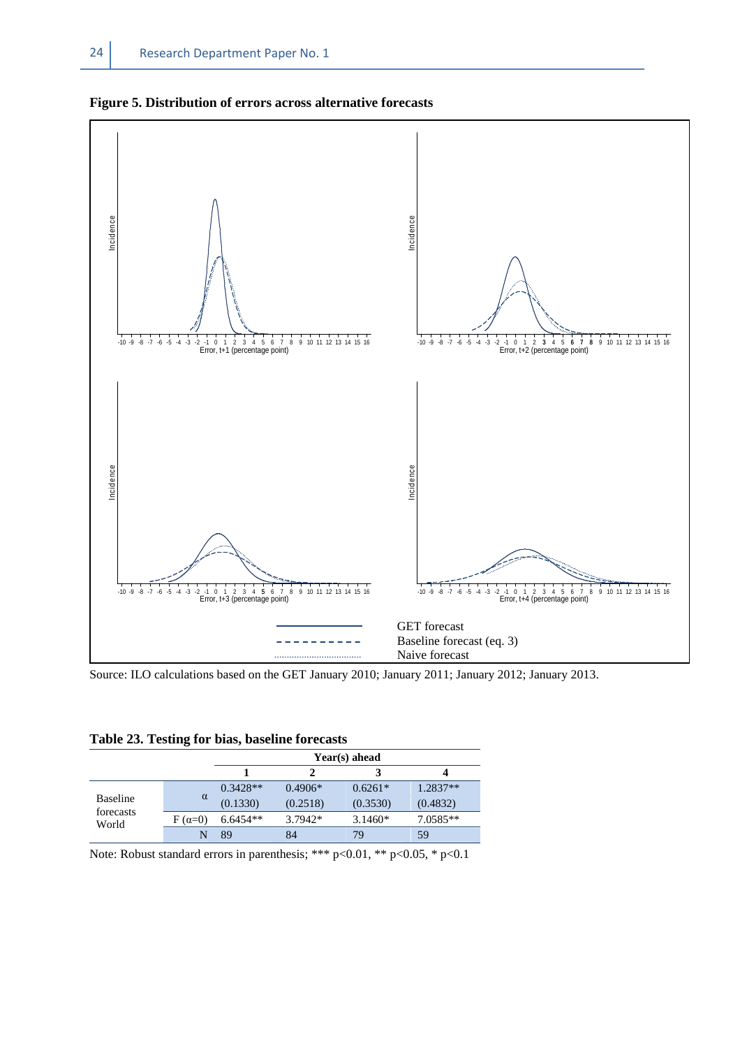**Figure 5. Distribution of errors across alternative forecasts**

Source: ILO calculations based on the GET January 2010; January 2011; January 2012; January 2013.

**Table 23. Testing for bias, baseline forecasts**

| | | Year(s) ahead | | | |
|---|---|---|---|---|---|
| | | 1 | 2 | 3 | 4 |
| Baseline forecasts World | α | 0.3428** | 0.4906* | 0.6261* | 1.2837** |
| | | (0.1330) | (0.2518) | (0.3530) | (0.4832) |
| | F (α=0) | 6.6454** | 3.7942* | 3.1460* | 7.0585** |
| | N | 89 | 84 | 79 | 59 |

Note: Robust standard errors in parenthesis; *** $p<0.01$, ** $p<0.05$, * $p<0.1$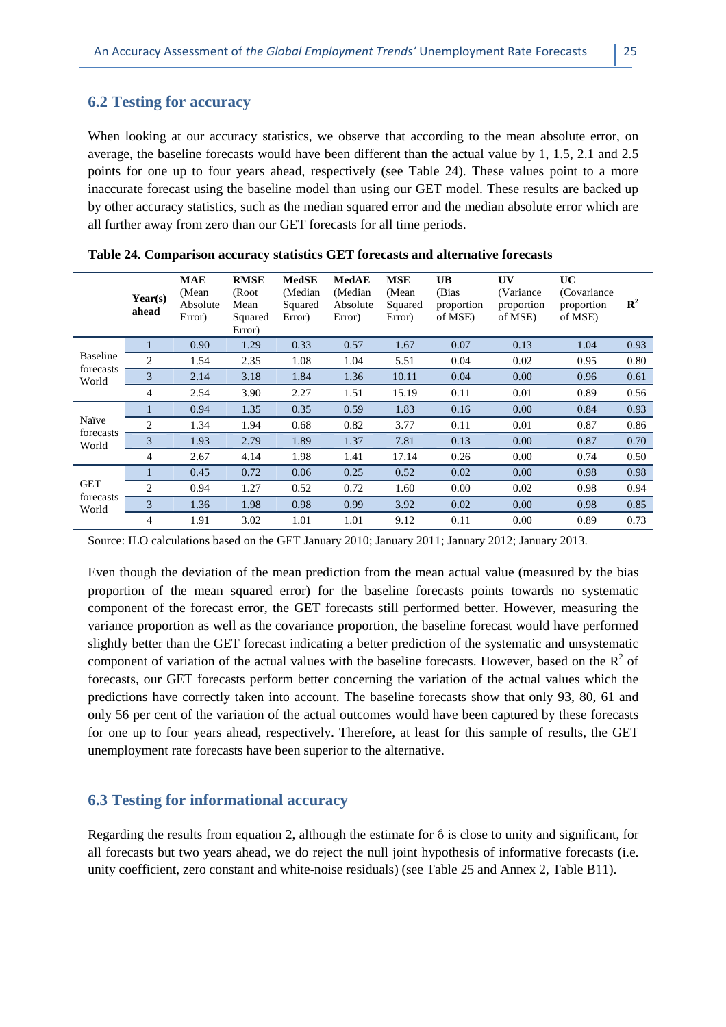## 6.2 Testing for accuracy

When looking at our accuracy statistics, we observe that according to the mean absolute error, on average, the baseline forecasts would have been different than the actual value by 1, 1.5, 2.1 and 2.5 points for one up to four years ahead, respectively (see Table 24). These values point to a more inaccurate forecast using the baseline model than using our GET model. These results are backed up by other accuracy statistics, such as the median squared error and the median absolute error which are all further away from zero than our GET forecasts for all time periods.

**Table 24. Comparison accuracy statistics GET forecasts and alternative forecasts**

| | Year(s) ahead | MAE (Mean Absolute Error) | RMSE (Root Mean Squared Error) | MedSE (Median Squared Error) | MedAE (Median Absolute Error) | MSE (Mean Squared Error) | UB (Bias proportion of MSE) | UV (Variance proportion of MSE) | UC (Covariance proportion of MSE) | $R^2$ |
|---|---|---|---|---|---|---|---|---|---|---|
| Baseline forecasts World | 1 | 0.90 | 1.29 | 0.33 | 0.57 | 1.67 | 0.07 | 0.13 | 1.04 | 0.93 |
| | 2 | 1.54 | 2.35 | 1.08 | 1.04 | 5.51 | 0.04 | 0.02 | 0.95 | 0.80 |
| | 3 | 2.14 | 3.18 | 1.84 | 1.36 | 10.11 | 0.04 | 0.00 | 0.96 | 0.61 |
| | 4 | 2.54 | 3.90 | 2.27 | 1.51 | 15.19 | 0.11 | 0.01 | 0.89 | 0.56 |
| Naïve forecasts World | 1 | 0.94 | 1.35 | 0.35 | 0.59 | 1.83 | 0.16 | 0.00 | 0.84 | 0.93 |
| | 2 | 1.34 | 1.94 | 0.68 | 0.82 | 3.77 | 0.11 | 0.01 | 0.87 | 0.86 |
| | 3 | 1.93 | 2.79 | 1.89 | 1.37 | 7.81 | 0.13 | 0.00 | 0.87 | 0.70 |
| | 4 | 2.67 | 4.14 | 1.98 | 1.41 | 17.14 | 0.26 | 0.00 | 0.74 | 0.50 |
| GET forecasts World | 1 | 0.45 | 0.72 | 0.06 | 0.25 | 0.52 | 0.02 | 0.00 | 0.98 | 0.98 |
| | 2 | 0.94 | 1.27 | 0.52 | 0.72 | 1.60 | 0.00 | 0.02 | 0.98 | 0.94 |
| | 3 | 1.36 | 1.98 | 0.98 | 0.99 | 3.92 | 0.02 | 0.00 | 0.98 | 0.85 |
| | 4 | 1.91 | 3.02 | 1.01 | 1.01 | 9.12 | 0.11 | 0.00 | 0.89 | 0.73 |

Source: ILO calculations based on the GET January 2010; January 2011; January 2012; January 2013.

Even though the deviation of the mean prediction from the mean actual value (measured by the bias proportion of the mean squared error) for the baseline forecasts points towards no systematic component of the forecast error, the GET forecasts still performed better. However, measuring the variance proportion as well as the covariance proportion, the baseline forecast would have performed slightly better than the GET forecast indicating a better prediction of the systematic and unsystematic component of variation of the actual values with the baseline forecasts. However, based on the $R^2$ of forecasts, our GET forecasts perform better concerning the variation of the actual values which the predictions have correctly taken into account. The baseline forecasts show that only 93, 80, 61 and only 56 per cent of the variation of the actual outcomes would have been captured by these forecasts for one up to four years ahead, respectively. Therefore, at least for this sample of results, the GET unemployment rate forecasts have been superior to the alternative.

## 6.3 Testing for informational accuracy

Regarding the results from equation 2, although the estimate for $\theta$ is close to unity and significant, for all forecasts but two years ahead, we do reject the null joint hypothesis of informative forecasts (i.e. unity coefficient, zero constant and white-noise residuals) (see Table 25 and Annex 2, Table B11).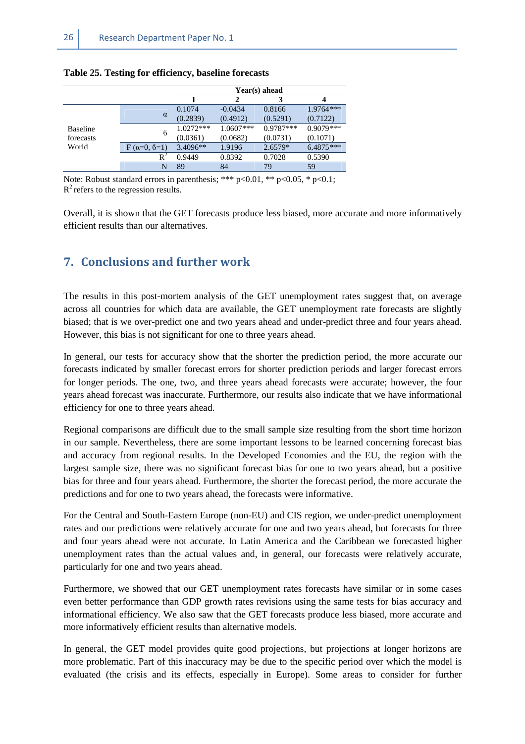**Table 25. Testing for efficiency, baseline forecasts**

| | | Year(s) ahead | | | |
|---|---|---|---|---|---|
| | | 1 | 2 | 3 | 4 |
| Baseline forecasts World | α | 0.1074 | -0.0434 | 0.8166 | 1.9764*** |
| | | (0.2839) | (0.4912) | (0.5291) | (0.7122) |
| | β | 1.0272*** | 1.0607*** | 0.9787*** | 0.9079*** |
| | | (0.0361) | (0.0682) | (0.0731) | (0.1071) |
| | F (α=0, β=1) | 3.4096** | 1.9196 | 2.6579* | 6.4875*** |
| | $R^2$ | 0.9449 | 0.8392 | 0.7028 | 0.5390 |
| | N | 89 | 84 | 79 | 59 |

Note: Robust standard errors in parenthesis; *** p<0.01, ** p<0.05, * p<0.1; $R^2$ refers to the regression results.

Overall, it is shown that the GET forecasts produce less biased, more accurate and more informatively efficient results than our alternatives.

## 7. Conclusions and further work

The results in this post-mortem analysis of the GET unemployment rates suggest that, on average across all countries for which data are available, the GET unemployment rate forecasts are slightly biased; that is we over-predict one and two years ahead and under-predict three and four years ahead. However, this bias is not significant for one to three years ahead.

In general, our tests for accuracy show that the shorter the prediction period, the more accurate our forecasts indicated by smaller forecast errors for shorter prediction periods and larger forecast errors for longer periods. The one, two, and three years ahead forecasts were accurate; however, the four years ahead forecast was inaccurate. Furthermore, our results also indicate that we have informational efficiency for one to three years ahead.

Regional comparisons are difficult due to the small sample size resulting from the short time horizon in our sample. Nevertheless, there are some important lessons to be learned concerning forecast bias and accuracy from regional results. In the Developed Economies and the EU, the region with the largest sample size, there was no significant forecast bias for one to two years ahead, but a positive bias for three and four years ahead. Furthermore, the shorter the forecast period, the more accurate the predictions and for one to two years ahead, the forecasts were informative.

For the Central and South-Eastern Europe (non-EU) and CIS region, we under-predict unemployment rates and our predictions were relatively accurate for one and two years ahead, but forecasts for three and four years ahead were not accurate. In Latin America and the Caribbean we forecasted higher unemployment rates than the actual values and, in general, our forecasts were relatively accurate, particularly for one and two years ahead.

Furthermore, we showed that our GET unemployment rates forecasts have similar or in some cases even better performance than GDP growth rates revisions using the same tests for bias accuracy and informational efficiency. We also saw that the GET forecasts produce less biased, more accurate and more informatively efficient results than alternative models.

In general, the GET model provides quite good projections, but projections at longer horizons are more problematic. Part of this inaccuracy may be due to the specific period over which the model is evaluated (the crisis and its effects, especially in Europe). Some areas to consider for further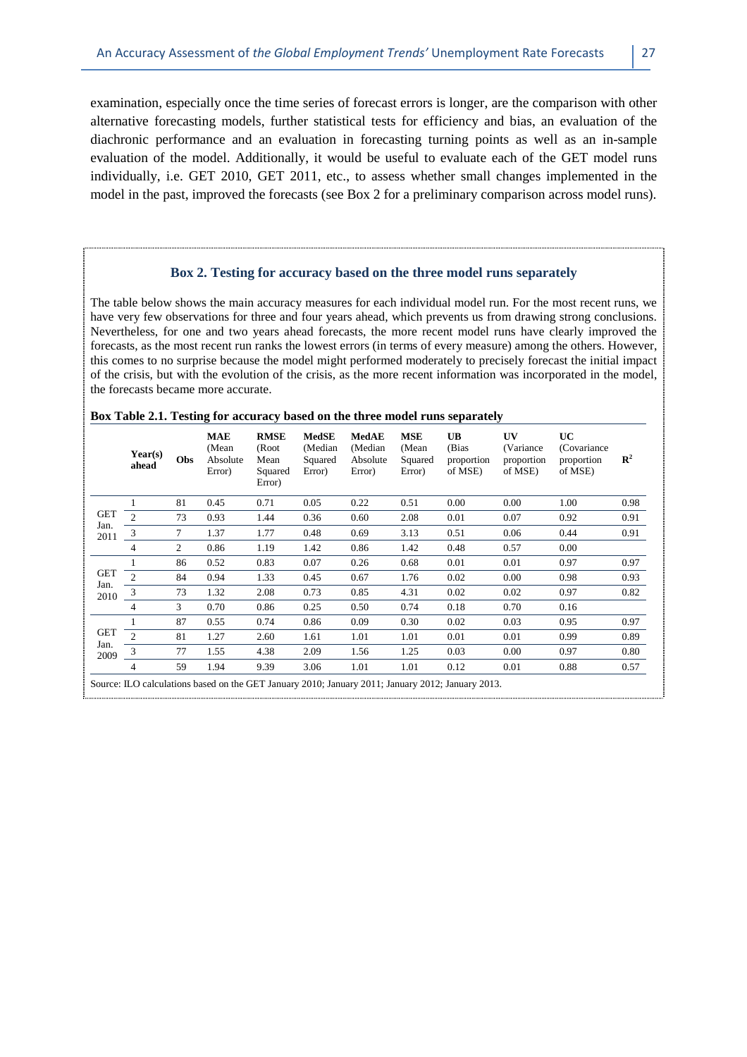examination, especially once the time series of forecast errors is longer, are the comparison with other alternative forecasting models, further statistical tests for efficiency and bias, an evaluation of the diachronic performance and an evaluation in forecasting turning points as well as an in-sample evaluation of the model. Additionally, it would be useful to evaluate each of the GET model runs individually, i.e. GET 2010, GET 2011, etc., to assess whether small changes implemented in the model in the past, improved the forecasts (see Box 2 for a preliminary comparison across model runs).

### Box 2. Testing for accuracy based on the three model runs separately

The table below shows the main accuracy measures for each individual model run. For the most recent runs, we have very few observations for three and four years ahead, which prevents us from drawing strong conclusions. Nevertheless, for one and two years ahead forecasts, the more recent model runs have clearly improved the forecasts, as the most recent run ranks the lowest errors (in terms of every measure) among the others. However, this comes to no surprise because the model might performed moderately to precisely forecast the initial impact of the crisis, but with the evolution of the crisis, as the more recent information was incorporated in the model, the forecasts became more accurate.

**Box Table 2.1. Testing for accuracy based on the three model runs separately**

| | Year(s) ahead | Obs | MAE (Mean Absolute Error) | RMSE (Root Mean Squared Error) | MedSE (Median Squared Error) | MedAE (Median Absolute Error) | MSE (Mean Squared Error) | UB (Bias proportion of MSE) | UV (Variance proportion of MSE) | UC (Covariance proportion of MSE) | $R^2$ |
|---|---|---|---|---|---|---|---|---|---|---|---|
| GET Jan. 2011 | 1 | 81 | 0.45 | 0.71 | 0.05 | 0.22 | 0.51 | 0.00 | 0.00 | 1.00 | 0.98 |
| | 2 | 73 | 0.93 | 1.44 | 0.36 | 0.60 | 2.08 | 0.01 | 0.07 | 0.92 | 0.91 |
| | 3 | 7 | 1.37 | 1.77 | 0.48 | 0.69 | 3.13 | 0.51 | 0.06 | 0.44 | 0.91 |
| | 4 | 2 | 0.86 | 1.19 | 1.42 | 0.86 | 1.42 | 0.48 | 0.57 | 0.00 | |
| GET Jan. 2010 | 1 | 86 | 0.52 | 0.83 | 0.07 | 0.26 | 0.68 | 0.01 | 0.01 | 0.97 | 0.97 |
| | 2 | 84 | 0.94 | 1.33 | 0.45 | 0.67 | 1.76 | 0.02 | 0.00 | 0.98 | 0.93 |
| | 3 | 73 | 1.32 | 2.08 | 0.73 | 0.85 | 4.31 | 0.02 | 0.02 | 0.97 | 0.82 |
| | 4 | 3 | 0.70 | 0.86 | 0.25 | 0.50 | 0.74 | 0.18 | 0.70 | 0.16 | |
| GET Jan. 2009 | 1 | 87 | 0.55 | 0.74 | 0.86 | 0.09 | 0.30 | 0.02 | 0.03 | 0.95 | 0.97 |
| | 2 | 81 | 1.27 | 2.60 | 1.61 | 1.01 | 1.01 | 0.01 | 0.01 | 0.99 | 0.89 |
| | 3 | 77 | 1.55 | 4.38 | 2.09 | 1.56 | 1.25 | 0.03 | 0.00 | 0.97 | 0.80 |
| | 4 | 59 | 1.94 | 9.39 | 3.06 | 1.01 | 1.01 | 0.12 | 0.01 | 0.88 | 0.57 |

Source: ILO calculations based on the GET January 2010; January 2011; January 2012; January 2013.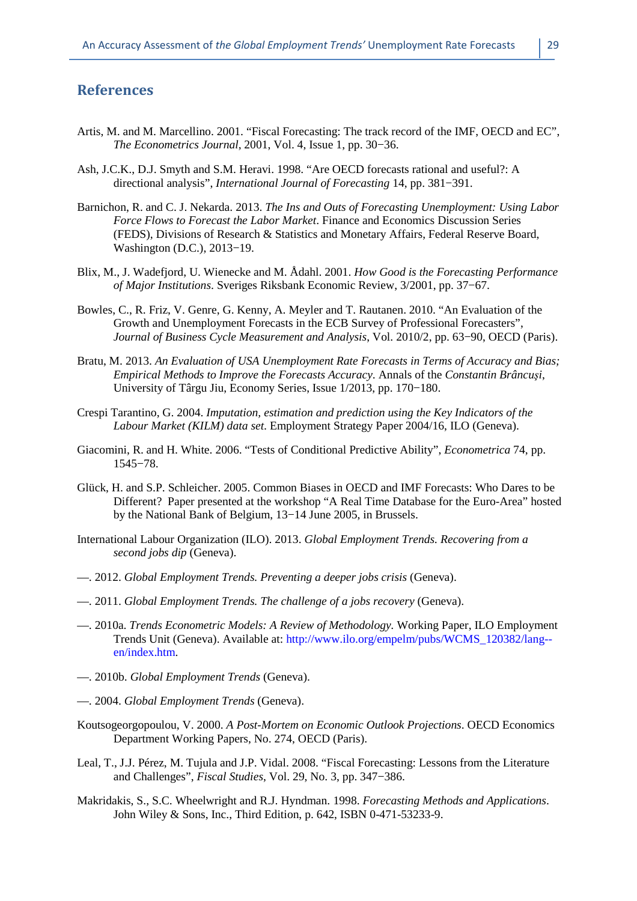## References

Artis, M. and M. Marcellino. 2001. "Fiscal Forecasting: The track record of the IMF, OECD and EC", *The Econometrics Journal*, 2001, Vol. 4, Issue 1, pp. 30−36.

Ash, J.C.K., D.J. Smyth and S.M. Heravi. 1998. "Are OECD forecasts rational and useful?: A directional analysis", *International Journal of Forecasting* 14, pp. 381−391.

Barnichon, R. and C. J. Nekarda. 2013. *The Ins and Outs of Forecasting Unemployment: Using Labor Force Flows to Forecast the Labor Market*. Finance and Economics Discussion Series (FEDS), Divisions of Research & Statistics and Monetary Affairs, Federal Reserve Board, Washington (D.C.), 2013−19.

Blix, M., J. Wadefjord, U. Wienecke and M. Ådahl. 2001. *How Good is the Forecasting Performance of Major Institutions*. Sveriges Riksbank Economic Review, 3/2001, pp. 37−67.

Bowles, C., R. Friz, V. Genre, G. Kenny, A. Meyler and T. Rautanen. 2010. "An Evaluation of the Growth and Unemployment Forecasts in the ECB Survey of Professional Forecasters", *Journal of Business Cycle Measurement and Analysis*, Vol. 2010/2, pp. 63−90, OECD (Paris).

Bratu, M. 2013. *An Evaluation of USA Unemployment Rate Forecasts in Terms of Accuracy and Bias; Empirical Methods to Improve the Forecasts Accuracy*. Annals of the *Constantin Brâncuşi*, University of Târgu Jiu, Economy Series, Issue 1/2013, pp. 170−180.

Crespi Tarantino, G. 2004. *Imputation, estimation and prediction using the Key Indicators of the Labour Market (KILM) data set*. Employment Strategy Paper 2004/16, ILO (Geneva).

Giacomini, R. and H. White. 2006. "Tests of Conditional Predictive Ability", *Econometrica* 74, pp. 1545−78.

Glück, H. and S.P. Schleicher. 2005. Common Biases in OECD and IMF Forecasts: Who Dares to be Different? Paper presented at the workshop "A Real Time Database for the Euro-Area" hosted by the National Bank of Belgium, 13−14 June 2005, in Brussels.

International Labour Organization (ILO). 2013. *Global Employment Trends. Recovering from a second jobs dip* (Geneva).

—. 2012. *Global Employment Trends. Preventing a deeper jobs crisis* (Geneva).

—. 2011. *Global Employment Trends. The challenge of a jobs recovery* (Geneva).

—. 2010a. *Trends Econometric Models: A Review of Methodology*. Working Paper, ILO Employment Trends Unit (Geneva). Available at: http://www.ilo.org/empelm/pubs/WCMS_120382/lang--en/index.htm.

—. 2010b. *Global Employment Trends* (Geneva).

—. 2004. *Global Employment Trends* (Geneva).

Koutsogeorgopoulou, V. 2000. *A Post-Mortem on Economic Outlook Projections*. OECD Economics Department Working Papers, No. 274, OECD (Paris).

Leal, T., J.J. Pérez, M. Tujula and J.P. Vidal. 2008. "Fiscal Forecasting: Lessons from the Literature and Challenges", *Fiscal Studies*, Vol. 29, No. 3, pp. 347−386.

Makridakis, S., S.C. Wheelwright and R.J. Hyndman. 1998. *Forecasting Methods and Applications*. John Wiley & Sons, Inc., Third Edition, p. 642, ISBN 0-471-53233-9.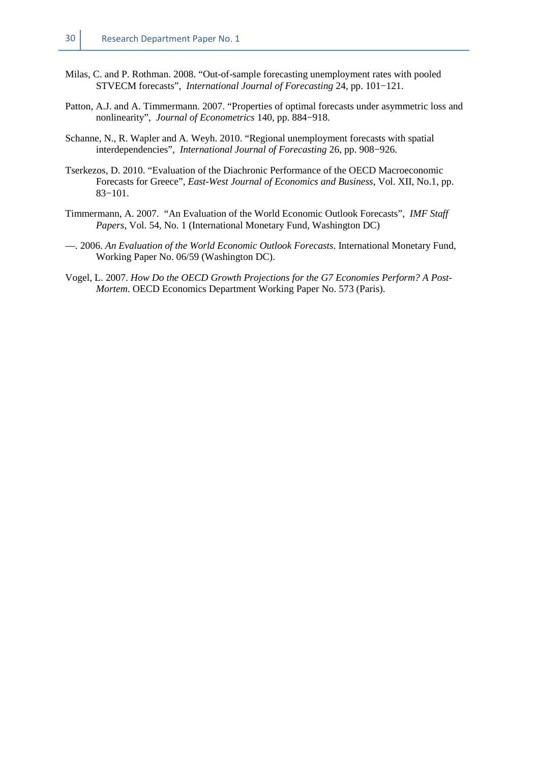Milas, C. and P. Rothman. 2008. "Out-of-sample forecasting unemployment rates with pooled STVECM forecasts", *International Journal of Forecasting* 24, pp. 101−121.

Patton, A.J. and A. Timmermann. 2007. "Properties of optimal forecasts under asymmetric loss and nonlinearity", *Journal of Econometrics* 140, pp. 884−918.

Schanne, N., R. Wapler and A. Weyh. 2010. "Regional unemployment forecasts with spatial interdependencies", *International Journal of Forecasting* 26, pp. 908−926.

Tserkezos, D. 2010. "Evaluation of the Diachronic Performance of the OECD Macroeconomic Forecasts for Greece", *East-West Journal of Economics and Business*, Vol. XII, No.1, pp. 83−101.

Timmermann, A. 2007. "An Evaluation of the World Economic Outlook Forecasts", *IMF Staff Papers*, Vol. 54, No. 1 (International Monetary Fund, Washington DC)

—. 2006. *An Evaluation of the World Economic Outlook Forecasts*. International Monetary Fund, Working Paper No. 06/59 (Washington DC).

Vogel, L. 2007. *How Do the OECD Growth Projections for the G7 Economies Perform? A Post-Mortem*. OECD Economics Department Working Paper No. 573 (Paris).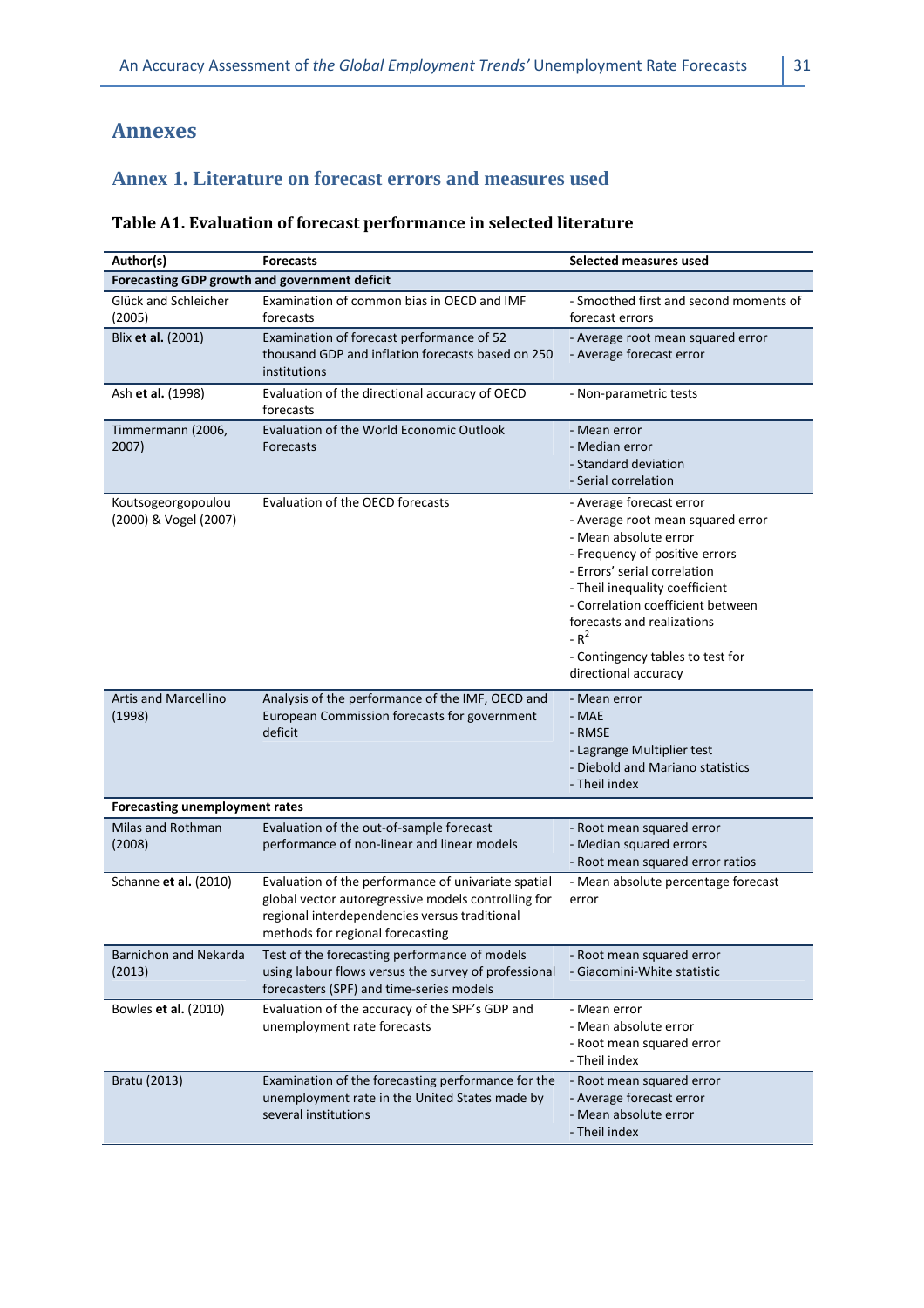# Annexes

## Annex 1. Literature on forecast errors and measures used

### Table A1. Evaluation of forecast performance in selected literature

| Author(s) | Forecasts | Selected measures used |
|---|---|---|
| **Forecasting GDP growth and government deficit** | | |
| Glück and Schleicher (2005) | Examination of common bias in OECD and IMF forecasts | - Smoothed first and second moments of forecast errors |
| Blix **et al.** (2001) | Examination of forecast performance of 52 thousand GDP and inflation forecasts based on 250 institutions | - Average root mean squared error<br>- Average forecast error |
| Ash **et al.** (1998) | Evaluation of the directional accuracy of OECD forecasts | - Non-parametric tests |
| Timmermann (2006, 2007) | Evaluation of the World Economic Outlook Forecasts | - Mean error<br>- Median error<br>- Standard deviation<br>- Serial correlation |
| Koutsogeorgopoulou (2000) & Vogel (2007) | Evaluation of the OECD forecasts | - Average forecast error<br>- Average root mean squared error<br>- Mean absolute error<br>- Frequency of positive errors<br>- Errors' serial correlation<br>- Theil inequality coefficient<br>- Correlation coefficient between forecasts and realizations<br>- $R^2$<br>- Contingency tables to test for directional accuracy |
| Artis and Marcellino (1998) | Analysis of the performance of the IMF, OECD and European Commission forecasts for government deficit | - Mean error<br>- MAE<br>- RMSE<br>- Lagrange Multiplier test<br>- Diebold and Mariano statistics<br>- Theil index |
| **Forecasting unemployment rates** | | |
| Milas and Rothman (2008) | Evaluation of the out-of-sample forecast performance of non-linear and linear models | - Root mean squared error<br>- Median squared errors<br>- Root mean squared error ratios |
| Schanne **et al.** (2010) | Evaluation of the performance of univariate spatial global vector autoregressive models controlling for regional interdependencies versus traditional methods for regional forecasting | - Mean absolute percentage forecast error |
| Barnichon and Nekarda (2013) | Test of the forecasting performance of models using labour flows versus the survey of professional forecasters (SPF) and time-series models | - Root mean squared error<br>- Giacomini-White statistic |
| Bowles **et al.** (2010) | Evaluation of the accuracy of the SPF's GDP and unemployment rate forecasts | - Mean error<br>- Mean absolute error<br>- Root mean squared error<br>- Theil index |
| Bratu (2013) | Examination of the forecasting performance for the unemployment rate in the United States made by several institutions | - Root mean squared error<br>- Average forecast error<br>- Mean absolute error<br>- Theil index |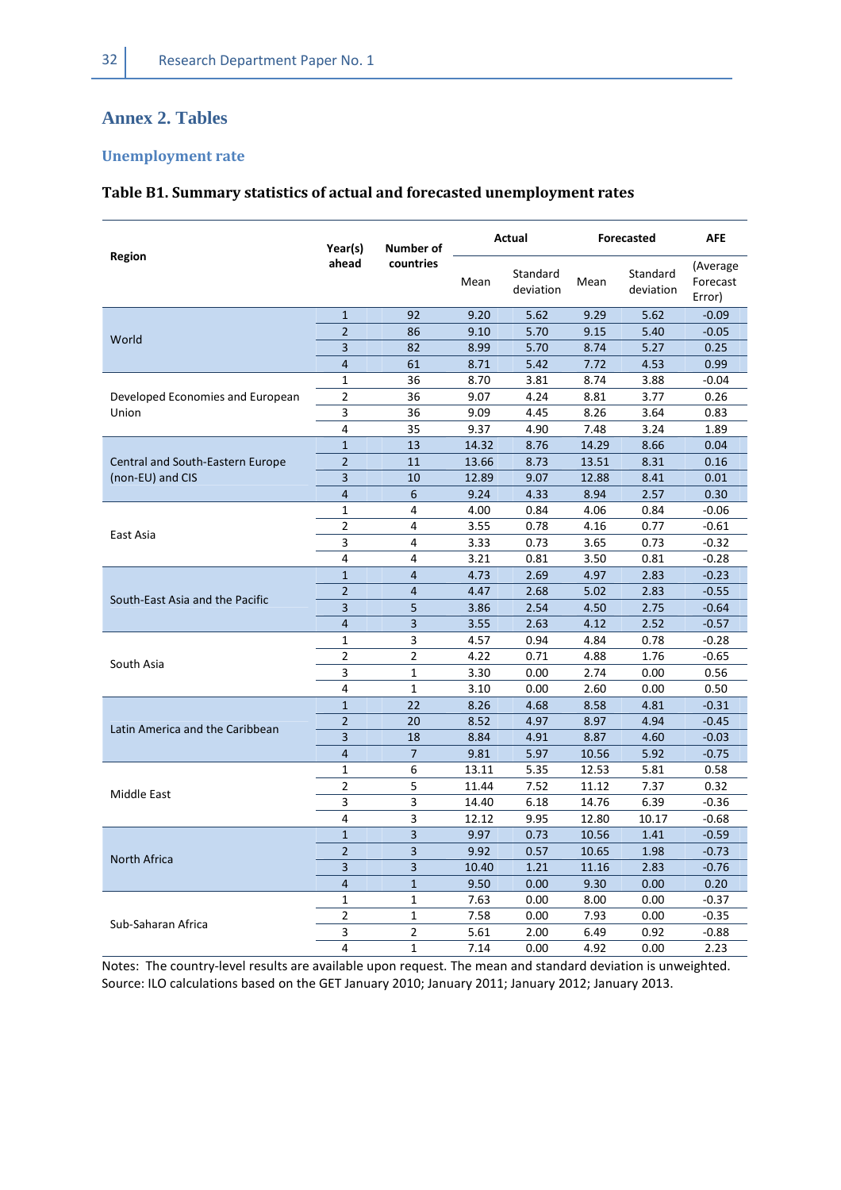# Annex 2. Tables

## Unemployment rate

### Table B1. Summary statistics of actual and forecasted unemployment rates

| Region | Year(s) ahead | Number of countries | Actual | | Forecasted | | AFE |
|---|---|---|---|---|---|---|---|
| | | | Mean | Standard deviation | Mean | Standard deviation | (Average Forecast Error) |
| World | 1 | 92 | 9.20 | 5.62 | 9.29 | 5.62 | -0.09 |
| | 2 | 86 | 9.10 | 5.70 | 9.15 | 5.40 | -0.05 |
| | 3 | 82 | 8.99 | 5.70 | 8.74 | 5.27 | 0.25 |
| | 4 | 61 | 8.71 | 5.42 | 7.72 | 4.53 | 0.99 |
| Developed Economies and European Union | 1 | 36 | 8.70 | 3.81 | 8.74 | 3.88 | -0.04 |
| | 2 | 36 | 9.07 | 4.24 | 8.81 | 3.77 | 0.26 |
| | 3 | 36 | 9.09 | 4.45 | 8.26 | 3.64 | 0.83 |
| | 4 | 35 | 9.37 | 4.90 | 7.48 | 3.24 | 1.89 |
| Central and South-Eastern Europe (non-EU) and CIS | 1 | 13 | 14.32 | 8.76 | 14.29 | 8.66 | 0.04 |
| | 2 | 11 | 13.66 | 8.73 | 13.51 | 8.31 | 0.16 |
| | 3 | 10 | 12.89 | 9.07 | 12.88 | 8.41 | 0.01 |
| | 4 | 6 | 9.24 | 4.33 | 8.94 | 2.57 | 0.30 |
| East Asia | 1 | 4 | 4.00 | 0.84 | 4.06 | 0.84 | -0.06 |
| | 2 | 4 | 3.55 | 0.78 | 4.16 | 0.77 | -0.61 |
| | 3 | 4 | 3.33 | 0.73 | 3.65 | 0.73 | -0.32 |
| | 4 | 4 | 3.21 | 0.81 | 3.50 | 0.81 | -0.28 |
| South-East Asia and the Pacific | 1 | 4 | 4.73 | 2.69 | 4.97 | 2.83 | -0.23 |
| | 2 | 4 | 4.47 | 2.68 | 5.02 | 2.83 | -0.55 |
| | 3 | 5 | 3.86 | 2.54 | 4.50 | 2.75 | -0.64 |
| | 4 | 3 | 3.55 | 2.63 | 4.12 | 2.52 | -0.57 |
| South Asia | 1 | 3 | 4.57 | 0.94 | 4.84 | 0.78 | -0.28 |
| | 2 | 2 | 4.22 | 0.71 | 4.88 | 1.76 | -0.65 |
| | 3 | 1 | 3.30 | 0.00 | 2.74 | 0.00 | 0.56 |
| | 4 | 1 | 3.10 | 0.00 | 2.60 | 0.00 | 0.50 |
| Latin America and the Caribbean | 1 | 22 | 8.26 | 4.68 | 8.58 | 4.81 | -0.31 |
| | 2 | 20 | 8.52 | 4.97 | 8.97 | 4.94 | -0.45 |
| | 3 | 18 | 8.84 | 4.91 | 8.87 | 4.60 | -0.03 |
| | 4 | 7 | 9.81 | 5.97 | 10.56 | 5.92 | -0.75 |
| Middle East | 1 | 6 | 13.11 | 5.35 | 12.53 | 5.81 | 0.58 |
| | 2 | 5 | 11.44 | 7.52 | 11.12 | 7.37 | 0.32 |
| | 3 | 3 | 14.40 | 6.18 | 14.76 | 6.39 | -0.36 |
| | 4 | 3 | 12.12 | 9.95 | 12.80 | 10.17 | -0.68 |
| North Africa | 1 | 3 | 9.97 | 0.73 | 10.56 | 1.41 | -0.59 |
| | 2 | 3 | 9.92 | 0.57 | 10.65 | 1.98 | -0.73 |
| | 3 | 3 | 10.40 | 1.21 | 11.16 | 2.83 | -0.76 |
| | 4 | 1 | 9.50 | 0.00 | 9.30 | 0.00 | 0.20 |
| Sub-Saharan Africa | 1 | 1 | 7.63 | 0.00 | 8.00 | 0.00 | -0.37 |
| | 2 | 1 | 7.58 | 0.00 | 7.93 | 0.00 | -0.35 |
| | 3 | 2 | 5.61 | 2.00 | 6.49 | 0.92 | -0.88 |
| | 4 | 1 | 7.14 | 0.00 | 4.92 | 0.00 | 2.23 |

Notes: The country-level results are available upon request. The mean and standard deviation is unweighted.
Source: ILO calculations based on the GET January 2010; January 2011; January 2012; January 2013.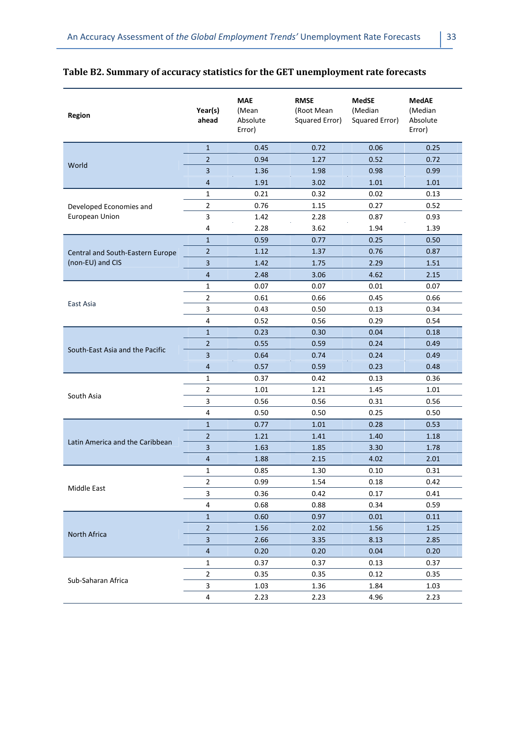**Table B2. Summary of accuracy statistics for the GET unemployment rate forecasts**

| Region | Year(s) ahead | MAE (Mean Absolute Error) | RMSE (Root Mean Squared Error) | MedSE (Median Squared Error) | MedAE (Median Absolute Error) |
|---|---|---|---|---|---|
| World | 1 | 0.45 | 0.72 | 0.06 | 0.25 |
| | 2 | 0.94 | 1.27 | 0.52 | 0.72 |
| | 3 | 1.36 | 1.98 | 0.98 | 0.99 |
| | 4 | 1.91 | 3.02 | 1.01 | 1.01 |
| Developed Economies and European Union | 1 | 0.21 | 0.32 | 0.02 | 0.13 |
| | 2 | 0.76 | 1.15 | 0.27 | 0.52 |
| | 3 | 1.42 | 2.28 | 0.87 | 0.93 |
| | 4 | 2.28 | 3.62 | 1.94 | 1.39 |
| Central and South-Eastern Europe (non-EU) and CIS | 1 | 0.59 | 0.77 | 0.25 | 0.50 |
| | 2 | 1.12 | 1.37 | 0.76 | 0.87 |
| | 3 | 1.42 | 1.75 | 2.29 | 1.51 |
| | 4 | 2.48 | 3.06 | 4.62 | 2.15 |
| East Asia | 1 | 0.07 | 0.07 | 0.01 | 0.07 |
| | 2 | 0.61 | 0.66 | 0.45 | 0.66 |
| | 3 | 0.43 | 0.50 | 0.13 | 0.34 |
| | 4 | 0.52 | 0.56 | 0.29 | 0.54 |
| South-East Asia and the Pacific | 1 | 0.23 | 0.30 | 0.04 | 0.18 |
| | 2 | 0.55 | 0.59 | 0.24 | 0.49 |
| | 3 | 0.64 | 0.74 | 0.24 | 0.49 |
| | 4 | 0.57 | 0.59 | 0.23 | 0.48 |
| South Asia | 1 | 0.37 | 0.42 | 0.13 | 0.36 |
| | 2 | 1.01 | 1.21 | 1.45 | 1.01 |
| | 3 | 0.56 | 0.56 | 0.31 | 0.56 |
| | 4 | 0.50 | 0.50 | 0.25 | 0.50 |
| Latin America and the Caribbean | 1 | 0.77 | 1.01 | 0.28 | 0.53 |
| | 2 | 1.21 | 1.41 | 1.40 | 1.18 |
| | 3 | 1.63 | 1.85 | 3.30 | 1.78 |
| | 4 | 1.88 | 2.15 | 4.02 | 2.01 |
| Middle East | 1 | 0.85 | 1.30 | 0.10 | 0.31 |
| | 2 | 0.99 | 1.54 | 0.18 | 0.42 |
| | 3 | 0.36 | 0.42 | 0.17 | 0.41 |
| | 4 | 0.68 | 0.88 | 0.34 | 0.59 |
| North Africa | 1 | 0.60 | 0.97 | 0.01 | 0.11 |
| | 2 | 1.56 | 2.02 | 1.56 | 1.25 |
| | 3 | 2.66 | 3.35 | 8.13 | 2.85 |
| | 4 | 0.20 | 0.20 | 0.04 | 0.20 |
| Sub-Saharan Africa | 1 | 0.37 | 0.37 | 0.13 | 0.37 |
| | 2 | 0.35 | 0.35 | 0.12 | 0.35 |
| | 3 | 1.03 | 1.36 | 1.84 | 1.03 |
| | 4 | 2.23 | 2.23 | 4.96 | 2.23 |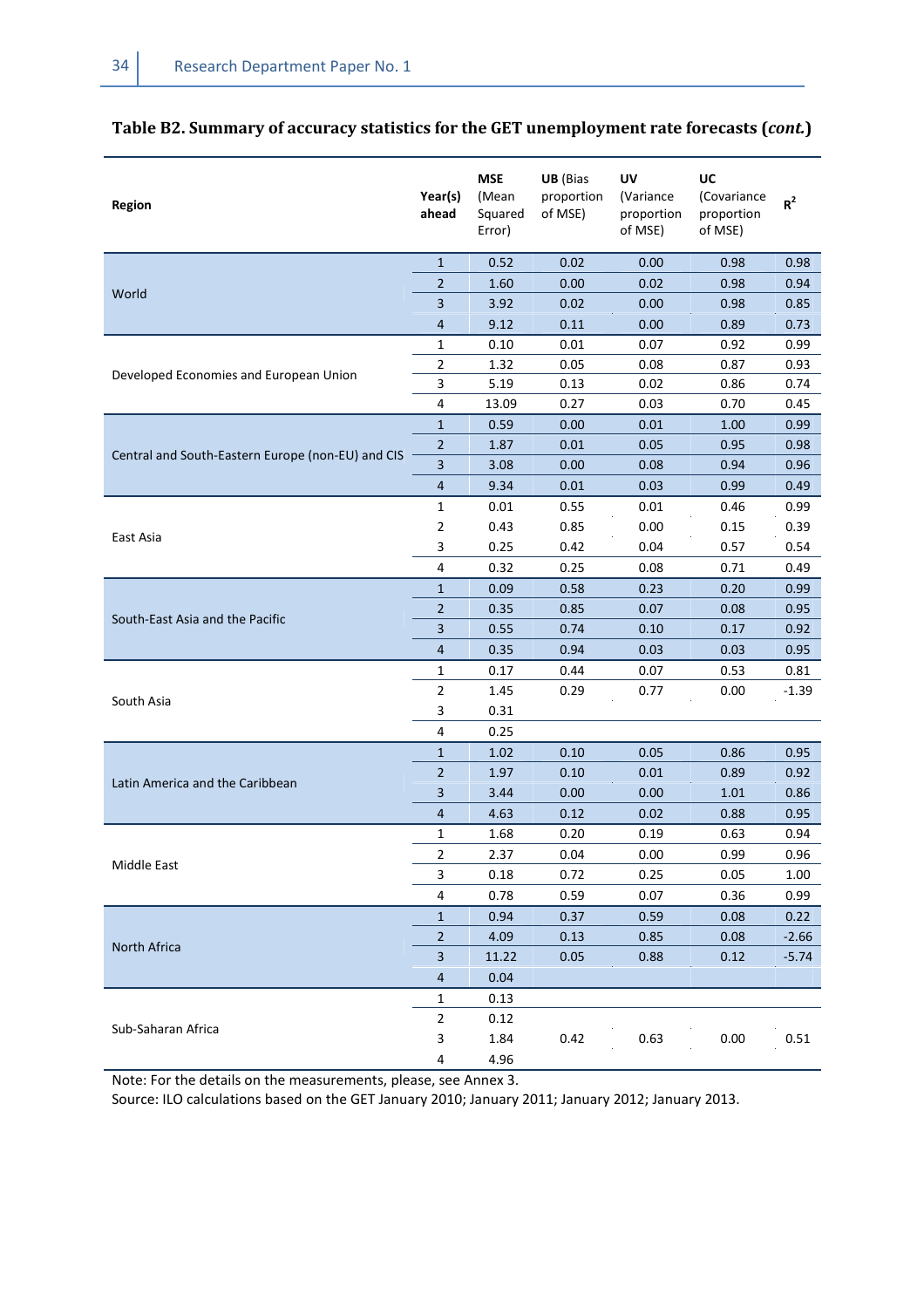### Table B2. Summary of accuracy statistics for the GET unemployment rate forecasts (*cont.*)

| Region | Year(s) ahead | MSE (Mean Squared Error) | UB (Bias proportion of MSE) | UV (Variance proportion of MSE) | UC (Covariance proportion of MSE) | $R^2$ |
|---|---|---|---|---|---|---|
| World | 1 | 0.52 | 0.02 | 0.00 | 0.98 | 0.98 |
| | 2 | 1.60 | 0.00 | 0.02 | 0.98 | 0.94 |
| | 3 | 3.92 | 0.02 | 0.00 | 0.98 | 0.85 |
| | 4 | 9.12 | 0.11 | 0.00 | 0.89 | 0.73 |
| Developed Economies and European Union | 1 | 0.10 | 0.01 | 0.07 | 0.92 | 0.99 |
| | 2 | 1.32 | 0.05 | 0.08 | 0.87 | 0.93 |
| | 3 | 5.19 | 0.13 | 0.02 | 0.86 | 0.74 |
| | 4 | 13.09 | 0.27 | 0.03 | 0.70 | 0.45 |
| Central and South-Eastern Europe (non-EU) and CIS | 1 | 0.59 | 0.00 | 0.01 | 1.00 | 0.99 |
| | 2 | 1.87 | 0.01 | 0.05 | 0.95 | 0.98 |
| | 3 | 3.08 | 0.00 | 0.08 | 0.94 | 0.96 |
| | 4 | 9.34 | 0.01 | 0.03 | 0.99 | 0.49 |
| East Asia | 1 | 0.01 | 0.55 | 0.01 | 0.46 | 0.99 |
| | 2 | 0.43 | 0.85 | 0.00 | 0.15 | 0.39 |
| | 3 | 0.25 | 0.42 | 0.04 | 0.57 | 0.54 |
| | 4 | 0.32 | 0.25 | 0.08 | 0.71 | 0.49 |
| South-East Asia and the Pacific | 1 | 0.09 | 0.58 | 0.23 | 0.20 | 0.99 |
| | 2 | 0.35 | 0.85 | 0.07 | 0.08 | 0.95 |
| | 3 | 0.55 | 0.74 | 0.10 | 0.17 | 0.92 |
| | 4 | 0.35 | 0.94 | 0.03 | 0.03 | 0.95 |
| South Asia | 1 | 0.17 | 0.44 | 0.07 | 0.53 | 0.81 |
| | 2 | 1.45 | 0.29 | 0.77 | 0.00 | -1.39 |
| | 3 | 0.31 | | | | |
| | 4 | 0.25 | | | | |
| Latin America and the Caribbean | 1 | 1.02 | 0.10 | 0.05 | 0.86 | 0.95 |
| | 2 | 1.97 | 0.10 | 0.01 | 0.89 | 0.92 |
| | 3 | 3.44 | 0.00 | 0.00 | 1.01 | 0.86 |
| | 4 | 4.63 | 0.12 | 0.02 | 0.88 | 0.95 |
| Middle East | 1 | 1.68 | 0.20 | 0.19 | 0.63 | 0.94 |
| | 2 | 2.37 | 0.04 | 0.00 | 0.99 | 0.96 |
| | 3 | 0.18 | 0.72 | 0.25 | 0.05 | 1.00 |
| | 4 | 0.78 | 0.59 | 0.07 | 0.36 | 0.99 |
| North Africa | 1 | 0.94 | 0.37 | 0.59 | 0.08 | 0.22 |
| | 2 | 4.09 | 0.13 | 0.85 | 0.08 | -2.66 |
| | 3 | 11.22 | 0.05 | 0.88 | 0.12 | -5.74 |
| | 4 | 0.04 | | | | |
| Sub-Saharan Africa | 1 | 0.13 | | | | |
| | 2 | 0.12 | | | | |
| | 3 | 1.84 | 0.42 | 0.63 | 0.00 | 0.51 |
| | 4 | 4.96 | | | | |

Note: For the details on the measurements, please, see Annex 3.

Source: ILO calculations based on the GET January 2010; January 2011; January 2012; January 2013.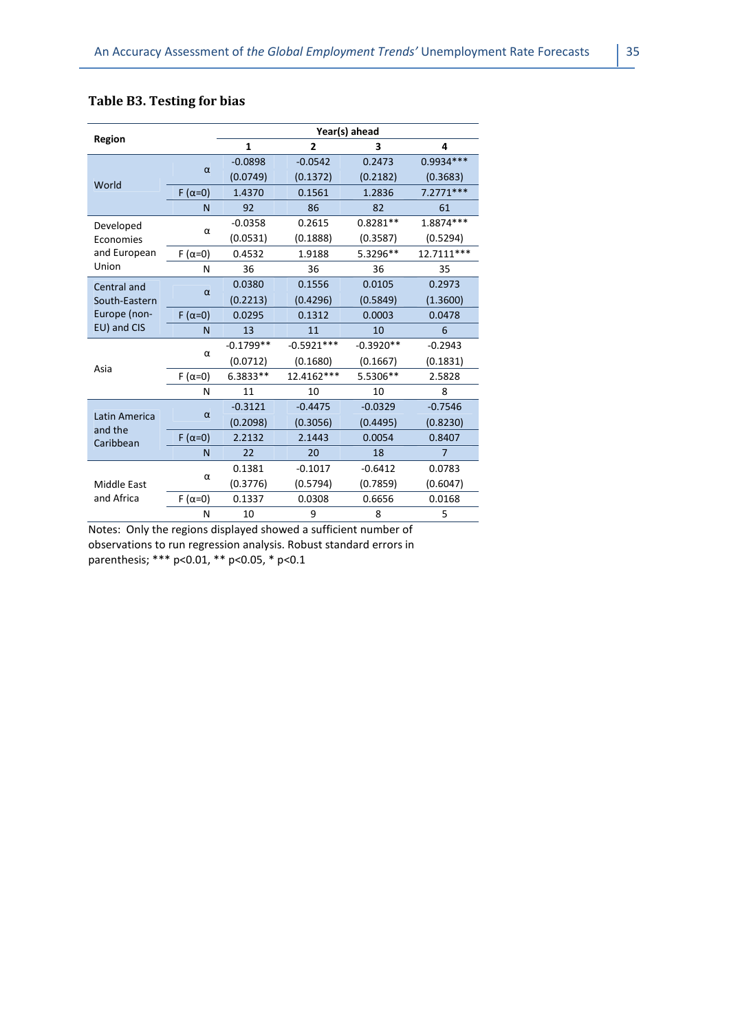### Table B3. Testing for bias

| Region | | Year(s) ahead | | | |
|---|---|---|---|---|---|
| | | 1 | 2 | 3 | 4 |
| World | α | -0.0898 | -0.0542 | 0.2473 | 0.9934*** |
| | | (0.0749) | (0.1372) | (0.2182) | (0.3683) |
| | F (α=0) | 1.4370 | 0.1561 | 1.2836 | 7.2771*** |
| | N | 92 | 86 | 82 | 61 |
| Developed Economies and European Union | α | -0.0358 | 0.2615 | 0.8281** | 1.8874*** |
| | | (0.0531) | (0.1888) | (0.3587) | (0.5294) |
| | F (α=0) | 0.4532 | 1.9188 | 5.3296** | 12.7111*** |
| | N | 36 | 36 | 36 | 35 |
| Central and South-Eastern Europe (non-EU) and CIS | α | 0.0380 | 0.1556 | 0.0105 | 0.2973 |
| | | (0.2213) | (0.4296) | (0.5849) | (1.3600) |
| | F (α=0) | 0.0295 | 0.1312 | 0.0003 | 0.0478 |
| | N | 13 | 11 | 10 | 6 |
| Asia | α | -0.1799** | -0.5921*** | -0.3920** | -0.2943 |
| | | (0.0712) | (0.1680) | (0.1667) | (0.1831) |
| | F (α=0) | 6.3833** | 12.4162*** | 5.5306** | 2.5828 |
| | N | 11 | 10 | 10 | 8 |
| Latin America and the Caribbean | α | -0.3121 | -0.4475 | -0.0329 | -0.7546 |
| | | (0.2098) | (0.3056) | (0.4495) | (0.8230) |
| | F (α=0) | 2.2132 | 2.1443 | 0.0054 | 0.8407 |
| | N | 22 | 20 | 18 | 7 |
| Middle East and Africa | α | 0.1381 | -0.1017 | -0.6412 | 0.0783 |
| | | (0.3776) | (0.5794) | (0.7859) | (0.6047) |
| | F (α=0) | 0.1337 | 0.0308 | 0.6656 | 0.0168 |
| | N | 10 | 9 | 8 | 5 |

Notes: Only the regions displayed showed a sufficient number of observations to run regression analysis. Robust standard errors in parenthesis; *** p<0.01, ** p<0.05, * p<0.1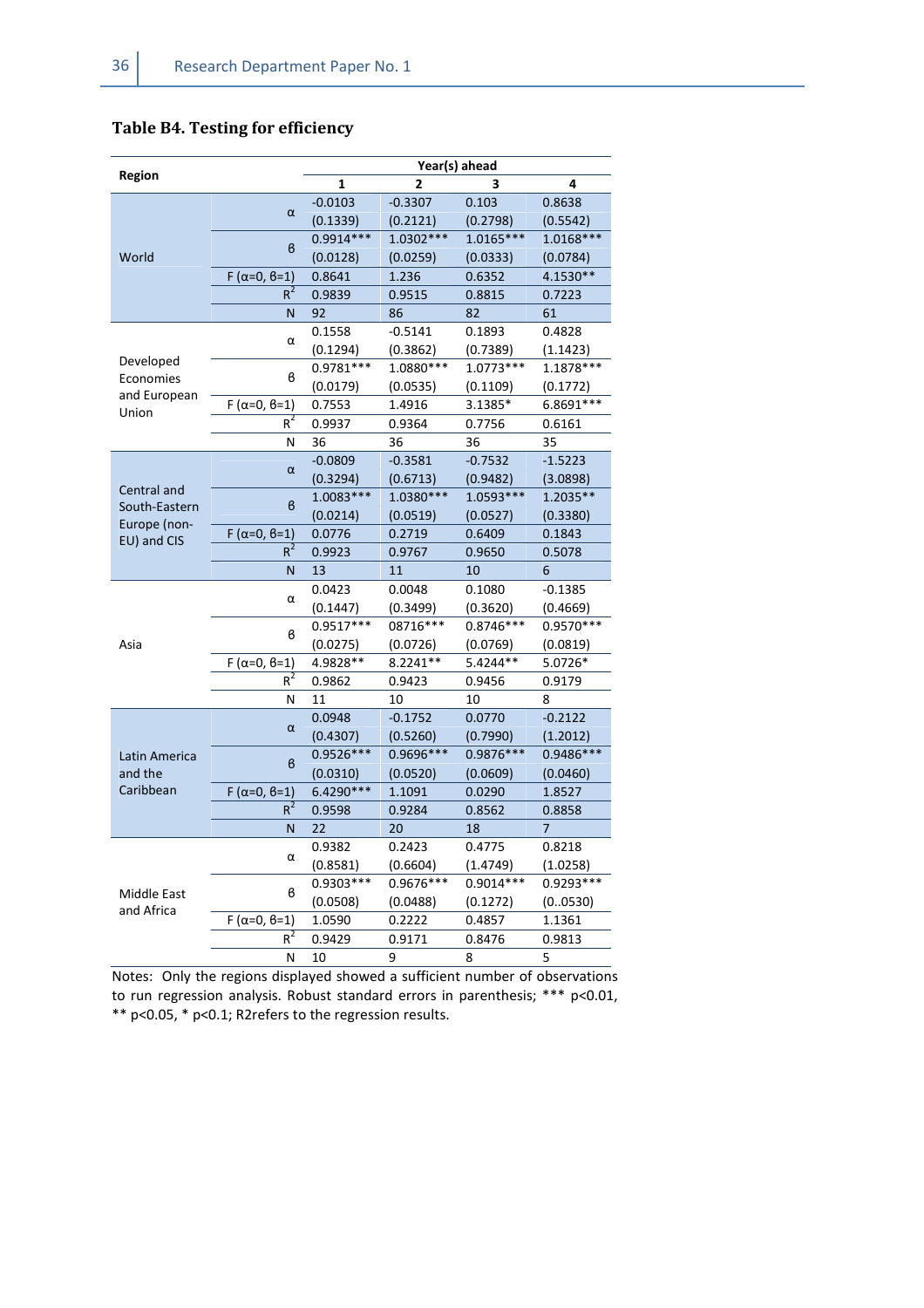**Table B4. Testing for efficiency**

| Region | | Year(s) ahead | | | |
|---|---|---|---|---|---|
| | | 1 | 2 | 3 | 4 |
| World | α | -0.0103 | -0.3307 | 0.103 | 0.8638 |
| | | (0.1339) | (0.2121) | (0.2798) | (0.5542) |
| | β | 0.9914*** | 1.0302*** | 1.0165*** | 1.0168*** |
| | | (0.0128) | (0.0259) | (0.0333) | (0.0784) |
| | F (α=0, β=1) | 0.8641 | 1.236 | 0.6352 | 4.1530** |
| | $R^2$ | 0.9839 | 0.9515 | 0.8815 | 0.7223 |
| | N | 92 | 86 | 82 | 61 |
| Developed Economies and European Union | α | 0.1558 | -0.5141 | 0.1893 | 0.4828 |
| | | (0.1294) | (0.3862) | (0.7389) | (1.1423) |
| | β | 0.9781*** | 1.0880*** | 1.0773*** | 1.1878*** |
| | | (0.0179) | (0.0535) | (0.1109) | (0.1772) |
| | F (α=0, β=1) | 0.7553 | 1.4916 | 3.1385* | 6.8691*** |
| | $R^2$ | 0.9937 | 0.9364 | 0.7756 | 0.6161 |
| | N | 36 | 36 | 36 | 35 |
| Central and South-Eastern Europe (non-EU) and CIS | α | -0.0809 | -0.3581 | -0.7532 | -1.5223 |
| | | (0.3294) | (0.6713) | (0.9482) | (3.0898) |
| | β | 1.0083*** | 1.0380*** | 1.0593*** | 1.2035** |
| | | (0.0214) | (0.0519) | (0.0527) | (0.3380) |
| | F (α=0, β=1) | 0.0776 | 0.2719 | 0.6409 | 0.1843 |
| | $R^2$ | 0.9923 | 0.9767 | 0.9650 | 0.5078 |
| | N | 13 | 11 | 10 | 6 |
| Asia | α | 0.0423 | 0.0048 | 0.1080 | -0.1385 |
| | | (0.1447) | (0.3499) | (0.3620) | (0.4669) |
| | β | 0.9517*** | 08716*** | 0.8746*** | 0.9570*** |
| | | (0.0275) | (0.0726) | (0.0769) | (0.0819) |
| | F (α=0, β=1) | 4.9828** | 8.2241** | 5.4244** | 5.0726* |
| | $R^2$ | 0.9862 | 0.9423 | 0.9456 | 0.9179 |
| | N | 11 | 10 | 10 | 8 |
| Latin America and the Caribbean | α | 0.0948 | -0.1752 | 0.0770 | -0.2122 |
| | | (0.4307) | (0.5260) | (0.7990) | (1.2012) |
| | β | 0.9526*** | 0.9696*** | 0.9876*** | 0.9486*** |
| | | (0.0310) | (0.0520) | (0.0609) | (0.0460) |
| | F (α=0, β=1) | 6.4290*** | 1.1091 | 0.0290 | 1.8527 |
| | $R^2$ | 0.9598 | 0.9284 | 0.8562 | 0.8858 |
| | N | 22 | 20 | 18 | 7 |
| Middle East and Africa | α | 0.9382 | 0.2423 | 0.4775 | 0.8218 |
| | | (0.8581) | (0.6604) | (1.4749) | (1.0258) |
| | β | 0.9303*** | 0.9676*** | 0.9014*** | 0.9293*** |
| | | (0.0508) | (0.0488) | (0.1272) | (0..0530) |
| | F (α=0, β=1) | 1.0590 | 0.2222 | 0.4857 | 1.1361 |
| | $R^2$ | 0.9429 | 0.9171 | 0.8476 | 0.9813 |
| | N | 10 | 9 | 8 | 5 |

Notes: Only the regions displayed showed a sufficient number of observations to run regression analysis. Robust standard errors in parenthesis; *** p<0.01, ** p<0.05, * p<0.1; R2refers to the regression results.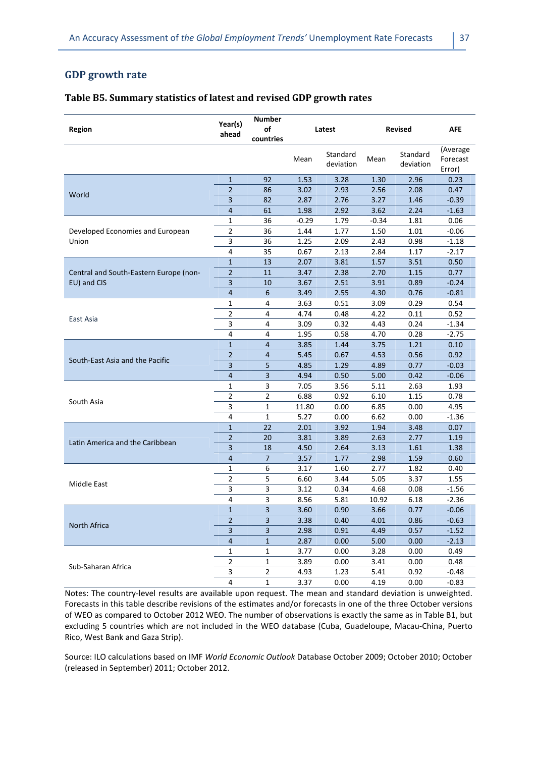## GDP growth rate

### Table B5. Summary statistics of latest and revised GDP growth rates

| Region | Year(s) ahead | Number of countries | Latest | | Revised | | AFE |
|---|---|---|---|---|---|---|---|
| | | | Mean | Standard deviation | Mean | Standard deviation | (Average Forecast Error) |
| World | 1 | 92 | 1.53 | 3.28 | 1.30 | 2.96 | 0.23 |
| | 2 | 86 | 3.02 | 2.93 | 2.56 | 2.08 | 0.47 |
| | 3 | 82 | 2.87 | 2.76 | 3.27 | 1.46 | -0.39 |
| | 4 | 61 | 1.98 | 2.92 | 3.62 | 2.24 | -1.63 |
| Developed Economies and European Union | 1 | 36 | -0.29 | 1.79 | -0.34 | 1.81 | 0.06 |
| | 2 | 36 | 1.44 | 1.77 | 1.50 | 1.01 | -0.06 |
| | 3 | 36 | 1.25 | 2.09 | 2.43 | 0.98 | -1.18 |
| | 4 | 35 | 0.67 | 2.13 | 2.84 | 1.17 | -2.17 |
| Central and South-Eastern Europe (non-EU) and CIS | 1 | 13 | 2.07 | 3.81 | 1.57 | 3.51 | 0.50 |
| | 2 | 11 | 3.47 | 2.38 | 2.70 | 1.15 | 0.77 |
| | 3 | 10 | 3.67 | 2.51 | 3.91 | 0.89 | -0.24 |
| | 4 | 6 | 3.49 | 2.55 | 4.30 | 0.76 | -0.81 |
| East Asia | 1 | 4 | 3.63 | 0.51 | 3.09 | 0.29 | 0.54 |
| | 2 | 4 | 4.74 | 0.48 | 4.22 | 0.11 | 0.52 |
| | 3 | 4 | 3.09 | 0.32 | 4.43 | 0.24 | -1.34 |
| | 4 | 4 | 1.95 | 0.58 | 4.70 | 0.28 | -2.75 |
| South-East Asia and the Pacific | 1 | 4 | 3.85 | 1.44 | 3.75 | 1.21 | 0.10 |
| | 2 | 4 | 5.45 | 0.67 | 4.53 | 0.56 | 0.92 |
| | 3 | 5 | 4.85 | 1.29 | 4.89 | 0.77 | -0.03 |
| | 4 | 3 | 4.94 | 0.50 | 5.00 | 0.42 | -0.06 |
| South Asia | 1 | 3 | 7.05 | 3.56 | 5.11 | 2.63 | 1.93 |
| | 2 | 2 | 6.88 | 0.92 | 6.10 | 1.15 | 0.78 |
| | 3 | 1 | 11.80 | 0.00 | 6.85 | 0.00 | 4.95 |
| | 4 | 1 | 5.27 | 0.00 | 6.62 | 0.00 | -1.36 |
| Latin America and the Caribbean | 1 | 22 | 2.01 | 3.92 | 1.94 | 3.48 | 0.07 |
| | 2 | 20 | 3.81 | 3.89 | 2.63 | 2.77 | 1.19 |
| | 3 | 18 | 4.50 | 2.64 | 3.13 | 1.61 | 1.38 |
| | 4 | 7 | 3.57 | 1.77 | 2.98 | 1.59 | 0.60 |
| Middle East | 1 | 6 | 3.17 | 1.60 | 2.77 | 1.82 | 0.40 |
| | 2 | 5 | 6.60 | 3.44 | 5.05 | 3.37 | 1.55 |
| | 3 | 3 | 3.12 | 0.34 | 4.68 | 0.08 | -1.56 |
| | 4 | 3 | 8.56 | 5.81 | 10.92 | 6.18 | -2.36 |
| North Africa | 1 | 3 | 3.60 | 0.90 | 3.66 | 0.77 | -0.06 |
| | 2 | 3 | 3.38 | 0.40 | 4.01 | 0.86 | -0.63 |
| | 3 | 3 | 2.98 | 0.91 | 4.49 | 0.57 | -1.52 |
| | 4 | 1 | 2.87 | 0.00 | 5.00 | 0.00 | -2.13 |
| Sub-Saharan Africa | 1 | 1 | 3.77 | 0.00 | 3.28 | 0.00 | 0.49 |
| | 2 | 1 | 3.89 | 0.00 | 3.41 | 0.00 | 0.48 |
| | 3 | 2 | 4.93 | 1.23 | 5.41 | 0.92 | -0.48 |
| | 4 | 1 | 3.37 | 0.00 | 4.19 | 0.00 | -0.83 |

Notes: The country-level results are available upon request. The mean and standard deviation is unweighted. Forecasts in this table describe revisions of the estimates and/or forecasts in one of the three October versions of WEO as compared to October 2012 WEO. The number of observations is exactly the same as in Table B1, but excluding 5 countries which are not included in the WEO database (Cuba, Guadeloupe, Macau-China, Puerto Rico, West Bank and Gaza Strip).

Source: ILO calculations based on IMF *World Economic Outlook* Database October 2009; October 2010; October (released in September) 2011; October 2012.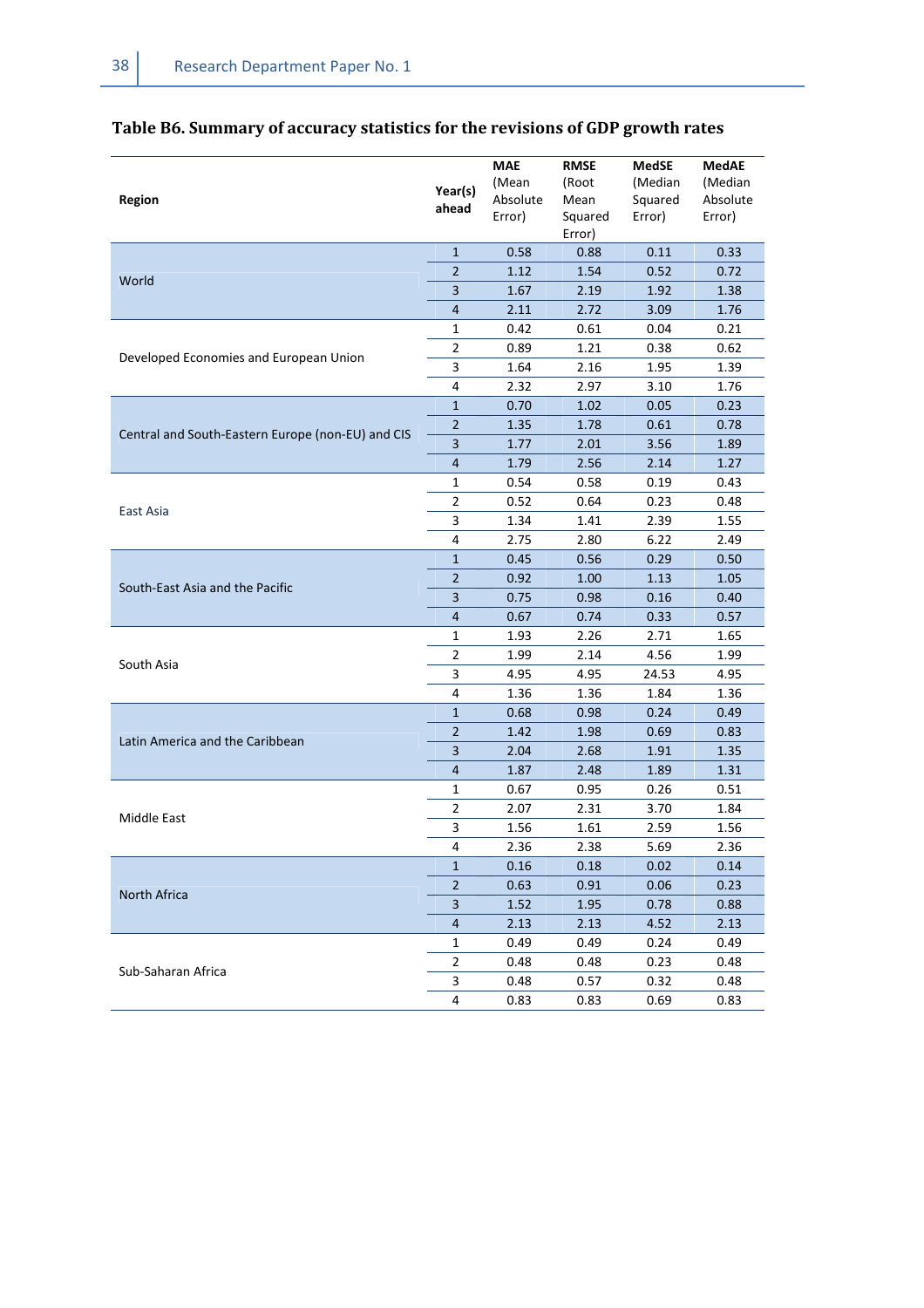## Table B6. Summary of accuracy statistics for the revisions of GDP growth rates

| Region | Year(s) ahead | MAE (Mean Absolute Error) | RMSE (Root Mean Squared Error) | MedSE (Median Squared Error) | MedAE (Median Absolute Error) |
|---|---|---|---|---|---|
| World | 1 | 0.58 | 0.88 | 0.11 | 0.33 |
| | 2 | 1.12 | 1.54 | 0.52 | 0.72 |
| | 3 | 1.67 | 2.19 | 1.92 | 1.38 |
| | 4 | 2.11 | 2.72 | 3.09 | 1.76 |
| Developed Economies and European Union | 1 | 0.42 | 0.61 | 0.04 | 0.21 |
| | 2 | 0.89 | 1.21 | 0.38 | 0.62 |
| | 3 | 1.64 | 2.16 | 1.95 | 1.39 |
| | 4 | 2.32 | 2.97 | 3.10 | 1.76 |
| Central and South-Eastern Europe (non-EU) and CIS | 1 | 0.70 | 1.02 | 0.05 | 0.23 |
| | 2 | 1.35 | 1.78 | 0.61 | 0.78 |
| | 3 | 1.77 | 2.01 | 3.56 | 1.89 |
| | 4 | 1.79 | 2.56 | 2.14 | 1.27 |
| East Asia | 1 | 0.54 | 0.58 | 0.19 | 0.43 |
| | 2 | 0.52 | 0.64 | 0.23 | 0.48 |
| | 3 | 1.34 | 1.41 | 2.39 | 1.55 |
| | 4 | 2.75 | 2.80 | 6.22 | 2.49 |
| South-East Asia and the Pacific | 1 | 0.45 | 0.56 | 0.29 | 0.50 |
| | 2 | 0.92 | 1.00 | 1.13 | 1.05 |
| | 3 | 0.75 | 0.98 | 0.16 | 0.40 |
| | 4 | 0.67 | 0.74 | 0.33 | 0.57 |
| South Asia | 1 | 1.93 | 2.26 | 2.71 | 1.65 |
| | 2 | 1.99 | 2.14 | 4.56 | 1.99 |
| | 3 | 4.95 | 4.95 | 24.53 | 4.95 |
| | 4 | 1.36 | 1.36 | 1.84 | 1.36 |
| Latin America and the Caribbean | 1 | 0.68 | 0.98 | 0.24 | 0.49 |
| | 2 | 1.42 | 1.98 | 0.69 | 0.83 |
| | 3 | 2.04 | 2.68 | 1.91 | 1.35 |
| | 4 | 1.87 | 2.48 | 1.89 | 1.31 |
| Middle East | 1 | 0.67 | 0.95 | 0.26 | 0.51 |
| | 2 | 2.07 | 2.31 | 3.70 | 1.84 |
| | 3 | 1.56 | 1.61 | 2.59 | 1.56 |
| | 4 | 2.36 | 2.38 | 5.69 | 2.36 |
| North Africa | 1 | 0.16 | 0.18 | 0.02 | 0.14 |
| | 2 | 0.63 | 0.91 | 0.06 | 0.23 |
| | 3 | 1.52 | 1.95 | 0.78 | 0.88 |
| | 4 | 2.13 | 2.13 | 4.52 | 2.13 |
| Sub-Saharan Africa | 1 | 0.49 | 0.49 | 0.24 | 0.49 |
| | 2 | 0.48 | 0.48 | 0.23 | 0.48 |
| | 3 | 0.48 | 0.57 | 0.32 | 0.48 |
| | 4 | 0.83 | 0.83 | 0.69 | 0.83 |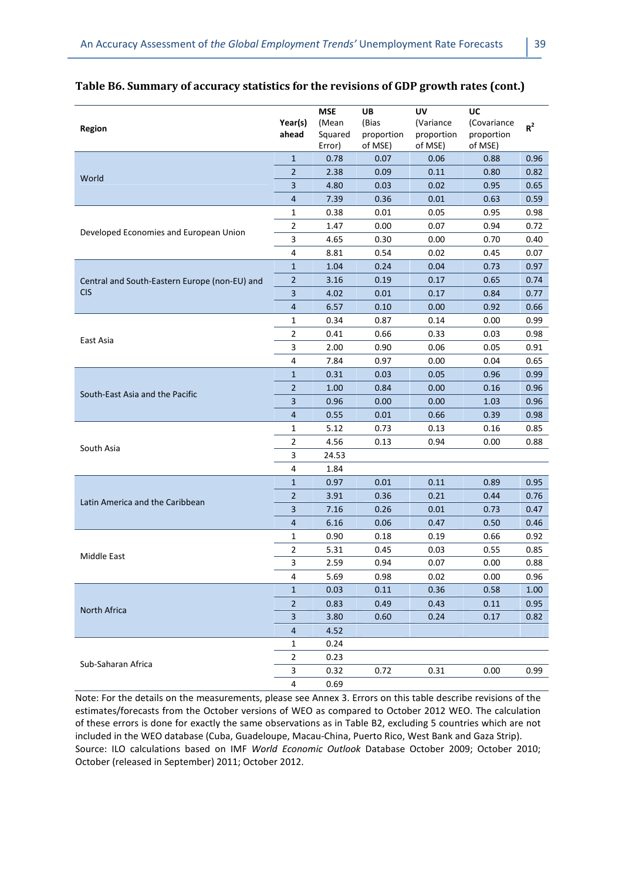## Table B6. Summary of accuracy statistics for the revisions of GDP growth rates (cont.)

| Region | Year(s) ahead | MSE (Mean Squared Error) | UB (Bias proportion of MSE) | UV (Variance proportion of MSE) | UC (Covariance proportion of MSE) | $R^2$ |
|---|---|---|---|---|---|---|
| World | 1 | 0.78 | 0.07 | 0.06 | 0.88 | 0.96 |
| | 2 | 2.38 | 0.09 | 0.11 | 0.80 | 0.82 |
| | 3 | 4.80 | 0.03 | 0.02 | 0.95 | 0.65 |
| | 4 | 7.39 | 0.36 | 0.01 | 0.63 | 0.59 |
| Developed Economies and European Union | 1 | 0.38 | 0.01 | 0.05 | 0.95 | 0.98 |
| | 2 | 1.47 | 0.00 | 0.07 | 0.94 | 0.72 |
| | 3 | 4.65 | 0.30 | 0.00 | 0.70 | 0.40 |
| | 4 | 8.81 | 0.54 | 0.02 | 0.45 | 0.07 |
| Central and South-Eastern Europe (non-EU) and CIS | 1 | 1.04 | 0.24 | 0.04 | 0.73 | 0.97 |
| | 2 | 3.16 | 0.19 | 0.17 | 0.65 | 0.74 |
| | 3 | 4.02 | 0.01 | 0.17 | 0.84 | 0.77 |
| | 4 | 6.57 | 0.10 | 0.00 | 0.92 | 0.66 |
| East Asia | 1 | 0.34 | 0.87 | 0.14 | 0.00 | 0.99 |
| | 2 | 0.41 | 0.66 | 0.33 | 0.03 | 0.98 |
| | 3 | 2.00 | 0.90 | 0.06 | 0.05 | 0.91 |
| | 4 | 7.84 | 0.97 | 0.00 | 0.04 | 0.65 |
| South-East Asia and the Pacific | 1 | 0.31 | 0.03 | 0.05 | 0.96 | 0.99 |
| | 2 | 1.00 | 0.84 | 0.00 | 0.16 | 0.96 |
| | 3 | 0.96 | 0.00 | 0.00 | 1.03 | 0.96 |
| | 4 | 0.55 | 0.01 | 0.66 | 0.39 | 0.98 |
| South Asia | 1 | 5.12 | 0.73 | 0.13 | 0.16 | 0.85 |
| | 2 | 4.56 | 0.13 | 0.94 | 0.00 | 0.88 |
| | 3 | 24.53 | | | | |
| | 4 | 1.84 | | | | |
| Latin America and the Caribbean | 1 | 0.97 | 0.01 | 0.11 | 0.89 | 0.95 |
| | 2 | 3.91 | 0.36 | 0.21 | 0.44 | 0.76 |
| | 3 | 7.16 | 0.26 | 0.01 | 0.73 | 0.47 |
| | 4 | 6.16 | 0.06 | 0.47 | 0.50 | 0.46 |
| Middle East | 1 | 0.90 | 0.18 | 0.19 | 0.66 | 0.92 |
| | 2 | 5.31 | 0.45 | 0.03 | 0.55 | 0.85 |
| | 3 | 2.59 | 0.94 | 0.07 | 0.00 | 0.88 |
| | 4 | 5.69 | 0.98 | 0.02 | 0.00 | 0.96 |
| North Africa | 1 | 0.03 | 0.11 | 0.36 | 0.58 | 1.00 |
| | 2 | 0.83 | 0.49 | 0.43 | 0.11 | 0.95 |
| | 3 | 3.80 | 0.60 | 0.24 | 0.17 | 0.82 |
| | 4 | 4.52 | | | | |
| Sub-Saharan Africa | 1 | 0.24 | | | | |
| | 2 | 0.23 | | | | |
| | 3 | 0.32 | 0.72 | 0.31 | 0.00 | 0.99 |
| | 4 | 0.69 | | | | |

Note: For the details on the measurements, please see Annex 3. Errors on this table describe revisions of the estimates/forecasts from the October versions of WEO as compared to October 2012 WEO. The calculation of these errors is done for exactly the same observations as in Table B2, excluding 5 countries which are not included in the WEO database (Cuba, Guadeloupe, Macau-China, Puerto Rico, West Bank and Gaza Strip).
Source: ILO calculations based on IMF *World Economic Outlook* Database October 2009; October 2010; October (released in September) 2011; October 2012.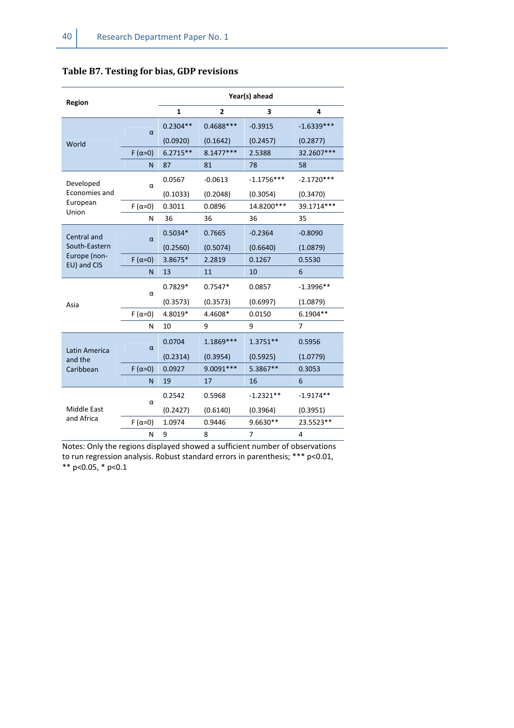**Table B7. Testing for bias, GDP revisions**

| Region | | Year(s) ahead | | | |
|---|---|---|---|---|---|
| | | 1 | 2 | 3 | 4 |
| World | α | 0.2304** | 0.4688*** | -0.3915 | -1.6339*** |
| | | (0.0920) | (0.1642) | (0.2457) | (0.2877) |
| | F (α=0) | 6.2715** | 8.1477*** | 2.5388 | 32.2607*** |
| | N | 87 | 81 | 78 | 58 |
| Developed Economies and European Union | α | 0.0567 | -0.0613 | -1.1756*** | -2.1720*** |
| | | (0.1033) | (0.2048) | (0.3054) | (0.3470) |
| | F (α=0) | 0.3011 | 0.0896 | 14.8200*** | 39.1714*** |
| | N | 36 | 36 | 36 | 35 |
| Central and South-Eastern Europe (non-EU) and CIS | α | 0.5034* | 0.7665 | -0.2364 | -0.8090 |
| | | (0.2560) | (0.5074) | (0.6640) | (1.0879) |
| | F (α=0) | 3.8675* | 2.2819 | 0.1267 | 0.5530 |
| | N | 13 | 11 | 10 | 6 |
| Asia | α | 0.7829* | 0.7547* | 0.0857 | -1.3996** |
| | | (0.3573) | (0.3573) | (0.6997) | (1.0879) |
| | F (α=0) | 4.8019* | 4.4608* | 0.0150 | 6.1904** |
| | N | 10 | 9 | 9 | 7 |
| Latin America and the Caribbean | α | 0.0704 | 1.1869*** | 1.3751** | 0.5956 |
| | | (0.2314) | (0.3954) | (0.5925) | (1.0779) |
| | F (α=0) | 0.0927 | 9.0091*** | 5.3867** | 0.3053 |
| | N | 19 | 17 | 16 | 6 |
| Middle East and Africa | α | 0.2542 | 0.5968 | -1.2321** | -1.9174** |
| | | (0.2427) | (0.6140) | (0.3964) | (0.3951) |
| | F (α=0) | 1.0974 | 0.9446 | 9.6630** | 23.5523** |
| | N | 9 | 8 | 7 | 4 |

Notes: Only the regions displayed showed a sufficient number of observations to run regression analysis. Robust standard errors in parenthesis; *** p<0.01, ** p<0.05, * p<0.1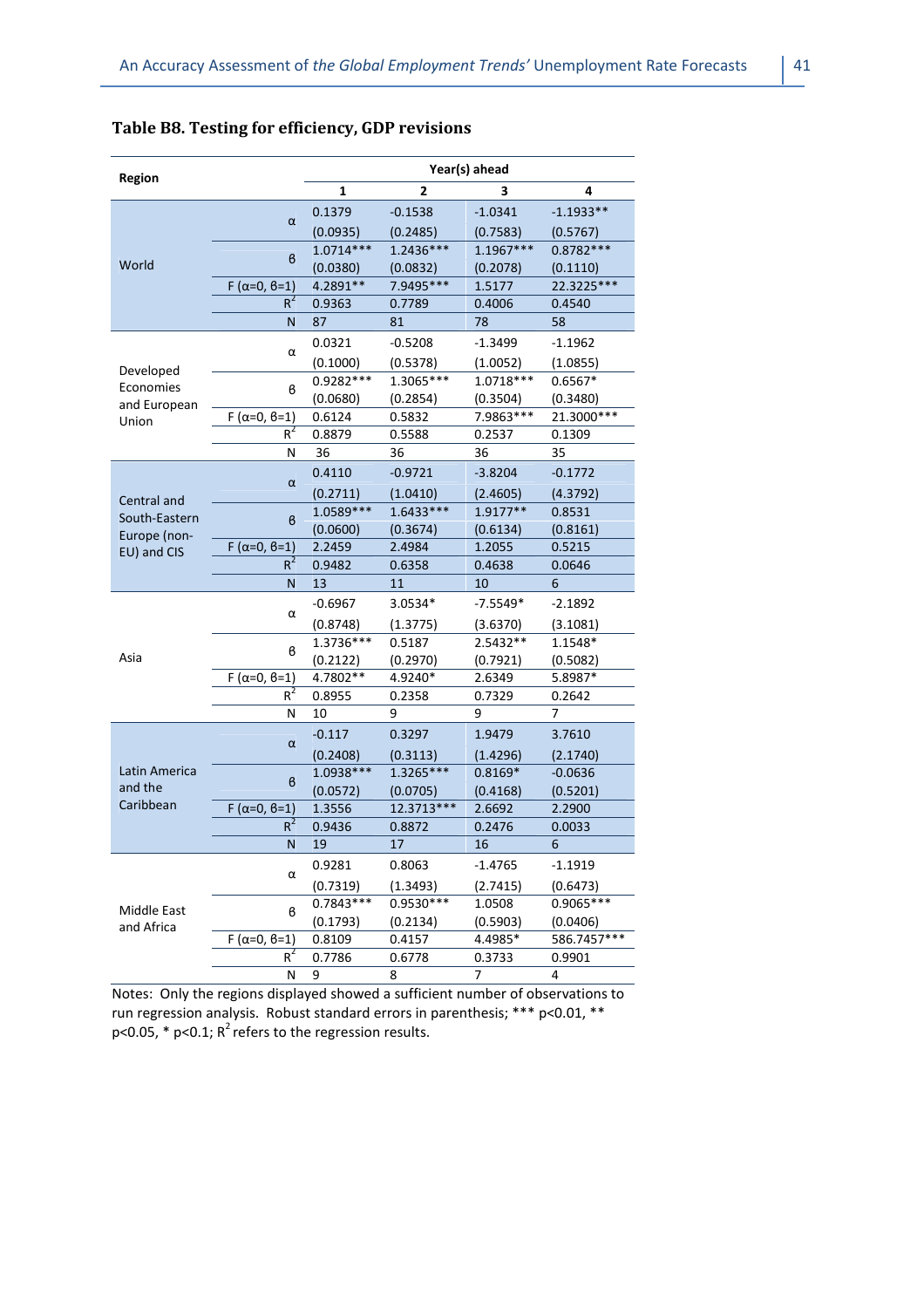### Table B8. Testing for efficiency, GDP revisions

| Region | | Year(s) ahead | | | |
|---|---|---|---|---|---|
| | | 1 | 2 | 3 | 4 |
| World | α | 0.1379 | -0.1538 | -1.0341 | -1.1933** |
| | | (0.0935) | (0.2485) | (0.7583) | (0.5767) |
| | β | 1.0714*** | 1.2436*** | 1.1967*** | 0.8782*** |
| | | (0.0380) | (0.0832) | (0.2078) | (0.1110) |
| | F (α=0, β=1) | 4.2891** | 7.9495*** | 1.5177 | 22.3225*** |
| | $R^2$ | 0.9363 | 0.7789 | 0.4006 | 0.4540 |
| | N | 87 | 81 | 78 | 58 |
| Developed Economies and European Union | α | 0.0321 | -0.5208 | -1.3499 | -1.1962 |
| | | (0.1000) | (0.5378) | (1.0052) | (1.0855) |
| | β | 0.9282*** | 1.3065*** | 1.0718*** | 0.6567* |
| | | (0.0680) | (0.2854) | (0.3504) | (0.3480) |
| | F (α=0, β=1) | 0.6124 | 0.5832 | 7.9863*** | 21.3000*** |
| | $R^2$ | 0.8879 | 0.5588 | 0.2537 | 0.1309 |
| | N | 36 | 36 | 36 | 35 |
| Central and South-Eastern Europe (non-EU) and CIS | α | 0.4110 | -0.9721 | -3.8204 | -0.1772 |
| | | (0.2711) | (1.0410) | (2.4605) | (4.3792) |
| | β | 1.0589*** | 1.6433*** | 1.9177** | 0.8531 |
| | | (0.0600) | (0.3674) | (0.6134) | (0.8161) |
| | F (α=0, β=1) | 2.2459 | 2.4984 | 1.2055 | 0.5215 |
| | $R^2$ | 0.9482 | 0.6358 | 0.4638 | 0.0646 |
| | N | 13 | 11 | 10 | 6 |
| Asia | α | -0.6967 | 3.0534* | -7.5549* | -2.1892 |
| | | (0.8748) | (1.3775) | (3.6370) | (3.1081) |
| | β | 1.3736*** | 0.5187 | 2.5432** | 1.1548* |
| | | (0.2122) | (0.2970) | (0.7921) | (0.5082) |
| | F (α=0, β=1) | 4.7802** | 4.9240* | 2.6349 | 5.8987* |
| | $R^2$ | 0.8955 | 0.2358 | 0.7329 | 0.2642 |
| | N | 10 | 9 | 9 | 7 |
| Latin America and the Caribbean | α | -0.117 | 0.3297 | 1.9479 | 3.7610 |
| | | (0.2408) | (0.3113) | (1.4296) | (2.1740) |
| | β | 1.0938*** | 1.3265*** | 0.8169* | -0.0636 |
| | | (0.0572) | (0.0705) | (0.4168) | (0.5201) |
| | F (α=0, β=1) | 1.3556 | 12.3713*** | 2.6692 | 2.2900 |
| | $R^2$ | 0.9436 | 0.8872 | 0.2476 | 0.0033 |
| | N | 19 | 17 | 16 | 6 |
| Middle East and Africa | α | 0.9281 | 0.8063 | -1.4765 | -1.1919 |
| | | (0.7319) | (1.3493) | (2.7415) | (0.6473) |
| | β | 0.7843*** | 0.9530*** | 1.0508 | 0.9065*** |
| | | (0.1793) | (0.2134) | (0.5903) | (0.0406) |
| | F (α=0, β=1) | 0.8109 | 0.4157 | 4.4985* | 586.7457*** |
| | $R^2$ | 0.7786 | 0.6778 | 0.3733 | 0.9901 |
| | N | 9 | 8 | 7 | 4 |

Notes: Only the regions displayed showed a sufficient number of observations to run regression analysis. Robust standard errors in parenthesis; *** p<0.01, ** p<0.05, * p<0.1; $R^2$ refers to the regression results.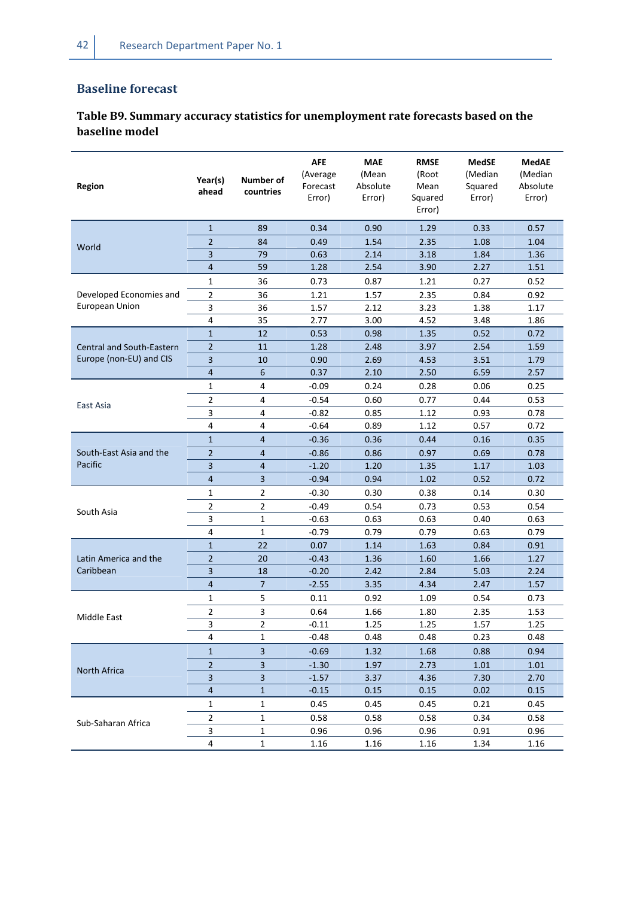## Baseline forecast

### Table B9. Summary accuracy statistics for unemployment rate forecasts based on the baseline model

| Region | Year(s) ahead | Number of countries | AFE (Average Forecast Error) | MAE (Mean Absolute Error) | RMSE (Root Mean Squared Error) | MedSE (Median Squared Error) | MedAE (Median Absolute Error) |
|---|---|---|---|---|---|---|---|
| World | 1 | 89 | 0.34 | 0.90 | 1.29 | 0.33 | 0.57 |
| | 2 | 84 | 0.49 | 1.54 | 2.35 | 1.08 | 1.04 |
| | 3 | 79 | 0.63 | 2.14 | 3.18 | 1.84 | 1.36 |
| | 4 | 59 | 1.28 | 2.54 | 3.90 | 2.27 | 1.51 |
| Developed Economies and European Union | 1 | 36 | 0.73 | 0.87 | 1.21 | 0.27 | 0.52 |
| | 2 | 36 | 1.21 | 1.57 | 2.35 | 0.84 | 0.92 |
| | 3 | 36 | 1.57 | 2.12 | 3.23 | 1.38 | 1.17 |
| | 4 | 35 | 2.77 | 3.00 | 4.52 | 3.48 | 1.86 |
| Central and South-Eastern Europe (non-EU) and CIS | 1 | 12 | 0.53 | 0.98 | 1.35 | 0.52 | 0.72 |
| | 2 | 11 | 1.28 | 2.48 | 3.97 | 2.54 | 1.59 |
| | 3 | 10 | 0.90 | 2.69 | 4.53 | 3.51 | 1.79 |
| | 4 | 6 | 0.37 | 2.10 | 2.50 | 6.59 | 2.57 |
| East Asia | 1 | 4 | -0.09 | 0.24 | 0.28 | 0.06 | 0.25 |
| | 2 | 4 | -0.54 | 0.60 | 0.77 | 0.44 | 0.53 |
| | 3 | 4 | -0.82 | 0.85 | 1.12 | 0.93 | 0.78 |
| | 4 | 4 | -0.64 | 0.89 | 1.12 | 0.57 | 0.72 |
| South-East Asia and the Pacific | 1 | 4 | -0.36 | 0.36 | 0.44 | 0.16 | 0.35 |
| | 2 | 4 | -0.86 | 0.86 | 0.97 | 0.69 | 0.78 |
| | 3 | 4 | -1.20 | 1.20 | 1.35 | 1.17 | 1.03 |
| | 4 | 3 | -0.94 | 0.94 | 1.02 | 0.52 | 0.72 |
| South Asia | 1 | 2 | -0.30 | 0.30 | 0.38 | 0.14 | 0.30 |
| | 2 | 2 | -0.49 | 0.54 | 0.73 | 0.53 | 0.54 |
| | 3 | 1 | -0.63 | 0.63 | 0.63 | 0.40 | 0.63 |
| | 4 | 1 | -0.79 | 0.79 | 0.79 | 0.63 | 0.79 |
| Latin America and the Caribbean | 1 | 22 | 0.07 | 1.14 | 1.63 | 0.84 | 0.91 |
| | 2 | 20 | -0.43 | 1.36 | 1.60 | 1.66 | 1.27 |
| | 3 | 18 | -0.20 | 2.42 | 2.84 | 5.03 | 2.24 |
| | 4 | 7 | -2.55 | 3.35 | 4.34 | 2.47 | 1.57 |
| Middle East | 1 | 5 | 0.11 | 0.92 | 1.09 | 0.54 | 0.73 |
| | 2 | 3 | 0.64 | 1.66 | 1.80 | 2.35 | 1.53 |
| | 3 | 2 | -0.11 | 1.25 | 1.25 | 1.57 | 1.25 |
| | 4 | 1 | -0.48 | 0.48 | 0.48 | 0.23 | 0.48 |
| North Africa | 1 | 3 | -0.69 | 1.32 | 1.68 | 0.88 | 0.94 |
| | 2 | 3 | -1.30 | 1.97 | 2.73 | 1.01 | 1.01 |
| | 3 | 3 | -1.57 | 3.37 | 4.36 | 7.30 | 2.70 |
| | 4 | 1 | -0.15 | 0.15 | 0.15 | 0.02 | 0.15 |
| Sub-Saharan Africa | 1 | 1 | 0.45 | 0.45 | 0.45 | 0.21 | 0.45 |
| | 2 | 1 | 0.58 | 0.58 | 0.58 | 0.34 | 0.58 |
| | 3 | 1 | 0.96 | 0.96 | 0.96 | 0.91 | 0.96 |
| | 4 | 1 | 1.16 | 1.16 | 1.16 | 1.34 | 1.16 |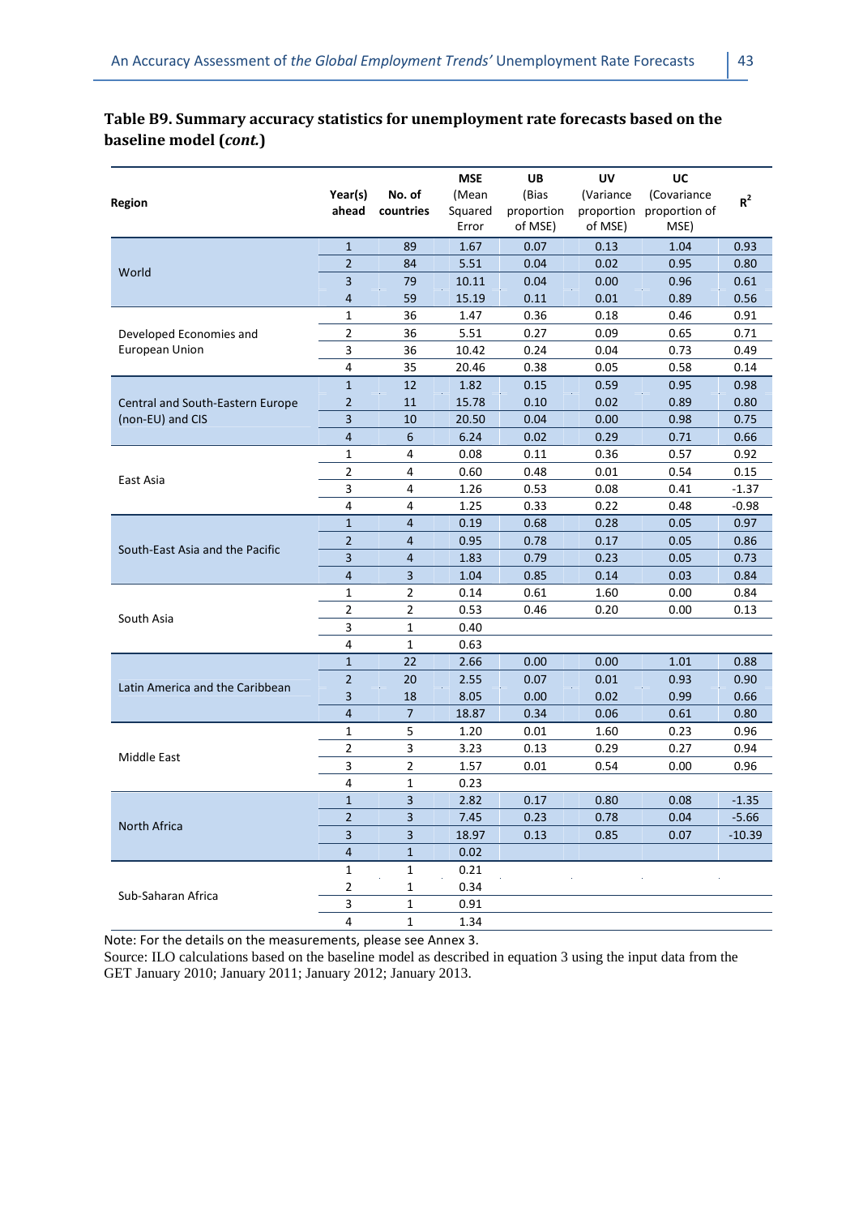**Table B9. Summary accuracy statistics for unemployment rate forecasts based on the baseline model (*cont.*)**

| Region | Year(s) ahead | No. of countries | MSE (Mean Squared Error | UB (Bias proportion of MSE) | UV (Variance proportion of MSE) | UC (Covariance proportion of MSE) | $R^2$ |
|---|---|---|---|---|---|---|---|
| World | 1 | 89 | 1.67 | 0.07 | 0.13 | 1.04 | 0.93 |
| | 2 | 84 | 5.51 | 0.04 | 0.02 | 0.95 | 0.80 |
| | 3 | 79 | 10.11 | 0.04 | 0.00 | 0.96 | 0.61 |
| | 4 | 59 | 15.19 | 0.11 | 0.01 | 0.89 | 0.56 |
| Developed Economies and European Union | 1 | 36 | 1.47 | 0.36 | 0.18 | 0.46 | 0.91 |
| | 2 | 36 | 5.51 | 0.27 | 0.09 | 0.65 | 0.71 |
| | 3 | 36 | 10.42 | 0.24 | 0.04 | 0.73 | 0.49 |
| | 4 | 35 | 20.46 | 0.38 | 0.05 | 0.58 | 0.14 |
| Central and South-Eastern Europe (non-EU) and CIS | 1 | 12 | 1.82 | 0.15 | 0.59 | 0.95 | 0.98 |
| | 2 | 11 | 15.78 | 0.10 | 0.02 | 0.89 | 0.80 |
| | 3 | 10 | 20.50 | 0.04 | 0.00 | 0.98 | 0.75 |
| | 4 | 6 | 6.24 | 0.02 | 0.29 | 0.71 | 0.66 |
| East Asia | 1 | 4 | 0.08 | 0.11 | 0.36 | 0.57 | 0.92 |
| | 2 | 4 | 0.60 | 0.48 | 0.01 | 0.54 | 0.15 |
| | 3 | 4 | 1.26 | 0.53 | 0.08 | 0.41 | -1.37 |
| | 4 | 4 | 1.25 | 0.33 | 0.22 | 0.48 | -0.98 |
| South-East Asia and the Pacific | 1 | 4 | 0.19 | 0.68 | 0.28 | 0.05 | 0.97 |
| | 2 | 4 | 0.95 | 0.78 | 0.17 | 0.05 | 0.86 |
| | 3 | 4 | 1.83 | 0.79 | 0.23 | 0.05 | 0.73 |
| | 4 | 3 | 1.04 | 0.85 | 0.14 | 0.03 | 0.84 |
| South Asia | 1 | 2 | 0.14 | 0.61 | 1.60 | 0.00 | 0.84 |
| | 2 | 2 | 0.53 | 0.46 | 0.20 | 0.00 | 0.13 |
| | 3 | 1 | 0.40 | | | | |
| | 4 | 1 | 0.63 | | | | |
| Latin America and the Caribbean | 1 | 22 | 2.66 | 0.00 | 0.00 | 1.01 | 0.88 |
| | 2 | 20 | 2.55 | 0.07 | 0.01 | 0.93 | 0.90 |
| | 3 | 18 | 8.05 | 0.00 | 0.02 | 0.99 | 0.66 |
| | 4 | 7 | 18.87 | 0.34 | 0.06 | 0.61 | 0.80 |
| Middle East | 1 | 5 | 1.20 | 0.01 | 1.60 | 0.23 | 0.96 |
| | 2 | 3 | 3.23 | 0.13 | 0.29 | 0.27 | 0.94 |
| | 3 | 2 | 1.57 | 0.01 | 0.54 | 0.00 | 0.96 |
| | 4 | 1 | 0.23 | | | | |
| North Africa | 1 | 3 | 2.82 | 0.17 | 0.80 | 0.08 | -1.35 |
| | 2 | 3 | 7.45 | 0.23 | 0.78 | 0.04 | -5.66 |
| | 3 | 3 | 18.97 | 0.13 | 0.85 | 0.07 | -10.39 |
| | 4 | 1 | 0.02 | | | | |
| Sub-Saharan Africa | 1 | 1 | 0.21 | | | | |
| | 2 | 1 | 0.34 | | | | |
| | 3 | 1 | 0.91 | | | | |
| | 4 | 1 | 1.34 | | | | |

Note: For the details on the measurements, please see Annex 3.

Source: ILO calculations based on the baseline model as described in equation 3 using the input data from the GET January 2010; January 2011; January 2012; January 2013.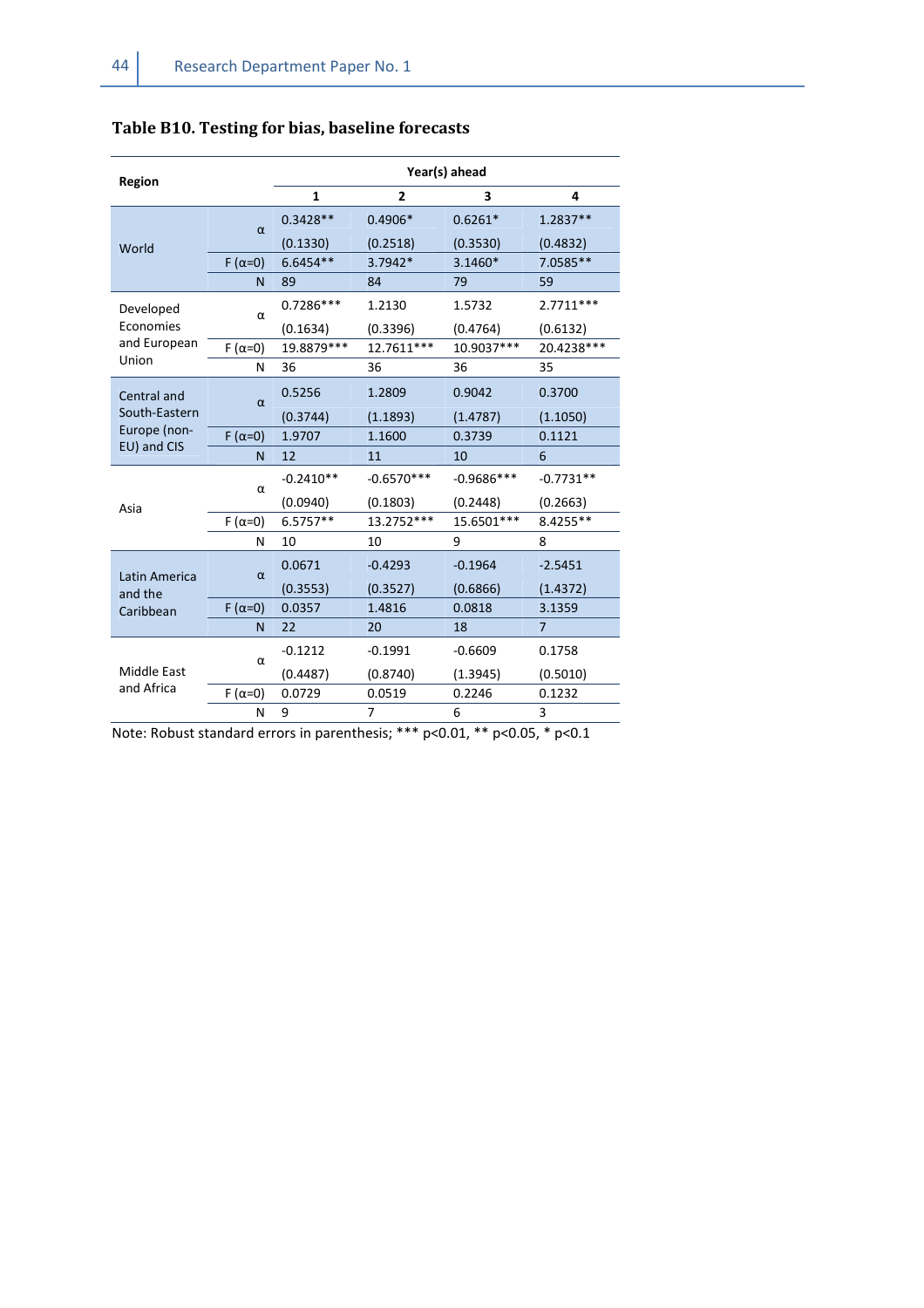**Table B10. Testing for bias, baseline forecasts**

| Region | | Year(s) ahead | | | |
|---|---|---|---|---|---|
| | | 1 | 2 | 3 | 4 |
| World | α | 0.3428** | 0.4906* | 0.6261* | 1.2837** |
| | | (0.1330) | (0.2518) | (0.3530) | (0.4832) |
| | F (α=0) | 6.6454** | 3.7942* | 3.1460* | 7.0585** |
| | N | 89 | 84 | 79 | 59 |
| Developed Economies and European Union | α | 0.7286*** | 1.2130 | 1.5732 | 2.7711*** |
| | | (0.1634) | (0.3396) | (0.4764) | (0.6132) |
| | F (α=0) | 19.8879*** | 12.7611*** | 10.9037*** | 20.4238*** |
| | N | 36 | 36 | 36 | 35 |
| Central and South-Eastern Europe (non-EU) and CIS | α | 0.5256 | 1.2809 | 0.9042 | 0.3700 |
| | | (0.3744) | (1.1893) | (1.4787) | (1.1050) |
| | F (α=0) | 1.9707 | 1.1600 | 0.3739 | 0.1121 |
| | N | 12 | 11 | 10 | 6 |
| Asia | α | -0.2410** | -0.6570*** | -0.9686*** | -0.7731** |
| | | (0.0940) | (0.1803) | (0.2448) | (0.2663) |
| | F (α=0) | 6.5757** | 13.2752*** | 15.6501*** | 8.4255** |
| | N | 10 | 10 | 9 | 8 |
| Latin America and the Caribbean | α | 0.0671 | -0.4293 | -0.1964 | -2.5451 |
| | | (0.3553) | (0.3527) | (0.6866) | (1.4372) |
| | F (α=0) | 0.0357 | 1.4816 | 0.0818 | 3.1359 |
| | N | 22 | 20 | 18 | 7 |
| Middle East and Africa | α | -0.1212 | -0.1991 | -0.6609 | 0.1758 |
| | | (0.4487) | (0.8740) | (1.3945) | (0.5010) |
| | F (α=0) | 0.0729 | 0.0519 | 0.2246 | 0.1232 |
| | N | 9 | 7 | 6 | 3 |

Note: Robust standard errors in parenthesis; *** p<0.01, ** p<0.05, * p<0.1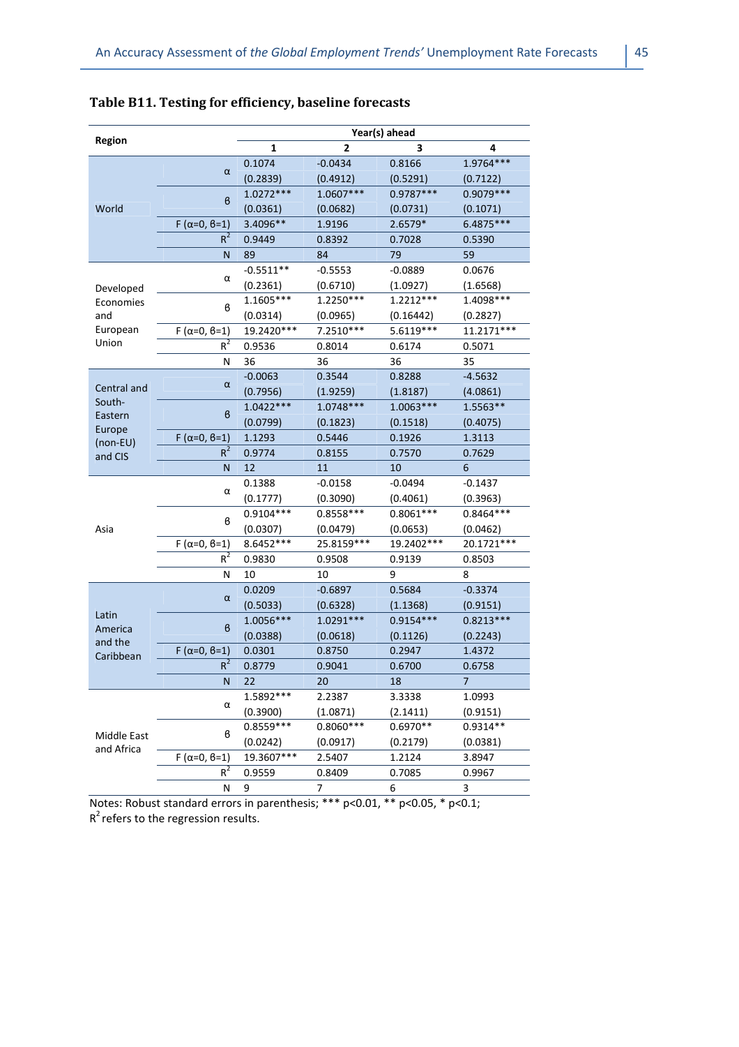**Table B11. Testing for efficiency, baseline forecasts**

| Region | | Year(s) ahead | | | |
|---|---|---|---|---|---|
| | | 1 | 2 | 3 | 4 |
| World | α | 0.1074 | -0.0434 | 0.8166 | 1.9764*** |
| | | (0.2839) | (0.4912) | (0.5291) | (0.7122) |
| | β | 1.0272*** | 1.0607*** | 0.9787*** | 0.9079*** |
| | | (0.0361) | (0.0682) | (0.0731) | (0.1071) |
| | F (α=0, β=1) | 3.4096** | 1.9196 | 2.6579* | 6.4875*** |
| | $R^2$ | 0.9449 | 0.8392 | 0.7028 | 0.5390 |
| | N | 89 | 84 | 79 | 59 |
| Developed Economies and European Union | α | -0.5511** | -0.5553 | -0.0889 | 0.0676 |
| | | (0.2361) | (0.6710) | (1.0927) | (1.6568) |
| | β | 1.1605*** | 1.2250*** | 1.2212*** | 1.4098*** |
| | | (0.0314) | (0.0965) | (0.16442) | (0.2827) |
| | F (α=0, β=1) | 19.2420*** | 7.2510*** | 5.6119*** | 11.2171*** |
| | $R^2$ | 0.9536 | 0.8014 | 0.6174 | 0.5071 |
| | N | 36 | 36 | 36 | 35 |
| Central and South-Eastern Europe (non-EU) and CIS | α | -0.0063 | 0.3544 | 0.8288 | -4.5632 |
| | | (0.7956) | (1.9259) | (1.8187) | (4.0861) |
| | β | 1.0422*** | 1.0748*** | 1.0063*** | 1.5563** |
| | | (0.0799) | (0.1823) | (0.1518) | (0.4075) |
| | F (α=0, β=1) | 1.1293 | 0.5446 | 0.1926 | 1.3113 |
| | $R^2$ | 0.9774 | 0.8155 | 0.7570 | 0.7629 |
| | N | 12 | 11 | 10 | 6 |
| Asia | α | 0.1388 | -0.0158 | -0.0494 | -0.1437 |
| | | (0.1777) | (0.3090) | (0.4061) | (0.3963) |
| | β | 0.9104*** | 0.8558*** | 0.8061*** | 0.8464*** |
| | | (0.0307) | (0.0479) | (0.0653) | (0.0462) |
| | F (α=0, β=1) | 8.6452*** | 25.8159*** | 19.2402*** | 20.1721*** |
| | $R^2$ | 0.9830 | 0.9508 | 0.9139 | 0.8503 |
| | N | 10 | 10 | 9 | 8 |
| Latin America and the Caribbean | α | 0.0209 | -0.6897 | 0.5684 | -0.3374 |
| | | (0.5033) | (0.6328) | (1.1368) | (0.9151) |
| | β | 1.0056*** | 1.0291*** | 0.9154*** | 0.8213*** |
| | | (0.0388) | (0.0618) | (0.1126) | (0.2243) |
| | F (α=0, β=1) | 0.0301 | 0.8750 | 0.2947 | 1.4372 |
| | $R^2$ | 0.8779 | 0.9041 | 0.6700 | 0.6758 |
| | N | 22 | 20 | 18 | 7 |
| Middle East and Africa | α | 1.5892*** | 2.2387 | 3.3338 | 1.0993 |
| | | (0.3900) | (1.0871) | (2.1411) | (0.9151) |
| | β | 0.8559*** | 0.8060*** | 0.6970** | 0.9314** |
| | | (0.0242) | (0.0917) | (0.2179) | (0.0381) |
| | F (α=0, β=1) | 19.3607*** | 2.5407 | 1.2124 | 3.8947 |
| | $R^2$ | 0.9559 | 0.8409 | 0.7085 | 0.9967 |
| | N | 9 | 7 | 6 | 3 |

Notes: Robust standard errors in parenthesis; *** p<0.01, ** p<0.05, * p<0.1;
$R^2$ refers to the regression results.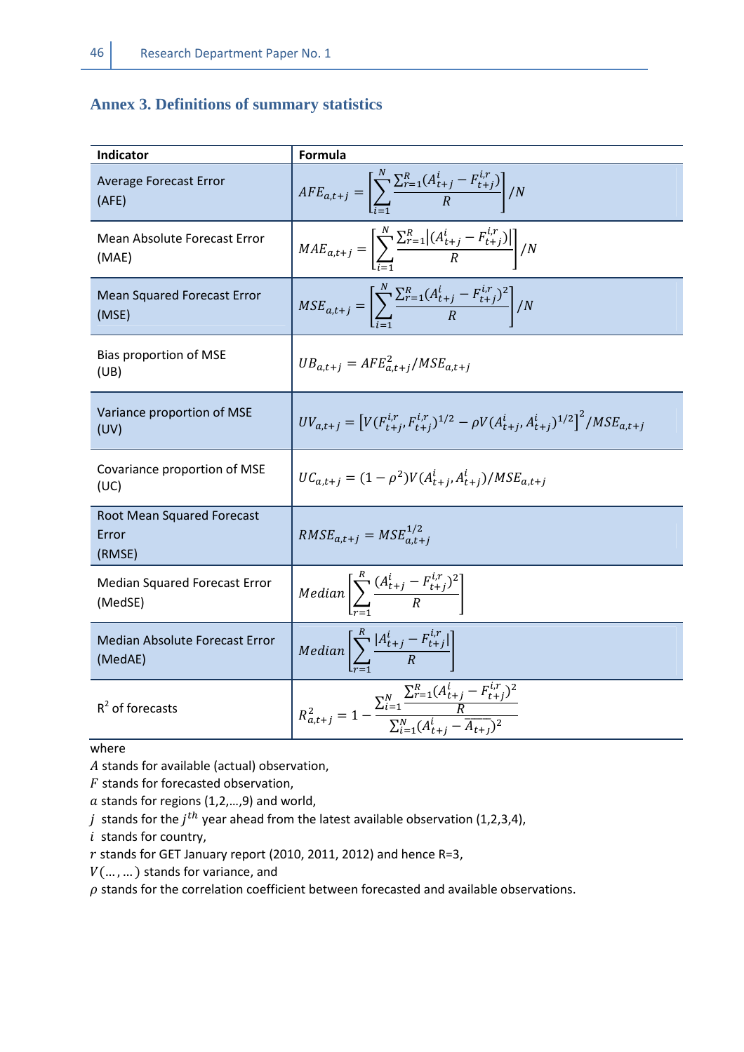## Annex 3. Definitions of summary statistics

| Indicator | Formula |
|---|---|
| Average Forecast Error (AFE) | $AFE_{a,t+j} = \left[\sum_{i=1}^{N} \frac{\sum_{r=1}^{R}(A_{t+j}^{i} - F_{t+j}^{i,r})}{R}\right]/N$ |
| Mean Absolute Forecast Error (MAE) | $MAE_{a,t+j} = \left[\sum_{i=1}^{N} \frac{\sum_{r=1}^{R}\lvert(A_{t+j}^{i} - F_{t+j}^{i,r})\rvert}{R}\right]/N$ |
| Mean Squared Forecast Error (MSE) | $MSE_{a,t+j} = \left[\sum_{i=1}^{N} \frac{\sum_{r=1}^{R}(A_{t+j}^{i} - F_{t+j}^{i,r})^2}{R}\right]/N$ |
| Bias proportion of MSE (UB) | $UB_{a,t+j} = AFE_{a,t+j}^{2}/MSE_{a,t+j}$ |
| Variance proportion of MSE (UV) | $UV_{a,t+j} = \left[V(F_{t+j}^{i,r}, F_{t+j}^{i,r})^{1/2} - \rho V(A_{t+j}^{i}, A_{t+j}^{i})^{1/2}\right]^2/MSE_{a,t+j}$ |
| Covariance proportion of MSE (UC) | $UC_{a,t+j} = (1-\rho^2)V(A_{t+j}^{i}, A_{t+j}^{i})/MSE_{a,t+j}$ |
| Root Mean Squared Forecast Error (RMSE) | $RMSE_{a,t+j} = MSE_{a,t+j}^{1/2}$ |
| Median Squared Forecast Error (MedSE) | $Median\left[\sum_{r=1}^{R} \frac{(A_{t+j}^{i} - F_{t+j}^{i,r})^2}{R}\right]$ |
| Median Absolute Forecast Error (MedAE) | $Median\left[\sum_{r=1}^{R} \frac{\lvert A_{t+j}^{i} - F_{t+j}^{i,r}\rvert}{R}\right]$ |
| $R^2$ of forecasts | $R_{a,t+j}^{2} = 1 - \frac{\sum_{i=1}^{N}\frac{\sum_{r=1}^{R}(A_{t+j}^{i} - F_{t+j}^{i,r})^2}{R}}{\sum_{i=1}^{N}(A_{t+j}^{i} - \overline{A_{t+j}})^2}$ |

where

$A$ stands for available (actual) observation,

$F$ stands for forecasted observation,

$a$ stands for regions (1,2,…,9) and world,

$j$ stands for the $j^{th}$ year ahead from the latest available observation (1,2,3,4),

$i$ stands for country,

$r$ stands for GET January report (2010, 2011, 2012) and hence R=3,

$V(\ldots,\ldots)$ stands for variance, and

$\rho$ stands for the correlation coefficient between forecasted and available observations.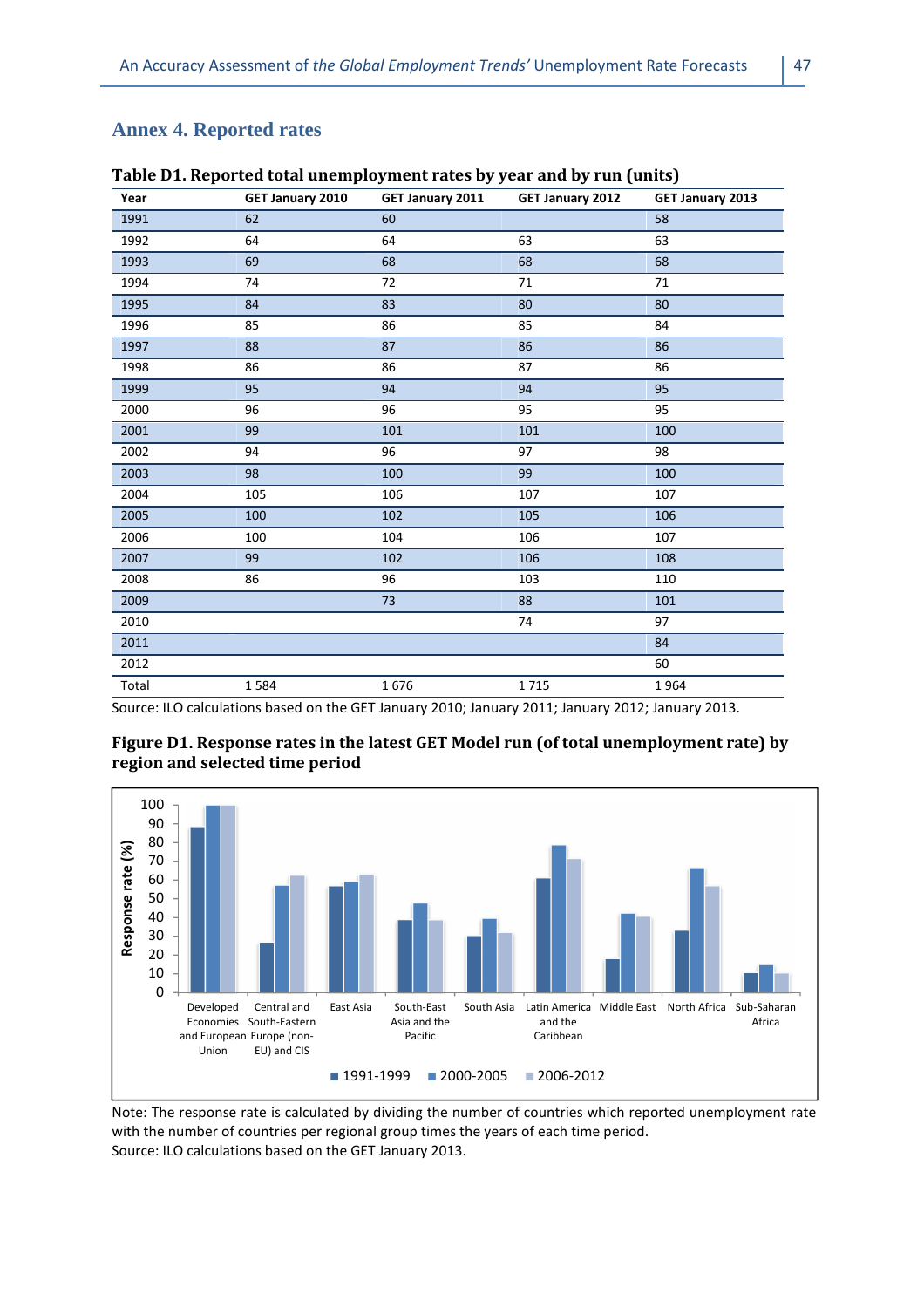## Annex 4. Reported rates

**Table D1. Reported total unemployment rates by year and by run (units)**

| Year | GET January 2010 | GET January 2011 | GET January 2012 | GET January 2013 |
|---|---|---|---|---|
| 1991 | 62 | 60 | | 58 |
| 1992 | 64 | 64 | 63 | 63 |
| 1993 | 69 | 68 | 68 | 68 |
| 1994 | 74 | 72 | 71 | 71 |
| 1995 | 84 | 83 | 80 | 80 |
| 1996 | 85 | 86 | 85 | 84 |
| 1997 | 88 | 87 | 86 | 86 |
| 1998 | 86 | 86 | 87 | 86 |
| 1999 | 95 | 94 | 94 | 95 |
| 2000 | 96 | 96 | 95 | 95 |
| 2001 | 99 | 101 | 101 | 100 |
| 2002 | 94 | 96 | 97 | 98 |
| 2003 | 98 | 100 | 99 | 100 |
| 2004 | 105 | 106 | 107 | 107 |
| 2005 | 100 | 102 | 105 | 106 |
| 2006 | 100 | 104 | 106 | 107 |
| 2007 | 99 | 102 | 106 | 108 |
| 2008 | 86 | 96 | 103 | 110 |
| 2009 | | 73 | 88 | 101 |
| 2010 | | | 74 | 97 |
| 2011 | | | | 84 |
| 2012 | | | | 60 |
| Total | 1 584 | 1 676 | 1 715 | 1 964 |

Source: ILO calculations based on the GET January 2010; January 2011; January 2012; January 2013.

**Figure D1. Response rates in the latest GET Model run (of total unemployment rate) by region and selected time period**

Note: The response rate is calculated by dividing the number of countries which reported unemployment rate with the number of countries per regional group times the years of each time period.
Source: ILO calculations based on the GET January 2013.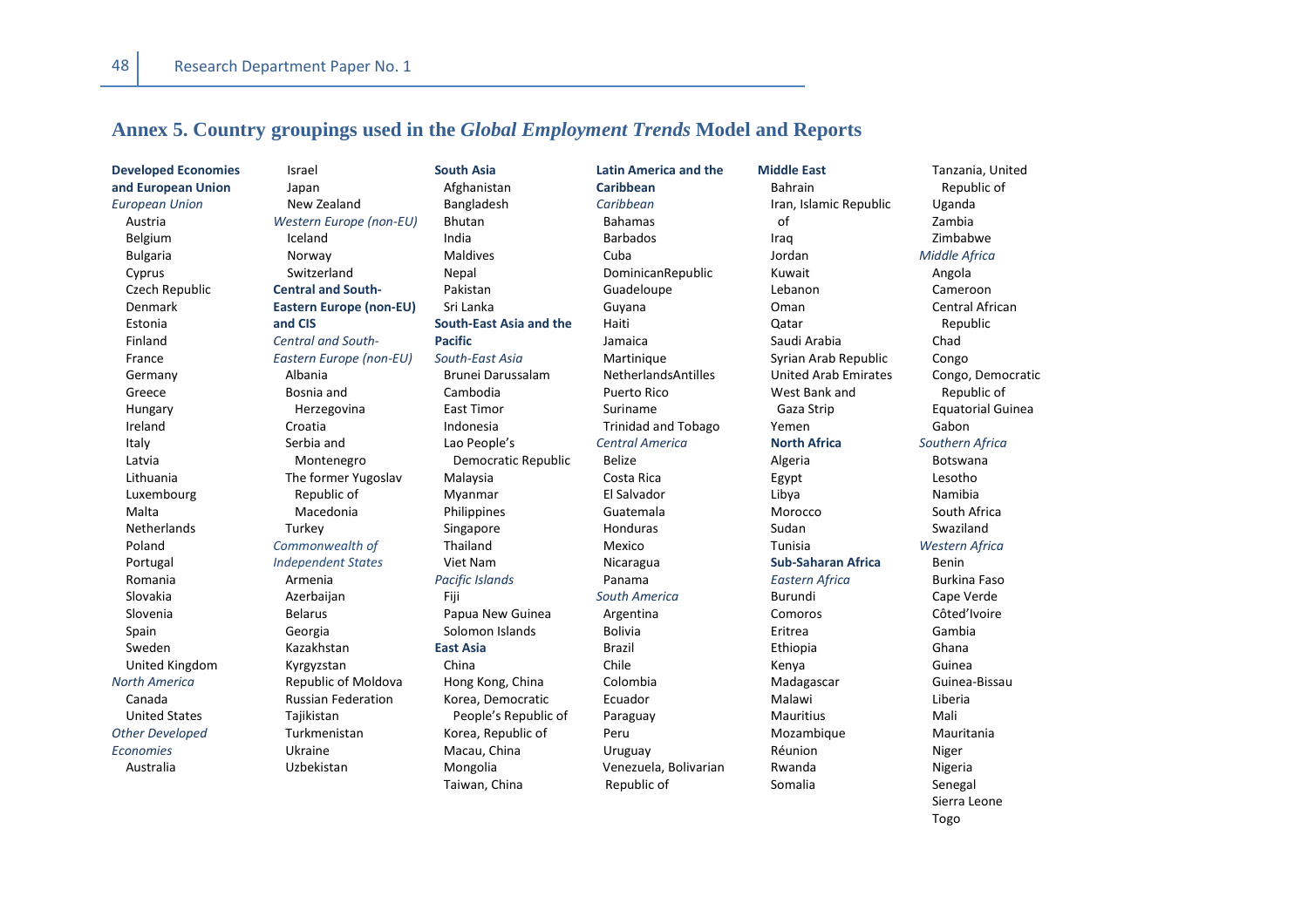## Annex 5. Country groupings used in the *Global Employment Trends* Model and Reports

**Developed Economies and European Union**

*European Union*

- Austria
- Belgium
- Bulgaria
- Cyprus
- Czech Republic
- Denmark
- Estonia
- Finland
- France
- Germany
- Greece
- Hungary
- Ireland
- Italy
- Latvia
- Lithuania
- Luxembourg
- Malta
- Netherlands
- Poland
- Portugal
- Romania
- Slovakia
- Slovenia
- Spain
- Sweden
- United Kingdom

*North America*

- Canada
- United States

*Other Developed Economies*

- Australia
- Israel
- Japan
- New Zealand

*Western Europe (non-EU)*

- Iceland
- Norway
- Switzerland

**Central and South-Eastern Europe (non-EU) and CIS**

*Central and South-Eastern Europe (non-EU)*

- Albania
- Bosnia and Herzegovina
- Croatia
- Serbia and Montenegro
- The former Yugoslav Republic of Macedonia
- Turkey

*Commonwealth of Independent States*

- Armenia
- Azerbaijan
- Belarus
- Georgia
- Kazakhstan
- Kyrgyzstan
- Republic of Moldova
- Russian Federation
- Tajikistan
- Turkmenistan
- Ukraine
- Uzbekistan

**South Asia**

- Afghanistan
- Bangladesh
- Bhutan
- India
- Maldives
- Nepal
- Pakistan
- Sri Lanka

**South-East Asia and the Pacific**

*South-East Asia*

- Brunei Darussalam
- Cambodia
- East Timor
- Indonesia
- Lao People's Democratic Republic
- Malaysia
- Myanmar
- Philippines
- Singapore
- Thailand
- Viet Nam

*Pacific Islands*

- Fiji
- Papua New Guinea
- Solomon Islands

**East Asia**

- China
- Hong Kong, China
- Korea, Democratic People's Republic of
- Korea, Republic of
- Macau, China
- Mongolia
- Taiwan, China

**Latin America and the Caribbean**

*Caribbean*

- Bahamas
- Barbados
- Cuba
- DominicanRepublic
- Guadeloupe
- Guyana
- Haiti
- Jamaica
- Martinique
- NetherlandsAntilles
- Puerto Rico
- Suriname
- Trinidad and Tobago

*Central America*

- Belize
- Costa Rica
- El Salvador
- Guatemala
- Honduras
- Mexico
- Nicaragua
- Panama

*South America*

- Argentina
- Bolivia
- Brazil
- Chile
- Colombia
- Ecuador
- Paraguay
- Peru
- Uruguay
- Venezuela, Bolivarian Republic of

**Middle East**

- Bahrain
- Iran, Islamic Republic of
- Iraq
- Jordan
- Kuwait
- Lebanon
- Oman
- Qatar
- Saudi Arabia
- Syrian Arab Republic
- United Arab Emirates
- West Bank and Gaza Strip
- Yemen

**North Africa**

- Algeria
- Egypt
- Libya
- Morocco
- Sudan
- Tunisia

**Sub-Saharan Africa**

*Eastern Africa*

- Burundi
- Comoros
- Eritrea
- Ethiopia
- Kenya
- Madagascar
- Malawi
- Mauritius
- Mozambique
- Réunion
- Rwanda
- Somalia
- Tanzania, United Republic of
- Uganda
- Zambia
- Zimbabwe

*Middle Africa*

- Angola
- Cameroon
- Central African Republic
- Chad
- Congo
- Congo, Democratic Republic of
- Equatorial Guinea
- Gabon

*Southern Africa*

- Botswana
- Lesotho
- Namibia
- South Africa
- Swaziland

*Western Africa*

- Benin
- Burkina Faso
- Cape Verde
- Côted'Ivoire
- Gambia
- Ghana
- Guinea
- Guinea-Bissau
- Liberia
- Mali
- Mauritania
- Niger
- Nigeria
- Senegal
- Sierra Leone
- Togo